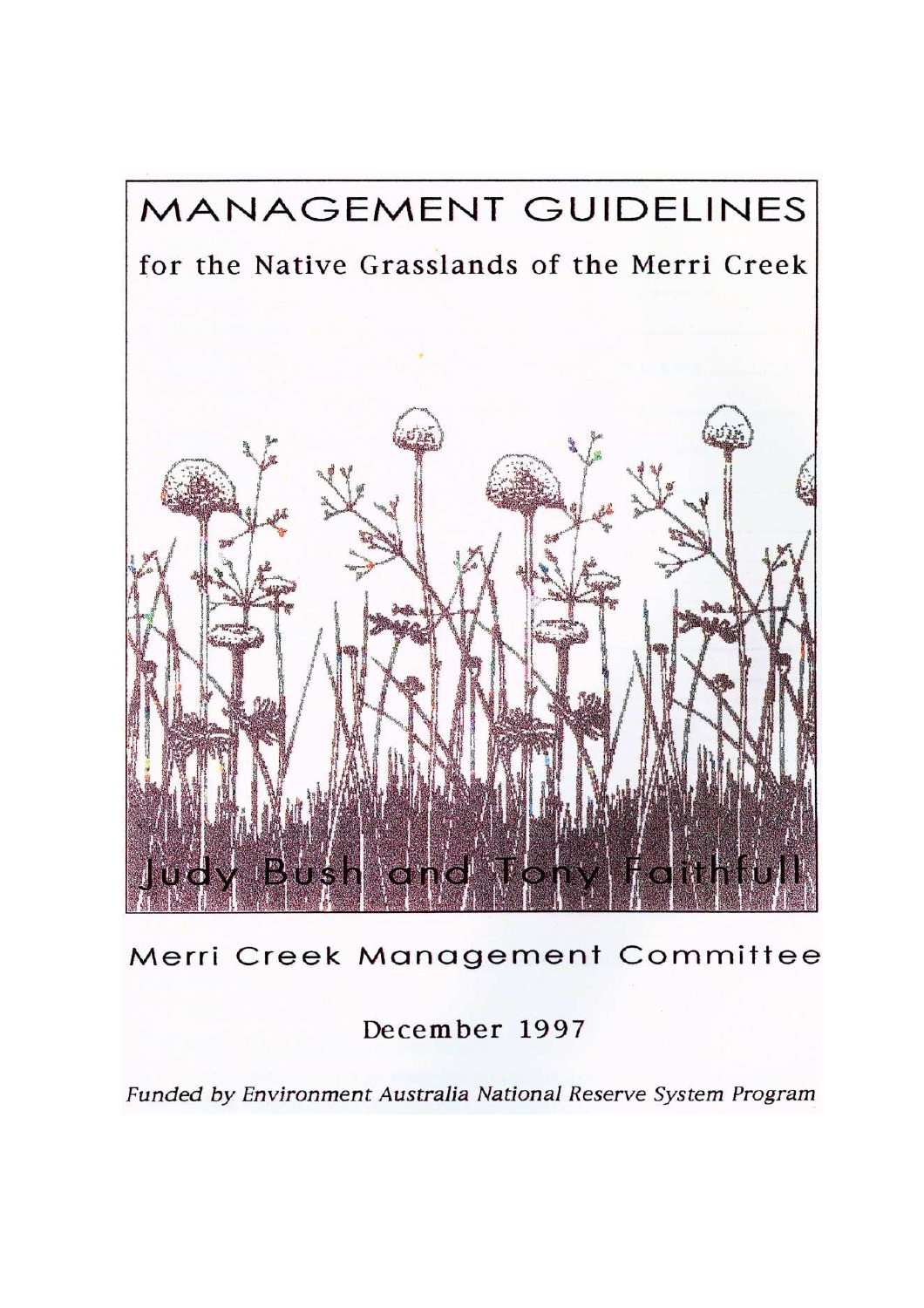# MANAGEMENT GUIDELINES

## for the Native Grasslands of the Merri Creek

Judy Bush and Tony Faithfull

Merri Creek Management Committee

December 1997

*Funded by Environment Australia National Reserve System Program*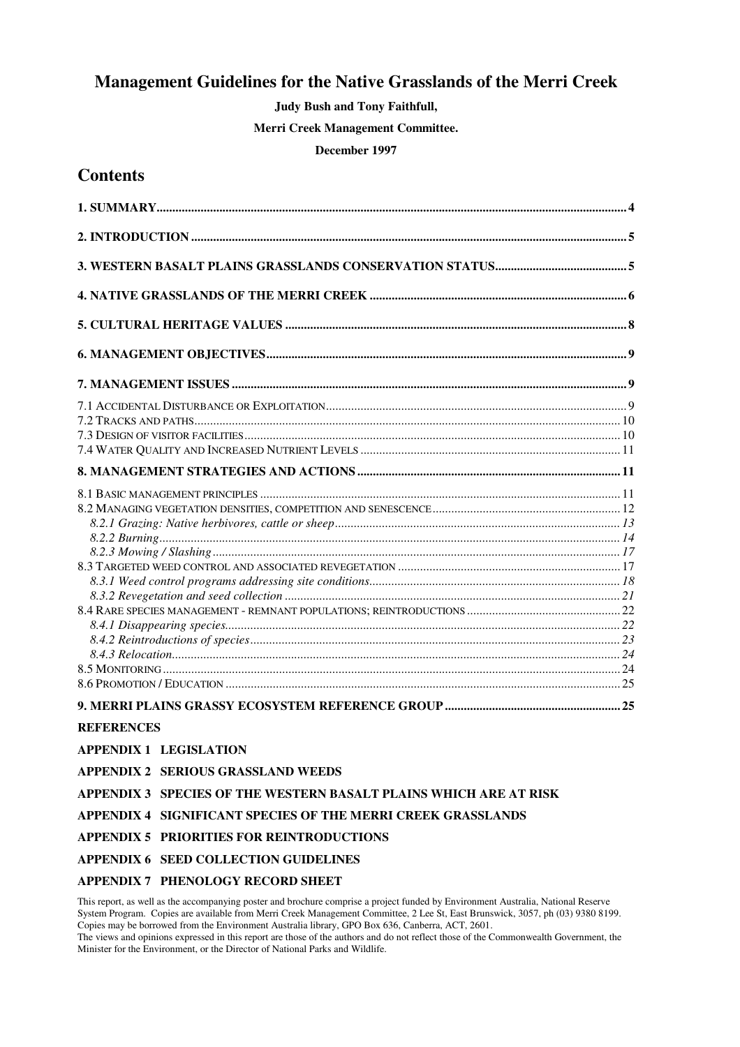# Management Guidelines for the Native Grasslands of the Merri Creek

**Judy Bush and Tony Faithfull,**

**Merri Creek Management Committee.**

**December 1997**

## Contents

**1. SUMMARY** ..... 4

**2. INTRODUCTION** ..... 5

**3. WESTERN BASALT PLAINS GRASSLANDS CONSERVATION STATUS** ..... 5

**4. NATIVE GRASSLANDS OF THE MERRI CREEK** ..... 6

**5. CULTURAL HERITAGE VALUES** ..... 8

**6. MANAGEMENT OBJECTIVES** ..... 9

**7. MANAGEMENT ISSUES** ..... 9

7.1 Accidental Disturbance or Exploitation ..... 9
7.2 Tracks and paths ..... 10
7.3 Design of visitor facilities ..... 10
7.4 Water Quality and Increased Nutrient Levels ..... 11

**8. MANAGEMENT STRATEGIES AND ACTIONS** ..... 11

8.1 Basic management principles ..... 11
8.2 Managing vegetation densities, competition and senescence ..... 12
*8.2.1 Grazing: Native herbivores, cattle or sheep* ..... 13
*8.2.2 Burning* ..... 14
*8.2.3 Mowing / Slashing* ..... 17
8.3 Targeted weed control and associated revegetation ..... 17
*8.3.1 Weed control programs addressing site conditions* ..... 18
*8.3.2 Revegetation and seed collection* ..... 21
8.4 Rare species management - remnant populations; reintroductions ..... 22
*8.4.1 Disappearing species* ..... 22
*8.4.2 Reintroductions of species* ..... 23
*8.4.3 Relocation* ..... 24
8.5 Monitoring ..... 24
8.6 Promotion / Education ..... 25

**9. MERRI PLAINS GRASSY ECOSYSTEM REFERENCE GROUP** ..... 25

**REFERENCES**

**APPENDIX 1 LEGISLATION**

**APPENDIX 2 SERIOUS GRASSLAND WEEDS**

**APPENDIX 3 SPECIES OF THE WESTERN BASALT PLAINS WHICH ARE AT RISK**

**APPENDIX 4 SIGNIFICANT SPECIES OF THE MERRI CREEK GRASSLANDS**

**APPENDIX 5 PRIORITIES FOR REINTRODUCTIONS**

**APPENDIX 6 SEED COLLECTION GUIDELINES**

**APPENDIX 7 PHENOLOGY RECORD SHEET**

This report, as well as the accompanying poster and brochure comprise a project funded by Environment Australia, National Reserve System Program. Copies are available from Merri Creek Management Committee, 2 Lee St, East Brunswick, 3057, ph (03) 9380 8199. Copies may be borrowed from the Environment Australia library, GPO Box 636, Canberra, ACT, 2601.
The views and opinions expressed in this report are those of the authors and do not reflect those of the Commonwealth Government, the Minister for the Environment, or the Director of National Parks and Wildlife.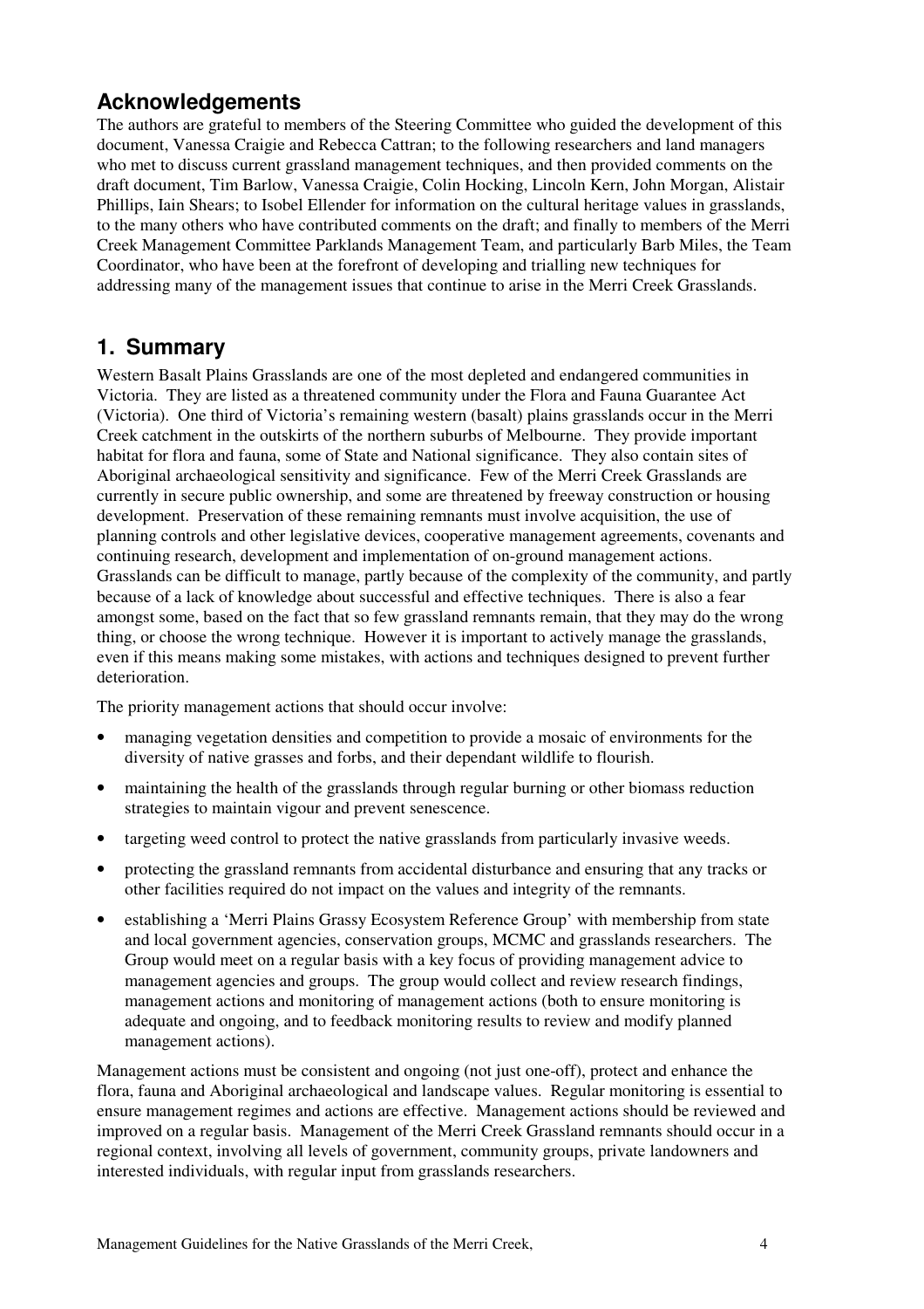## Acknowledgements

The authors are grateful to members of the Steering Committee who guided the development of this document, Vanessa Craigie and Rebecca Cattran; to the following researchers and land managers who met to discuss current grassland management techniques, and then provided comments on the draft document, Tim Barlow, Vanessa Craigie, Colin Hocking, Lincoln Kern, John Morgan, Alistair Phillips, Iain Shears; to Isobel Ellender for information on the cultural heritage values in grasslands, to the many others who have contributed comments on the draft; and finally to members of the Merri Creek Management Committee Parklands Management Team, and particularly Barb Miles, the Team Coordinator, who have been at the forefront of developing and trialling new techniques for addressing many of the management issues that continue to arise in the Merri Creek Grasslands.

## 1. Summary

Western Basalt Plains Grasslands are one of the most depleted and endangered communities in Victoria. They are listed as a threatened community under the Flora and Fauna Guarantee Act (Victoria). One third of Victoria's remaining western (basalt) plains grasslands occur in the Merri Creek catchment in the outskirts of the northern suburbs of Melbourne. They provide important habitat for flora and fauna, some of State and National significance. They also contain sites of Aboriginal archaeological sensitivity and significance. Few of the Merri Creek Grasslands are currently in secure public ownership, and some are threatened by freeway construction or housing development. Preservation of these remaining remnants must involve acquisition, the use of planning controls and other legislative devices, cooperative management agreements, covenants and continuing research, development and implementation of on-ground management actions. Grasslands can be difficult to manage, partly because of the complexity of the community, and partly because of a lack of knowledge about successful and effective techniques. There is also a fear amongst some, based on the fact that so few grassland remnants remain, that they may do the wrong thing, or choose the wrong technique. However it is important to actively manage the grasslands, even if this means making some mistakes, with actions and techniques designed to prevent further deterioration.

The priority management actions that should occur involve:

- managing vegetation densities and competition to provide a mosaic of environments for the diversity of native grasses and forbs, and their dependant wildlife to flourish.
- maintaining the health of the grasslands through regular burning or other biomass reduction strategies to maintain vigour and prevent senescence.
- targeting weed control to protect the native grasslands from particularly invasive weeds.
- protecting the grassland remnants from accidental disturbance and ensuring that any tracks or other facilities required do not impact on the values and integrity of the remnants.
- establishing a 'Merri Plains Grassy Ecosystem Reference Group' with membership from state and local government agencies, conservation groups, MCMC and grasslands researchers. The Group would meet on a regular basis with a key focus of providing management advice to management agencies and groups. The group would collect and review research findings, management actions and monitoring of management actions (both to ensure monitoring is adequate and ongoing, and to feedback monitoring results to review and modify planned management actions).

Management actions must be consistent and ongoing (not just one-off), protect and enhance the flora, fauna and Aboriginal archaeological and landscape values. Regular monitoring is essential to ensure management regimes and actions are effective. Management actions should be reviewed and improved on a regular basis. Management of the Merri Creek Grassland remnants should occur in a regional context, involving all levels of government, community groups, private landowners and interested individuals, with regular input from grasslands researchers.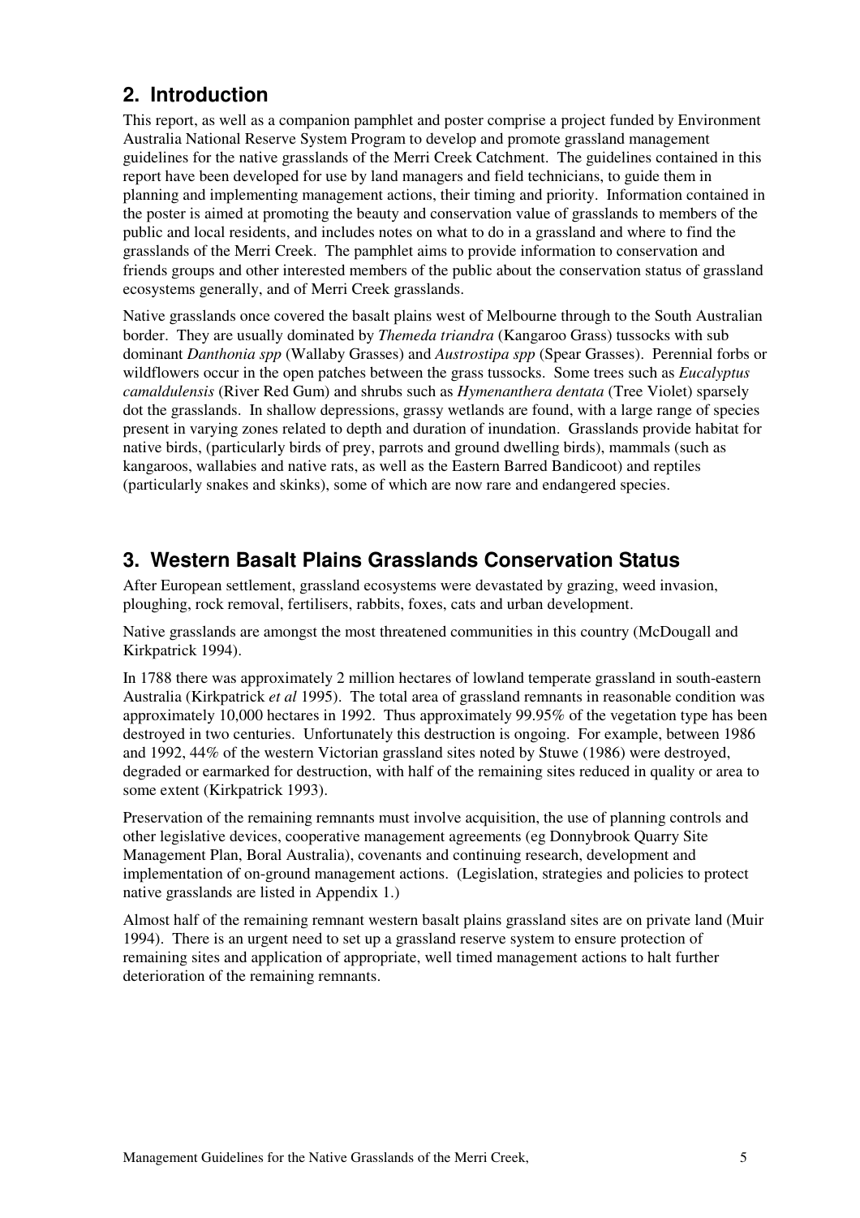## 2. Introduction

This report, as well as a companion pamphlet and poster comprise a project funded by Environment Australia National Reserve System Program to develop and promote grassland management guidelines for the native grasslands of the Merri Creek Catchment. The guidelines contained in this report have been developed for use by land managers and field technicians, to guide them in planning and implementing management actions, their timing and priority. Information contained in the poster is aimed at promoting the beauty and conservation value of grasslands to members of the public and local residents, and includes notes on what to do in a grassland and where to find the grasslands of the Merri Creek. The pamphlet aims to provide information to conservation and friends groups and other interested members of the public about the conservation status of grassland ecosystems generally, and of Merri Creek grasslands.

Native grasslands once covered the basalt plains west of Melbourne through to the South Australian border. They are usually dominated by *Themeda triandra* (Kangaroo Grass) tussocks with sub dominant *Danthonia spp* (Wallaby Grasses) and *Austrostipa spp* (Spear Grasses). Perennial forbs or wildflowers occur in the open patches between the grass tussocks. Some trees such as *Eucalyptus camaldulensis* (River Red Gum) and shrubs such as *Hymenanthera dentata* (Tree Violet) sparsely dot the grasslands. In shallow depressions, grassy wetlands are found, with a large range of species present in varying zones related to depth and duration of inundation. Grasslands provide habitat for native birds, (particularly birds of prey, parrots and ground dwelling birds), mammals (such as kangaroos, wallabies and native rats, as well as the Eastern Barred Bandicoot) and reptiles (particularly snakes and skinks), some of which are now rare and endangered species.

## 3. Western Basalt Plains Grasslands Conservation Status

After European settlement, grassland ecosystems were devastated by grazing, weed invasion, ploughing, rock removal, fertilisers, rabbits, foxes, cats and urban development.

Native grasslands are amongst the most threatened communities in this country (McDougall and Kirkpatrick 1994).

In 1788 there was approximately 2 million hectares of lowland temperate grassland in south-eastern Australia (Kirkpatrick *et al* 1995). The total area of grassland remnants in reasonable condition was approximately 10,000 hectares in 1992. Thus approximately 99.95% of the vegetation type has been destroyed in two centuries. Unfortunately this destruction is ongoing. For example, between 1986 and 1992, 44% of the western Victorian grassland sites noted by Stuwe (1986) were destroyed, degraded or earmarked for destruction, with half of the remaining sites reduced in quality or area to some extent (Kirkpatrick 1993).

Preservation of the remaining remnants must involve acquisition, the use of planning controls and other legislative devices, cooperative management agreements (eg Donnybrook Quarry Site Management Plan, Boral Australia), covenants and continuing research, development and implementation of on-ground management actions. (Legislation, strategies and policies to protect native grasslands are listed in Appendix 1.)

Almost half of the remaining remnant western basalt plains grassland sites are on private land (Muir 1994). There is an urgent need to set up a grassland reserve system to ensure protection of remaining sites and application of appropriate, well timed management actions to halt further deterioration of the remaining remnants.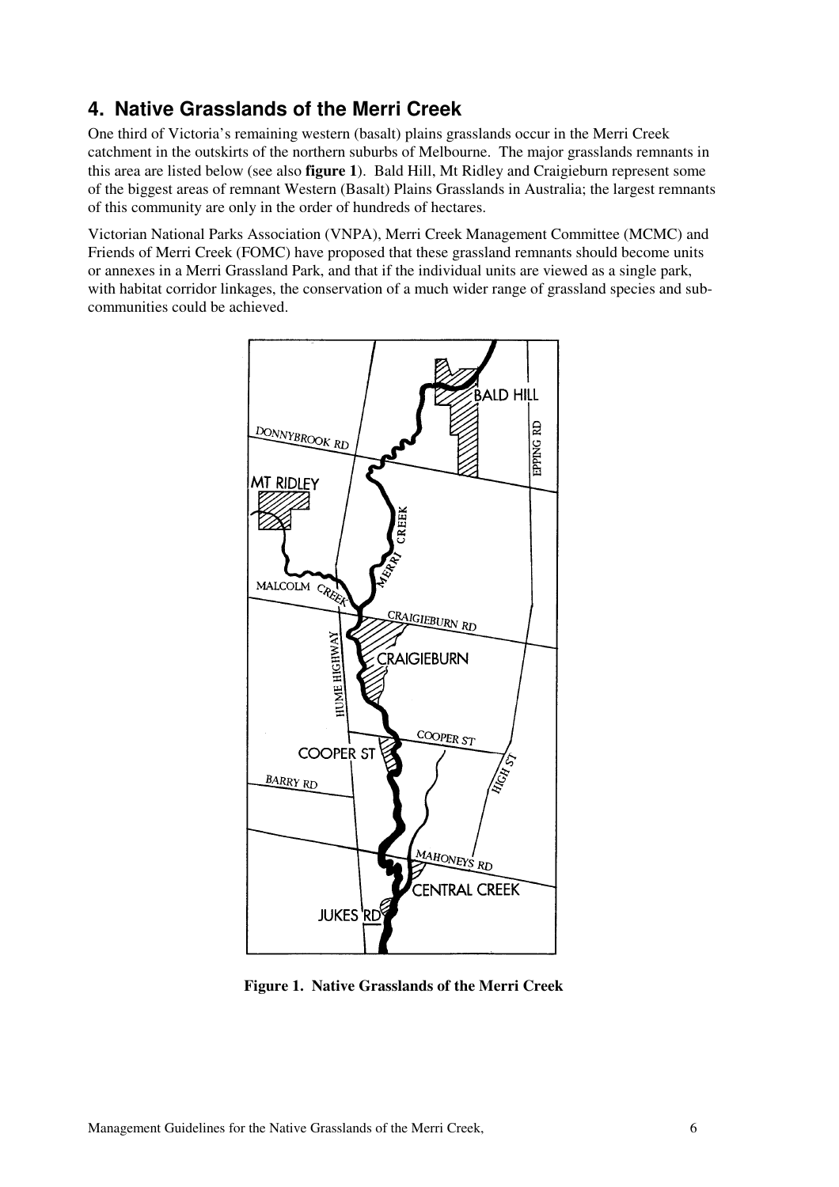## 4. Native Grasslands of the Merri Creek

One third of Victoria's remaining western (basalt) plains grasslands occur in the Merri Creek catchment in the outskirts of the northern suburbs of Melbourne. The major grasslands remnants in this area are listed below (see also **figure 1**). Bald Hill, Mt Ridley and Craigieburn represent some of the biggest areas of remnant Western (Basalt) Plains Grasslands in Australia; the largest remnants of this community are only in the order of hundreds of hectares.

Victorian National Parks Association (VNPA), Merri Creek Management Committee (MCMC) and Friends of Merri Creek (FOMC) have proposed that these grassland remnants should become units or annexes in a Merri Grassland Park, and that if the individual units are viewed as a single park, with habitat corridor linkages, the conservation of a much wider range of grassland species and sub-communities could be achieved.

**Figure 1. Native Grasslands of the Merri Creek**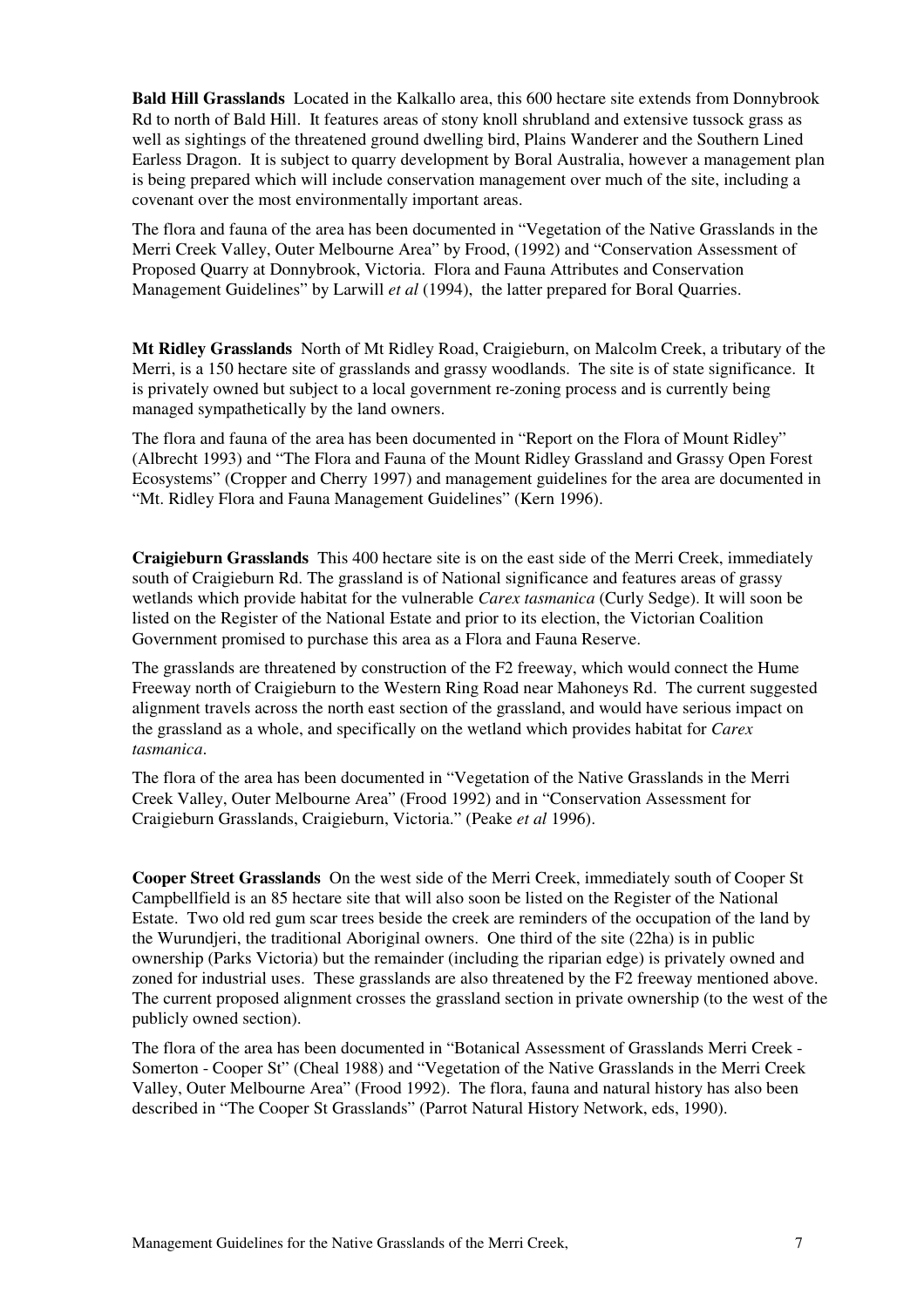**Bald Hill Grasslands** Located in the Kalkallo area, this 600 hectare site extends from Donnybrook Rd to north of Bald Hill. It features areas of stony knoll shrubland and extensive tussock grass as well as sightings of the threatened ground dwelling bird, Plains Wanderer and the Southern Lined Earless Dragon. It is subject to quarry development by Boral Australia, however a management plan is being prepared which will include conservation management over much of the site, including a covenant over the most environmentally important areas.

The flora and fauna of the area has been documented in "Vegetation of the Native Grasslands in the Merri Creek Valley, Outer Melbourne Area" by Frood, (1992) and "Conservation Assessment of Proposed Quarry at Donnybrook, Victoria. Flora and Fauna Attributes and Conservation Management Guidelines" by Larwill *et al* (1994), the latter prepared for Boral Quarries.

**Mt Ridley Grasslands** North of Mt Ridley Road, Craigieburn, on Malcolm Creek, a tributary of the Merri, is a 150 hectare site of grasslands and grassy woodlands. The site is of state significance. It is privately owned but subject to a local government re-zoning process and is currently being managed sympathetically by the land owners.

The flora and fauna of the area has been documented in "Report on the Flora of Mount Ridley" (Albrecht 1993) and "The Flora and Fauna of the Mount Ridley Grassland and Grassy Open Forest Ecosystems" (Cropper and Cherry 1997) and management guidelines for the area are documented in "Mt. Ridley Flora and Fauna Management Guidelines" (Kern 1996).

**Craigieburn Grasslands** This 400 hectare site is on the east side of the Merri Creek, immediately south of Craigieburn Rd. The grassland is of National significance and features areas of grassy wetlands which provide habitat for the vulnerable *Carex tasmanica* (Curly Sedge). It will soon be listed on the Register of the National Estate and prior to its election, the Victorian Coalition Government promised to purchase this area as a Flora and Fauna Reserve.

The grasslands are threatened by construction of the F2 freeway, which would connect the Hume Freeway north of Craigieburn to the Western Ring Road near Mahoneys Rd. The current suggested alignment travels across the north east section of the grassland, and would have serious impact on the grassland as a whole, and specifically on the wetland which provides habitat for *Carex tasmanica*.

The flora of the area has been documented in "Vegetation of the Native Grasslands in the Merri Creek Valley, Outer Melbourne Area" (Frood 1992) and in "Conservation Assessment for Craigieburn Grasslands, Craigieburn, Victoria." (Peake *et al* 1996).

**Cooper Street Grasslands** On the west side of the Merri Creek, immediately south of Cooper St Campbellfield is an 85 hectare site that will also soon be listed on the Register of the National Estate. Two old red gum scar trees beside the creek are reminders of the occupation of the land by the Wurundjeri, the traditional Aboriginal owners. One third of the site (22ha) is in public ownership (Parks Victoria) but the remainder (including the riparian edge) is privately owned and zoned for industrial uses. These grasslands are also threatened by the F2 freeway mentioned above. The current proposed alignment crosses the grassland section in private ownership (to the west of the publicly owned section).

The flora of the area has been documented in "Botanical Assessment of Grasslands Merri Creek - Somerton - Cooper St" (Cheal 1988) and "Vegetation of the Native Grasslands in the Merri Creek Valley, Outer Melbourne Area" (Frood 1992). The flora, fauna and natural history has also been described in "The Cooper St Grasslands" (Parrot Natural History Network, eds, 1990).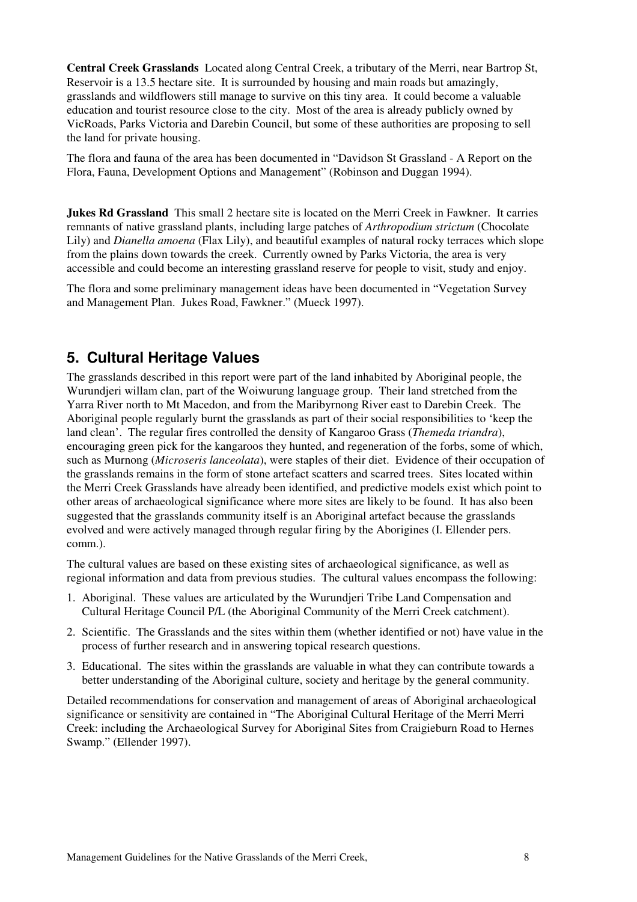**Central Creek Grasslands** Located along Central Creek, a tributary of the Merri, near Bartrop St, Reservoir is a 13.5 hectare site. It is surrounded by housing and main roads but amazingly, grasslands and wildflowers still manage to survive on this tiny area. It could become a valuable education and tourist resource close to the city. Most of the area is already publicly owned by VicRoads, Parks Victoria and Darebin Council, but some of these authorities are proposing to sell the land for private housing.

The flora and fauna of the area has been documented in "Davidson St Grassland - A Report on the Flora, Fauna, Development Options and Management" (Robinson and Duggan 1994).

**Jukes Rd Grassland** This small 2 hectare site is located on the Merri Creek in Fawkner. It carries remnants of native grassland plants, including large patches of *Arthropodium strictum* (Chocolate Lily) and *Dianella amoena* (Flax Lily), and beautiful examples of natural rocky terraces which slope from the plains down towards the creek. Currently owned by Parks Victoria, the area is very accessible and could become an interesting grassland reserve for people to visit, study and enjoy.

The flora and some preliminary management ideas have been documented in "Vegetation Survey and Management Plan. Jukes Road, Fawkner." (Mueck 1997).

## 5. Cultural Heritage Values

The grasslands described in this report were part of the land inhabited by Aboriginal people, the Wurundjeri willam clan, part of the Woiwurung language group. Their land stretched from the Yarra River north to Mt Macedon, and from the Maribyrnong River east to Darebin Creek. The Aboriginal people regularly burnt the grasslands as part of their social responsibilities to 'keep the land clean'. The regular fires controlled the density of Kangaroo Grass (*Themeda triandra*), encouraging green pick for the kangaroos they hunted, and regeneration of the forbs, some of which, such as Murnong (*Microseris lanceolata*), were staples of their diet. Evidence of their occupation of the grasslands remains in the form of stone artefact scatters and scarred trees. Sites located within the Merri Creek Grasslands have already been identified, and predictive models exist which point to other areas of archaeological significance where more sites are likely to be found. It has also been suggested that the grasslands community itself is an Aboriginal artefact because the grasslands evolved and were actively managed through regular firing by the Aborigines (I. Ellender pers. comm.).

The cultural values are based on these existing sites of archaeological significance, as well as regional information and data from previous studies. The cultural values encompass the following:

1. Aboriginal. These values are articulated by the Wurundjeri Tribe Land Compensation and Cultural Heritage Council P/L (the Aboriginal Community of the Merri Creek catchment).
2. Scientific. The Grasslands and the sites within them (whether identified or not) have value in the process of further research and in answering topical research questions.
3. Educational. The sites within the grasslands are valuable in what they can contribute towards a better understanding of the Aboriginal culture, society and heritage by the general community.

Detailed recommendations for conservation and management of areas of Aboriginal archaeological significance or sensitivity are contained in "The Aboriginal Cultural Heritage of the Merri Merri Creek: including the Archaeological Survey for Aboriginal Sites from Craigieburn Road to Hernes Swamp." (Ellender 1997).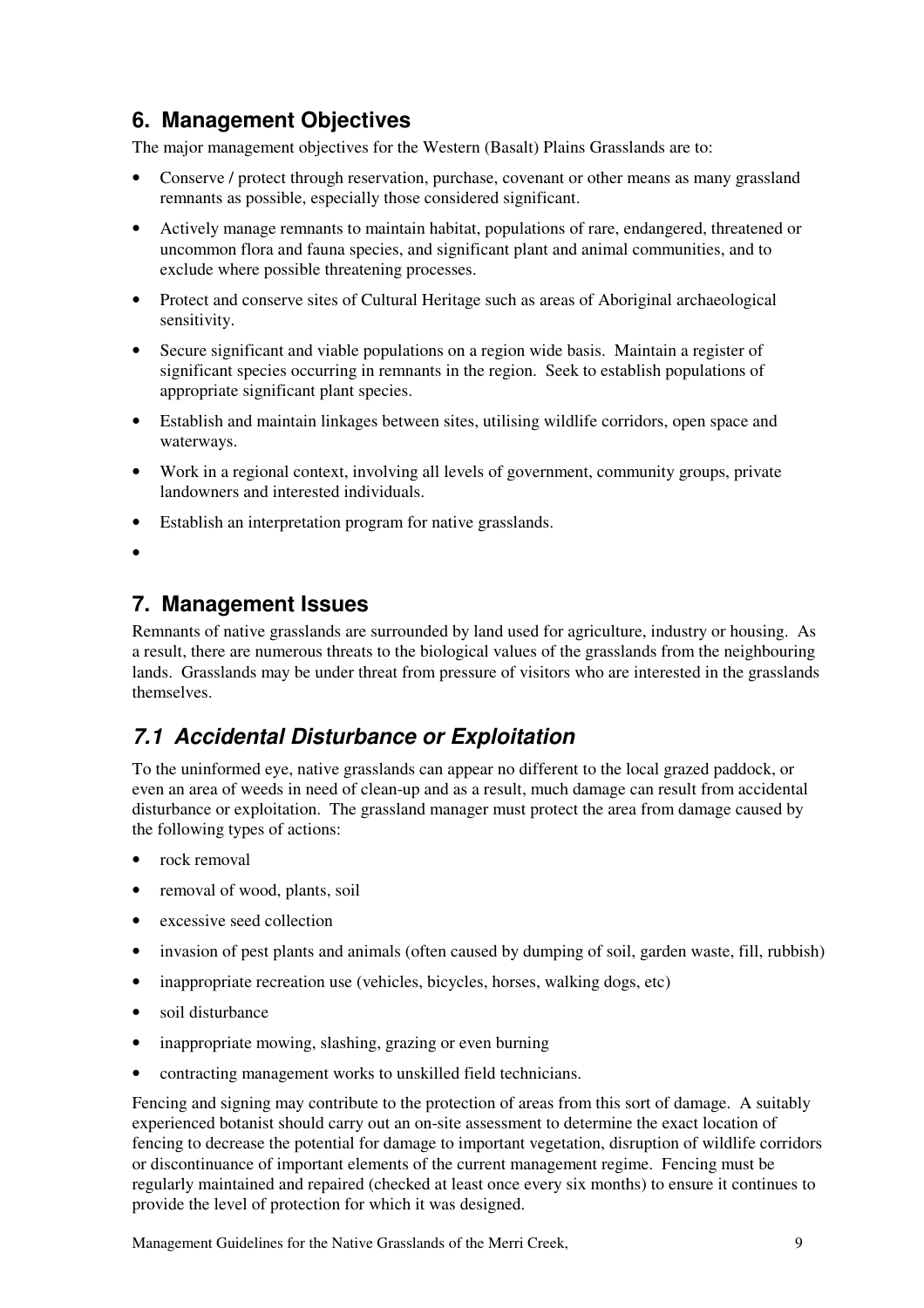## 6. Management Objectives

The major management objectives for the Western (Basalt) Plains Grasslands are to:

- Conserve / protect through reservation, purchase, covenant or other means as many grassland remnants as possible, especially those considered significant.
- Actively manage remnants to maintain habitat, populations of rare, endangered, threatened or uncommon flora and fauna species, and significant plant and animal communities, and to exclude where possible threatening processes.
- Protect and conserve sites of Cultural Heritage such as areas of Aboriginal archaeological sensitivity.
- Secure significant and viable populations on a region wide basis. Maintain a register of significant species occurring in remnants in the region. Seek to establish populations of appropriate significant plant species.
- Establish and maintain linkages between sites, utilising wildlife corridors, open space and waterways.
- Work in a regional context, involving all levels of government, community groups, private landowners and interested individuals.
- Establish an interpretation program for native grasslands.
- 

## 7. Management Issues

Remnants of native grasslands are surrounded by land used for agriculture, industry or housing. As a result, there are numerous threats to the biological values of the grasslands from the neighbouring lands. Grasslands may be under threat from pressure of visitors who are interested in the grasslands themselves.

### *7.1 Accidental Disturbance or Exploitation*

To the uninformed eye, native grasslands can appear no different to the local grazed paddock, or even an area of weeds in need of clean-up and as a result, much damage can result from accidental disturbance or exploitation. The grassland manager must protect the area from damage caused by the following types of actions:

- rock removal
- removal of wood, plants, soil
- excessive seed collection
- invasion of pest plants and animals (often caused by dumping of soil, garden waste, fill, rubbish)
- inappropriate recreation use (vehicles, bicycles, horses, walking dogs, etc)
- soil disturbance
- inappropriate mowing, slashing, grazing or even burning
- contracting management works to unskilled field technicians.

Fencing and signing may contribute to the protection of areas from this sort of damage. A suitably experienced botanist should carry out an on-site assessment to determine the exact location of fencing to decrease the potential for damage to important vegetation, disruption of wildlife corridors or discontinuance of important elements of the current management regime. Fencing must be regularly maintained and repaired (checked at least once every six months) to ensure it continues to provide the level of protection for which it was designed.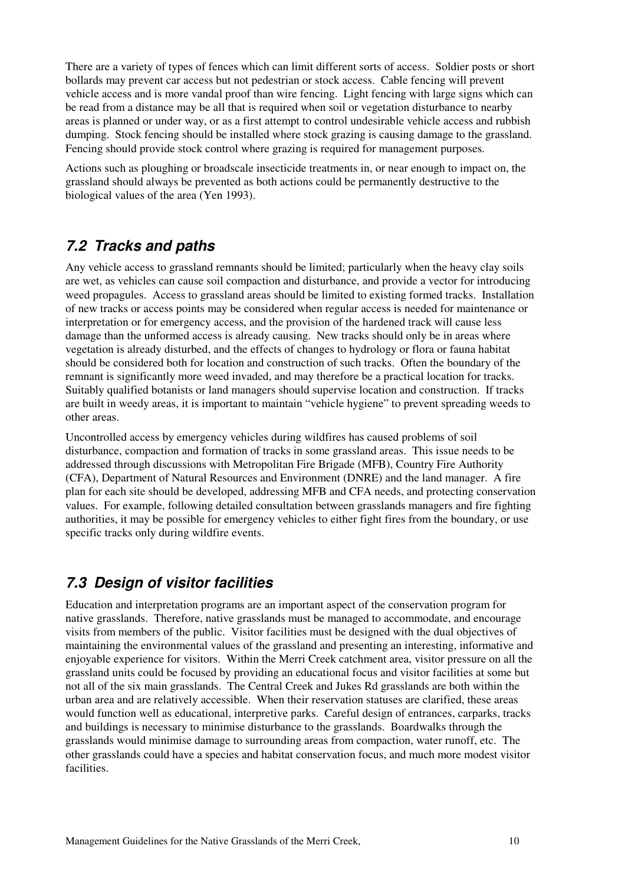There are a variety of types of fences which can limit different sorts of access. Soldier posts or short bollards may prevent car access but not pedestrian or stock access. Cable fencing will prevent vehicle access and is more vandal proof than wire fencing. Light fencing with large signs which can be read from a distance may be all that is required when soil or vegetation disturbance to nearby areas is planned or under way, or as a first attempt to control undesirable vehicle access and rubbish dumping. Stock fencing should be installed where stock grazing is causing damage to the grassland. Fencing should provide stock control where grazing is required for management purposes.

Actions such as ploughing or broadscale insecticide treatments in, or near enough to impact on, the grassland should always be prevented as both actions could be permanently destructive to the biological values of the area (Yen 1993).

## *7.2 Tracks and paths*

Any vehicle access to grassland remnants should be limited; particularly when the heavy clay soils are wet, as vehicles can cause soil compaction and disturbance, and provide a vector for introducing weed propagules. Access to grassland areas should be limited to existing formed tracks. Installation of new tracks or access points may be considered when regular access is needed for maintenance or interpretation or for emergency access, and the provision of the hardened track will cause less damage than the unformed access is already causing. New tracks should only be in areas where vegetation is already disturbed, and the effects of changes to hydrology or flora or fauna habitat should be considered both for location and construction of such tracks. Often the boundary of the remnant is significantly more weed invaded, and may therefore be a practical location for tracks. Suitably qualified botanists or land managers should supervise location and construction. If tracks are built in weedy areas, it is important to maintain "vehicle hygiene" to prevent spreading weeds to other areas.

Uncontrolled access by emergency vehicles during wildfires has caused problems of soil disturbance, compaction and formation of tracks in some grassland areas. This issue needs to be addressed through discussions with Metropolitan Fire Brigade (MFB), Country Fire Authority (CFA), Department of Natural Resources and Environment (DNRE) and the land manager. A fire plan for each site should be developed, addressing MFB and CFA needs, and protecting conservation values. For example, following detailed consultation between grasslands managers and fire fighting authorities, it may be possible for emergency vehicles to either fight fires from the boundary, or use specific tracks only during wildfire events.

## *7.3 Design of visitor facilities*

Education and interpretation programs are an important aspect of the conservation program for native grasslands. Therefore, native grasslands must be managed to accommodate, and encourage visits from members of the public. Visitor facilities must be designed with the dual objectives of maintaining the environmental values of the grassland and presenting an interesting, informative and enjoyable experience for visitors. Within the Merri Creek catchment area, visitor pressure on all the grassland units could be focused by providing an educational focus and visitor facilities at some but not all of the six main grasslands. The Central Creek and Jukes Rd grasslands are both within the urban area and are relatively accessible. When their reservation statuses are clarified, these areas would function well as educational, interpretive parks. Careful design of entrances, carparks, tracks and buildings is necessary to minimise disturbance to the grasslands. Boardwalks through the grasslands would minimise damage to surrounding areas from compaction, water runoff, etc. The other grasslands could have a species and habitat conservation focus, and much more modest visitor facilities.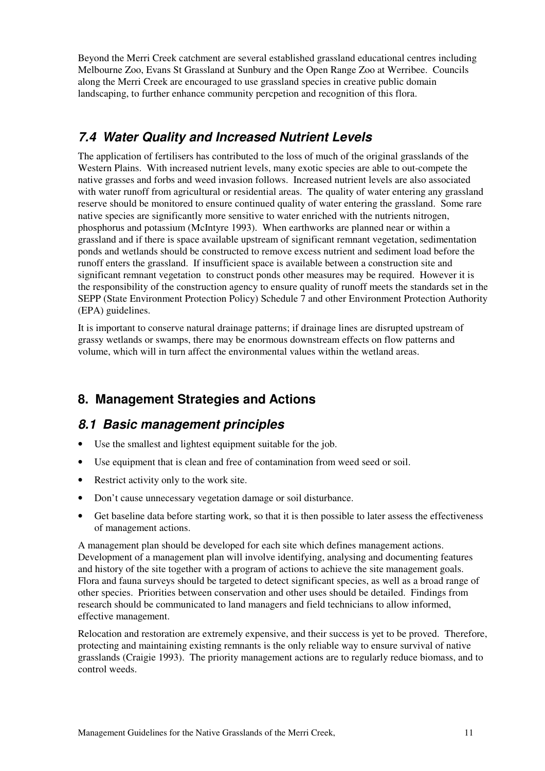Beyond the Merri Creek catchment are several established grassland educational centres including Melbourne Zoo, Evans St Grassland at Sunbury and the Open Range Zoo at Werribee. Councils along the Merri Creek are encouraged to use grassland species in creative public domain landscaping, to further enhance community percpetion and recognition of this flora.

### *7.4 Water Quality and Increased Nutrient Levels*

The application of fertilisers has contributed to the loss of much of the original grasslands of the Western Plains. With increased nutrient levels, many exotic species are able to out-compete the native grasses and forbs and weed invasion follows. Increased nutrient levels are also associated with water runoff from agricultural or residential areas. The quality of water entering any grassland reserve should be monitored to ensure continued quality of water entering the grassland. Some rare native species are significantly more sensitive to water enriched with the nutrients nitrogen, phosphorus and potassium (McIntyre 1993). When earthworks are planned near or within a grassland and if there is space available upstream of significant remnant vegetation, sedimentation ponds and wetlands should be constructed to remove excess nutrient and sediment load before the runoff enters the grassland. If insufficient space is available between a construction site and significant remnant vegetation to construct ponds other measures may be required. However it is the responsibility of the construction agency to ensure quality of runoff meets the standards set in the SEPP (State Environment Protection Policy) Schedule 7 and other Environment Protection Authority (EPA) guidelines.

It is important to conserve natural drainage patterns; if drainage lines are disrupted upstream of grassy wetlands or swamps, there may be enormous downstream effects on flow patterns and volume, which will in turn affect the environmental values within the wetland areas.

## 8. Management Strategies and Actions

### *8.1 Basic management principles*

- Use the smallest and lightest equipment suitable for the job.
- Use equipment that is clean and free of contamination from weed seed or soil.
- Restrict activity only to the work site.
- Don't cause unnecessary vegetation damage or soil disturbance.
- Get baseline data before starting work, so that it is then possible to later assess the effectiveness of management actions.

A management plan should be developed for each site which defines management actions. Development of a management plan will involve identifying, analysing and documenting features and history of the site together with a program of actions to achieve the site management goals. Flora and fauna surveys should be targeted to detect significant species, as well as a broad range of other species. Priorities between conservation and other uses should be detailed. Findings from research should be communicated to land managers and field technicians to allow informed, effective management.

Relocation and restoration are extremely expensive, and their success is yet to be proved. Therefore, protecting and maintaining existing remnants is the only reliable way to ensure survival of native grasslands (Craigie 1993). The priority management actions are to regularly reduce biomass, and to control weeds.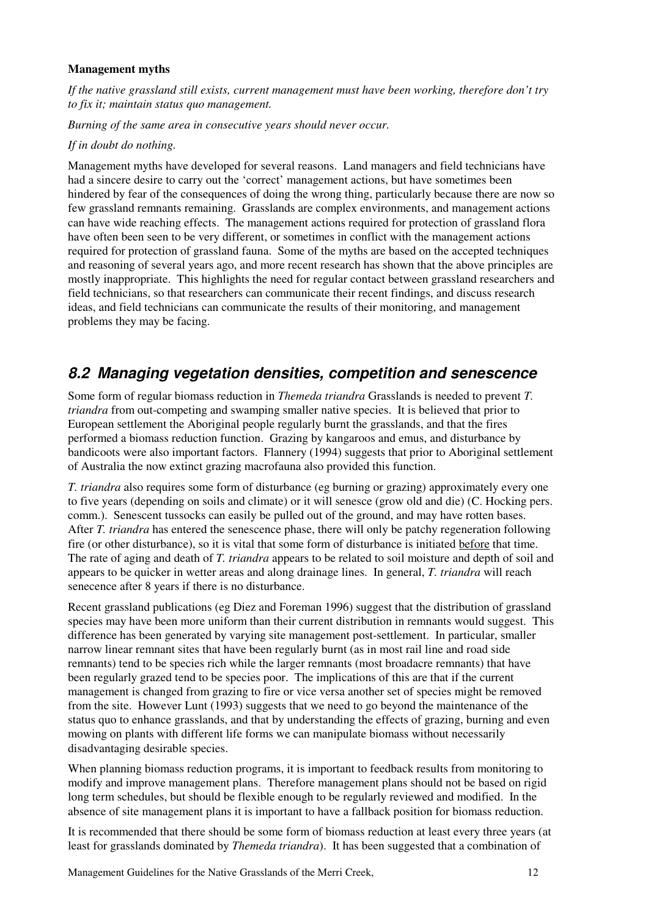**Management myths**

*If the native grassland still exists, current management must have been working, therefore don't try to fix it; maintain status quo management.*

*Burning of the same area in consecutive years should never occur.*

*If in doubt do nothing.*

Management myths have developed for several reasons. Land managers and field technicians have had a sincere desire to carry out the 'correct' management actions, but have sometimes been hindered by fear of the consequences of doing the wrong thing, particularly because there are now so few grassland remnants remaining. Grasslands are complex environments, and management actions can have wide reaching effects. The management actions required for protection of grassland flora have often been seen to be very different, or sometimes in conflict with the management actions required for protection of grassland fauna. Some of the myths are based on the accepted techniques and reasoning of several years ago, and more recent research has shown that the above principles are mostly inappropriate. This highlights the need for regular contact between grassland researchers and field technicians, so that researchers can communicate their recent findings, and discuss research ideas, and field technicians can communicate the results of their monitoring, and management problems they may be facing.

## 8.2 Managing vegetation densities, competition and senescence

Some form of regular biomass reduction in *Themeda triandra* Grasslands is needed to prevent *T. triandra* from out-competing and swamping smaller native species. It is believed that prior to European settlement the Aboriginal people regularly burnt the grasslands, and that the fires performed a biomass reduction function. Grazing by kangaroos and emus, and disturbance by bandicoots were also important factors. Flannery (1994) suggests that prior to Aboriginal settlement of Australia the now extinct grazing macrofauna also provided this function.

*T. triandra* also requires some form of disturbance (eg burning or grazing) approximately every one to five years (depending on soils and climate) or it will senesce (grow old and die) (C. Hocking pers. comm.). Senescent tussocks can easily be pulled out of the ground, and may have rotten bases. After *T. triandra* has entered the senescence phase, there will only be patchy regeneration following fire (or other disturbance), so it is vital that some form of disturbance is initiated <u>before</u> that time. The rate of aging and death of *T. triandra* appears to be related to soil moisture and depth of soil and appears to be quicker in wetter areas and along drainage lines. In general, *T. triandra* will reach senecence after 8 years if there is no disturbance.

Recent grassland publications (eg Diez and Foreman 1996) suggest that the distribution of grassland species may have been more uniform than their current distribution in remnants would suggest. This difference has been generated by varying site management post-settlement. In particular, smaller narrow linear remnant sites that have been regularly burnt (as in most rail line and road side remnants) tend to be species rich while the larger remnants (most broadacre remnants) that have been regularly grazed tend to be species poor. The implications of this are that if the current management is changed from grazing to fire or vice versa another set of species might be removed from the site. However Lunt (1993) suggests that we need to go beyond the maintenance of the status quo to enhance grasslands, and that by understanding the effects of grazing, burning and even mowing on plants with different life forms we can manipulate biomass without necessarily disadvantaging desirable species.

When planning biomass reduction programs, it is important to feedback results from monitoring to modify and improve management plans. Therefore management plans should not be based on rigid long term schedules, but should be flexible enough to be regularly reviewed and modified. In the absence of site management plans it is important to have a fallback position for biomass reduction.

It is recommended that there should be some form of biomass reduction at least every three years (at least for grasslands dominated by *Themeda triandra*). It has been suggested that a combination of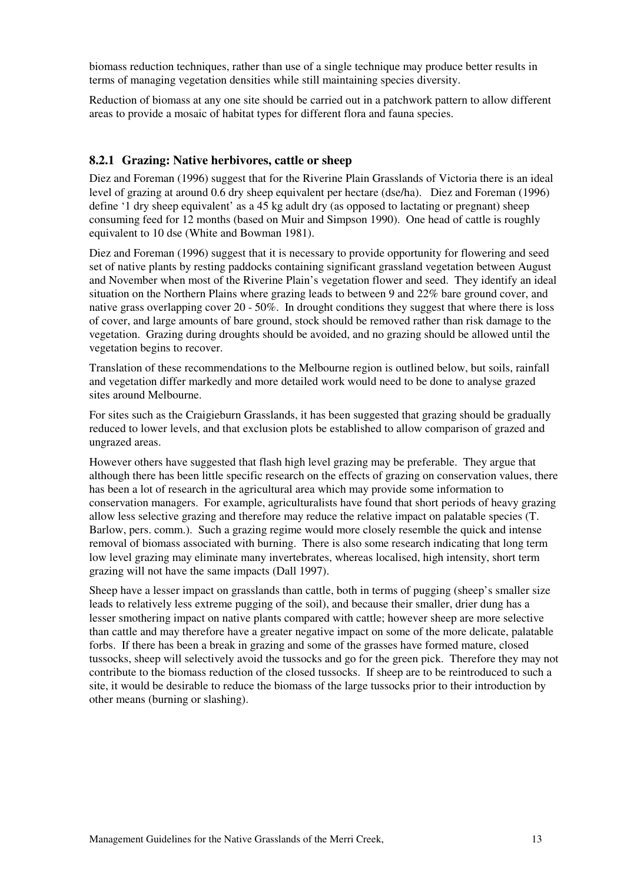biomass reduction techniques, rather than use of a single technique may produce better results in terms of managing vegetation densities while still maintaining species diversity.

Reduction of biomass at any one site should be carried out in a patchwork pattern to allow different areas to provide a mosaic of habitat types for different flora and fauna species.

### 8.2.1 Grazing: Native herbivores, cattle or sheep

Diez and Foreman (1996) suggest that for the Riverine Plain Grasslands of Victoria there is an ideal level of grazing at around 0.6 dry sheep equivalent per hectare (dse/ha). Diez and Foreman (1996) define '1 dry sheep equivalent' as a 45 kg adult dry (as opposed to lactating or pregnant) sheep consuming feed for 12 months (based on Muir and Simpson 1990). One head of cattle is roughly equivalent to 10 dse (White and Bowman 1981).

Diez and Foreman (1996) suggest that it is necessary to provide opportunity for flowering and seed set of native plants by resting paddocks containing significant grassland vegetation between August and November when most of the Riverine Plain's vegetation flower and seed. They identify an ideal situation on the Northern Plains where grazing leads to between 9 and 22% bare ground cover, and native grass overlapping cover 20 - 50%. In drought conditions they suggest that where there is loss of cover, and large amounts of bare ground, stock should be removed rather than risk damage to the vegetation. Grazing during droughts should be avoided, and no grazing should be allowed until the vegetation begins to recover.

Translation of these recommendations to the Melbourne region is outlined below, but soils, rainfall and vegetation differ markedly and more detailed work would need to be done to analyse grazed sites around Melbourne.

For sites such as the Craigieburn Grasslands, it has been suggested that grazing should be gradually reduced to lower levels, and that exclusion plots be established to allow comparison of grazed and ungrazed areas.

However others have suggested that flash high level grazing may be preferable. They argue that although there has been little specific research on the effects of grazing on conservation values, there has been a lot of research in the agricultural area which may provide some information to conservation managers. For example, agriculturalists have found that short periods of heavy grazing allow less selective grazing and therefore may reduce the relative impact on palatable species (T. Barlow, pers. comm.). Such a grazing regime would more closely resemble the quick and intense removal of biomass associated with burning. There is also some research indicating that long term low level grazing may eliminate many invertebrates, whereas localised, high intensity, short term grazing will not have the same impacts (Dall 1997).

Sheep have a lesser impact on grasslands than cattle, both in terms of pugging (sheep's smaller size leads to relatively less extreme pugging of the soil), and because their smaller, drier dung has a lesser smothering impact on native plants compared with cattle; however sheep are more selective than cattle and may therefore have a greater negative impact on some of the more delicate, palatable forbs. If there has been a break in grazing and some of the grasses have formed mature, closed tussocks, sheep will selectively avoid the tussocks and go for the green pick. Therefore they may not contribute to the biomass reduction of the closed tussocks. If sheep are to be reintroduced to such a site, it would be desirable to reduce the biomass of the large tussocks prior to their introduction by other means (burning or slashing).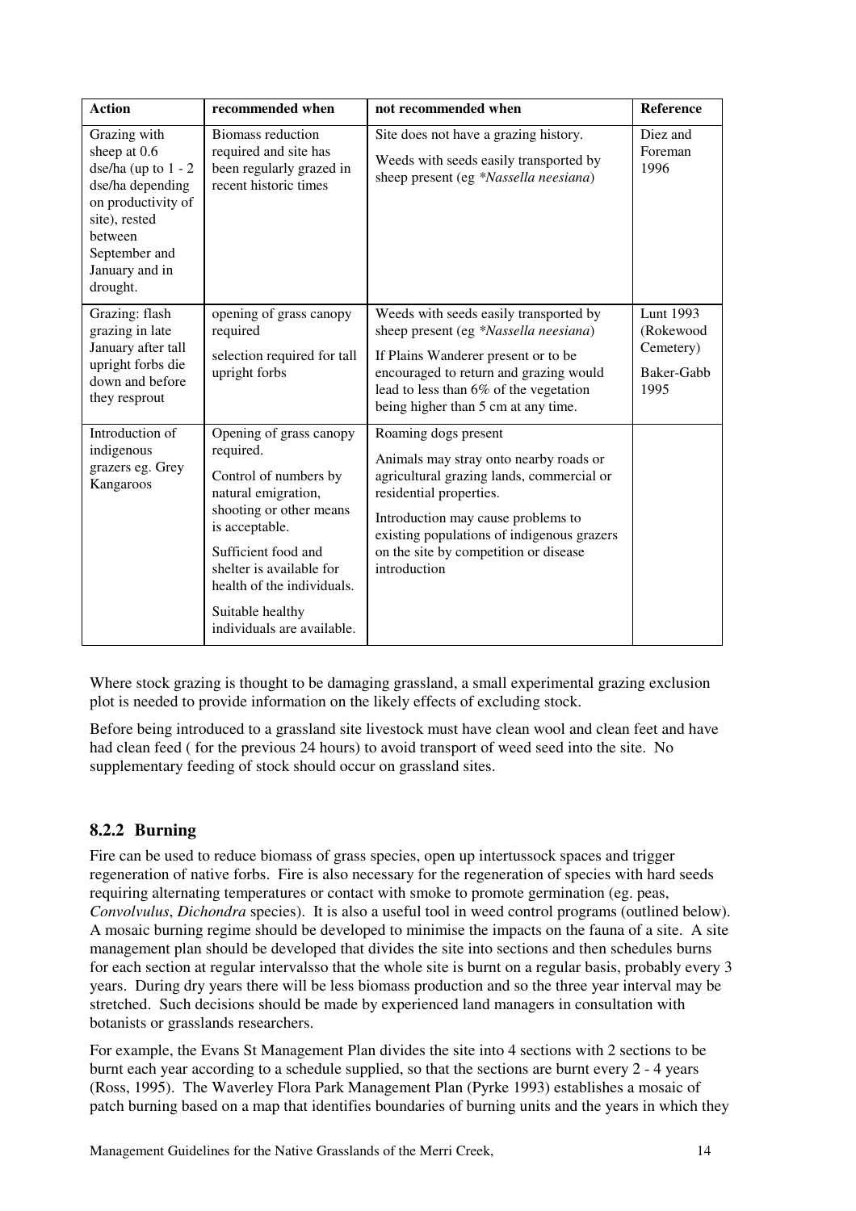| Action | recommended when | not recommended when | Reference |
|---|---|---|---|
| Grazing with sheep at 0.6 dse/ha (up to 1 - 2 dse/ha depending on productivity of site), rested between September and January and in drought. | Biomass reduction required and site has been regularly grazed in recent historic times | Site does not have a grazing history. Weeds with seeds easily transported by sheep present (eg *\*Nassella neesiana*) | Diez and Foreman 1996 |
| Grazing: flash grazing in late January after tall upright forbs die down and before they resprout | opening of grass canopy required selection required for tall upright forbs | Weeds with seeds easily transported by sheep present (eg *\*Nassella neesiana*) If Plains Wanderer present or to be encouraged to return and grazing would lead to less than 6% of the vegetation being higher than 5 cm at any time. | Lunt 1993 (Rokewood Cemetery) Baker-Gabb 1995 |
| Introduction of indigenous grazers eg. Grey Kangaroos | Opening of grass canopy required. Control of numbers by natural emigration, shooting or other means is acceptable. Sufficient food and shelter is available for health of the individuals. Suitable healthy individuals are available. | Roaming dogs present Animals may stray onto nearby roads or agricultural grazing lands, commercial or residential properties. Introduction may cause problems to existing populations of indigenous grazers on the site by competition or disease introduction | |

Where stock grazing is thought to be damaging grassland, a small experimental grazing exclusion plot is needed to provide information on the likely effects of excluding stock.

Before being introduced to a grassland site livestock must have clean wool and clean feet and have had clean feed ( for the previous 24 hours) to avoid transport of weed seed into the site. No supplementary feeding of stock should occur on grassland sites.

### 8.2.2 Burning

Fire can be used to reduce biomass of grass species, open up intertussock spaces and trigger regeneration of native forbs. Fire is also necessary for the regeneration of species with hard seeds requiring alternating temperatures or contact with smoke to promote germination (eg. peas, *Convolvulus*, *Dichondra* species). It is also a useful tool in weed control programs (outlined below). A mosaic burning regime should be developed to minimise the impacts on the fauna of a site. A site management plan should be developed that divides the site into sections and then schedules burns for each section at regular intervalsso that the whole site is burnt on a regular basis, probably every 3 years. During dry years there will be less biomass production and so the three year interval may be stretched. Such decisions should be made by experienced land managers in consultation with botanists or grasslands researchers.

For example, the Evans St Management Plan divides the site into 4 sections with 2 sections to be burnt each year according to a schedule supplied, so that the sections are burnt every 2 - 4 years (Ross, 1995). The Waverley Flora Park Management Plan (Pyrke 1993) establishes a mosaic of patch burning based on a map that identifies boundaries of burning units and the years in which they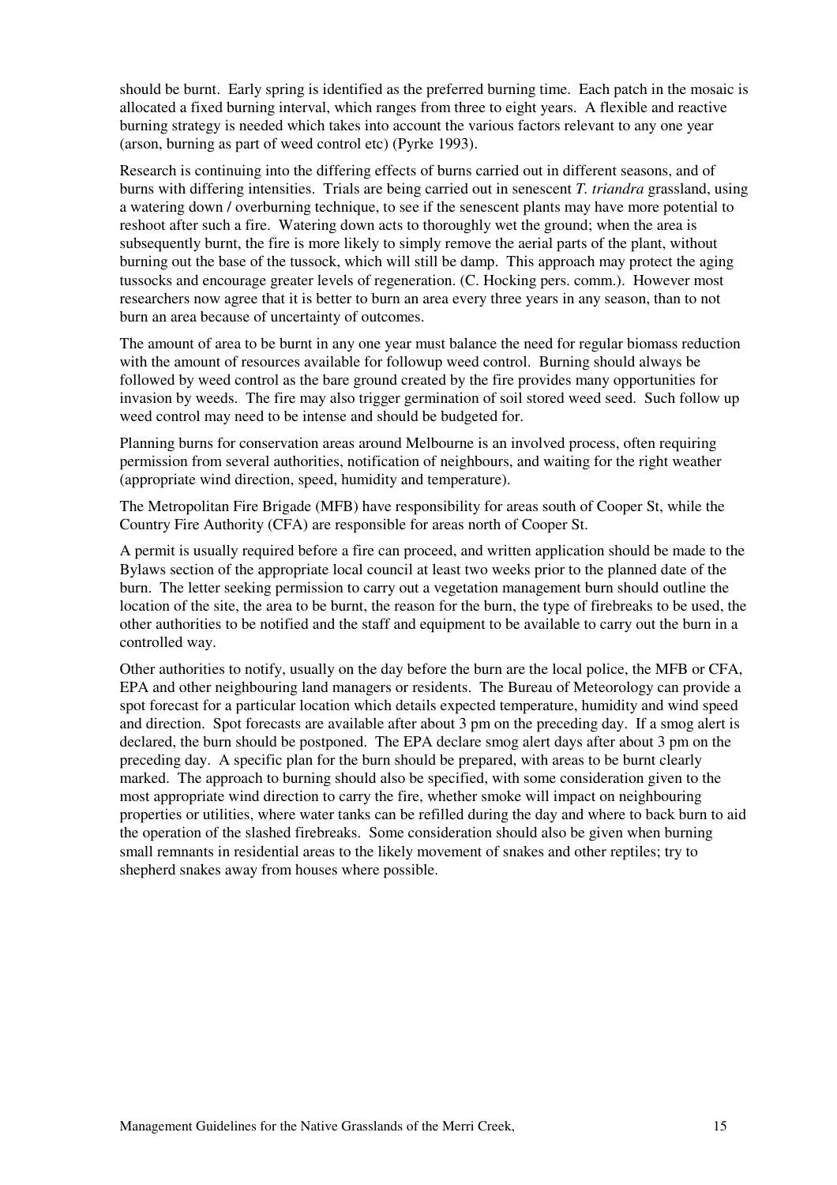should be burnt. Early spring is identified as the preferred burning time. Each patch in the mosaic is allocated a fixed burning interval, which ranges from three to eight years. A flexible and reactive burning strategy is needed which takes into account the various factors relevant to any one year (arson, burning as part of weed control etc) (Pyrke 1993).

Research is continuing into the differing effects of burns carried out in different seasons, and of burns with differing intensities. Trials are being carried out in senescent *T. triandra* grassland, using a watering down / overburning technique, to see if the senescent plants may have more potential to reshoot after such a fire. Watering down acts to thoroughly wet the ground; when the area is subsequently burnt, the fire is more likely to simply remove the aerial parts of the plant, without burning out the base of the tussock, which will still be damp. This approach may protect the aging tussocks and encourage greater levels of regeneration. (C. Hocking pers. comm.). However most researchers now agree that it is better to burn an area every three years in any season, than to not burn an area because of uncertainty of outcomes.

The amount of area to be burnt in any one year must balance the need for regular biomass reduction with the amount of resources available for followup weed control. Burning should always be followed by weed control as the bare ground created by the fire provides many opportunities for invasion by weeds. The fire may also trigger germination of soil stored weed seed. Such follow up weed control may need to be intense and should be budgeted for.

Planning burns for conservation areas around Melbourne is an involved process, often requiring permission from several authorities, notification of neighbours, and waiting for the right weather (appropriate wind direction, speed, humidity and temperature).

The Metropolitan Fire Brigade (MFB) have responsibility for areas south of Cooper St, while the Country Fire Authority (CFA) are responsible for areas north of Cooper St.

A permit is usually required before a fire can proceed, and written application should be made to the Bylaws section of the appropriate local council at least two weeks prior to the planned date of the burn. The letter seeking permission to carry out a vegetation management burn should outline the location of the site, the area to be burnt, the reason for the burn, the type of firebreaks to be used, the other authorities to be notified and the staff and equipment to be available to carry out the burn in a controlled way.

Other authorities to notify, usually on the day before the burn are the local police, the MFB or CFA, EPA and other neighbouring land managers or residents. The Bureau of Meteorology can provide a spot forecast for a particular location which details expected temperature, humidity and wind speed and direction. Spot forecasts are available after about 3 pm on the preceding day. If a smog alert is declared, the burn should be postponed. The EPA declare smog alert days after about 3 pm on the preceding day. A specific plan for the burn should be prepared, with areas to be burnt clearly marked. The approach to burning should also be specified, with some consideration given to the most appropriate wind direction to carry the fire, whether smoke will impact on neighbouring properties or utilities, where water tanks can be refilled during the day and where to back burn to aid the operation of the slashed firebreaks. Some consideration should also be given when burning small remnants in residential areas to the likely movement of snakes and other reptiles; try to shepherd snakes away from houses where possible.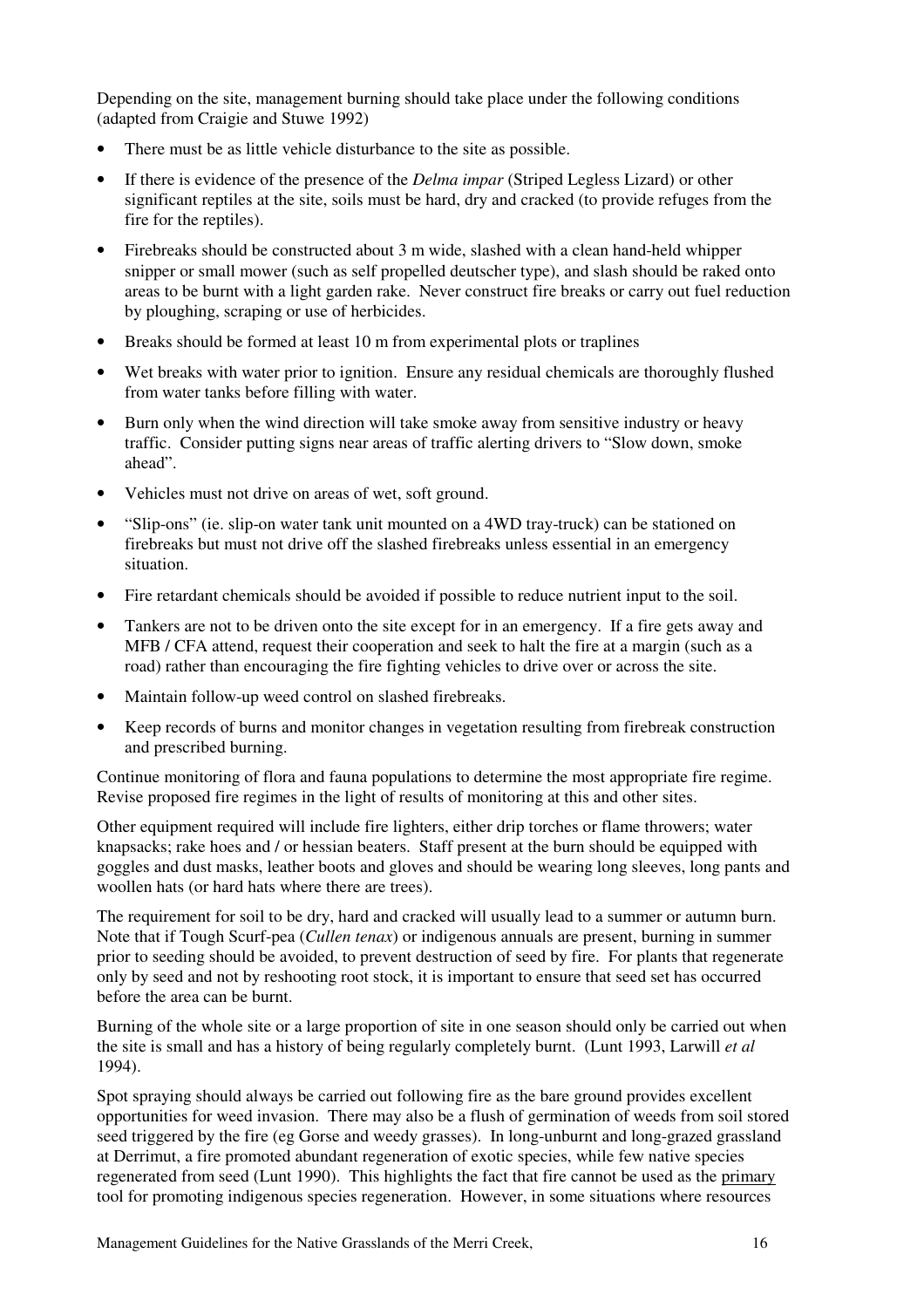Depending on the site, management burning should take place under the following conditions (adapted from Craigie and Stuwe 1992)

- There must be as little vehicle disturbance to the site as possible.
- If there is evidence of the presence of the *Delma impar* (Striped Legless Lizard) or other significant reptiles at the site, soils must be hard, dry and cracked (to provide refuges from the fire for the reptiles).
- Firebreaks should be constructed about 3 m wide, slashed with a clean hand-held whipper snipper or small mower (such as self propelled deutscher type), and slash should be raked onto areas to be burnt with a light garden rake. Never construct fire breaks or carry out fuel reduction by ploughing, scraping or use of herbicides.
- Breaks should be formed at least 10 m from experimental plots or traplines
- Wet breaks with water prior to ignition. Ensure any residual chemicals are thoroughly flushed from water tanks before filling with water.
- Burn only when the wind direction will take smoke away from sensitive industry or heavy traffic. Consider putting signs near areas of traffic alerting drivers to "Slow down, smoke ahead".
- Vehicles must not drive on areas of wet, soft ground.
- "Slip-ons" (ie. slip-on water tank unit mounted on a 4WD tray-truck) can be stationed on firebreaks but must not drive off the slashed firebreaks unless essential in an emergency situation.
- Fire retardant chemicals should be avoided if possible to reduce nutrient input to the soil.
- Tankers are not to be driven onto the site except for in an emergency. If a fire gets away and MFB / CFA attend, request their cooperation and seek to halt the fire at a margin (such as a road) rather than encouraging the fire fighting vehicles to drive over or across the site.
- Maintain follow-up weed control on slashed firebreaks.
- Keep records of burns and monitor changes in vegetation resulting from firebreak construction and prescribed burning.

Continue monitoring of flora and fauna populations to determine the most appropriate fire regime. Revise proposed fire regimes in the light of results of monitoring at this and other sites.

Other equipment required will include fire lighters, either drip torches or flame throwers; water knapsacks; rake hoes and / or hessian beaters. Staff present at the burn should be equipped with goggles and dust masks, leather boots and gloves and should be wearing long sleeves, long pants and woollen hats (or hard hats where there are trees).

The requirement for soil to be dry, hard and cracked will usually lead to a summer or autumn burn. Note that if Tough Scurf-pea (*Cullen tenax*) or indigenous annuals are present, burning in summer prior to seeding should be avoided, to prevent destruction of seed by fire. For plants that regenerate only by seed and not by reshooting root stock, it is important to ensure that seed set has occurred before the area can be burnt.

Burning of the whole site or a large proportion of site in one season should only be carried out when the site is small and has a history of being regularly completely burnt. (Lunt 1993, Larwill *et al* 1994).

Spot spraying should always be carried out following fire as the bare ground provides excellent opportunities for weed invasion. There may also be a flush of germination of weeds from soil stored seed triggered by the fire (eg Gorse and weedy grasses). In long-unburnt and long-grazed grassland at Derrimut, a fire promoted abundant regeneration of exotic species, while few native species regenerated from seed (Lunt 1990). This highlights the fact that fire cannot be used as the primary tool for promoting indigenous species regeneration. However, in some situations where resources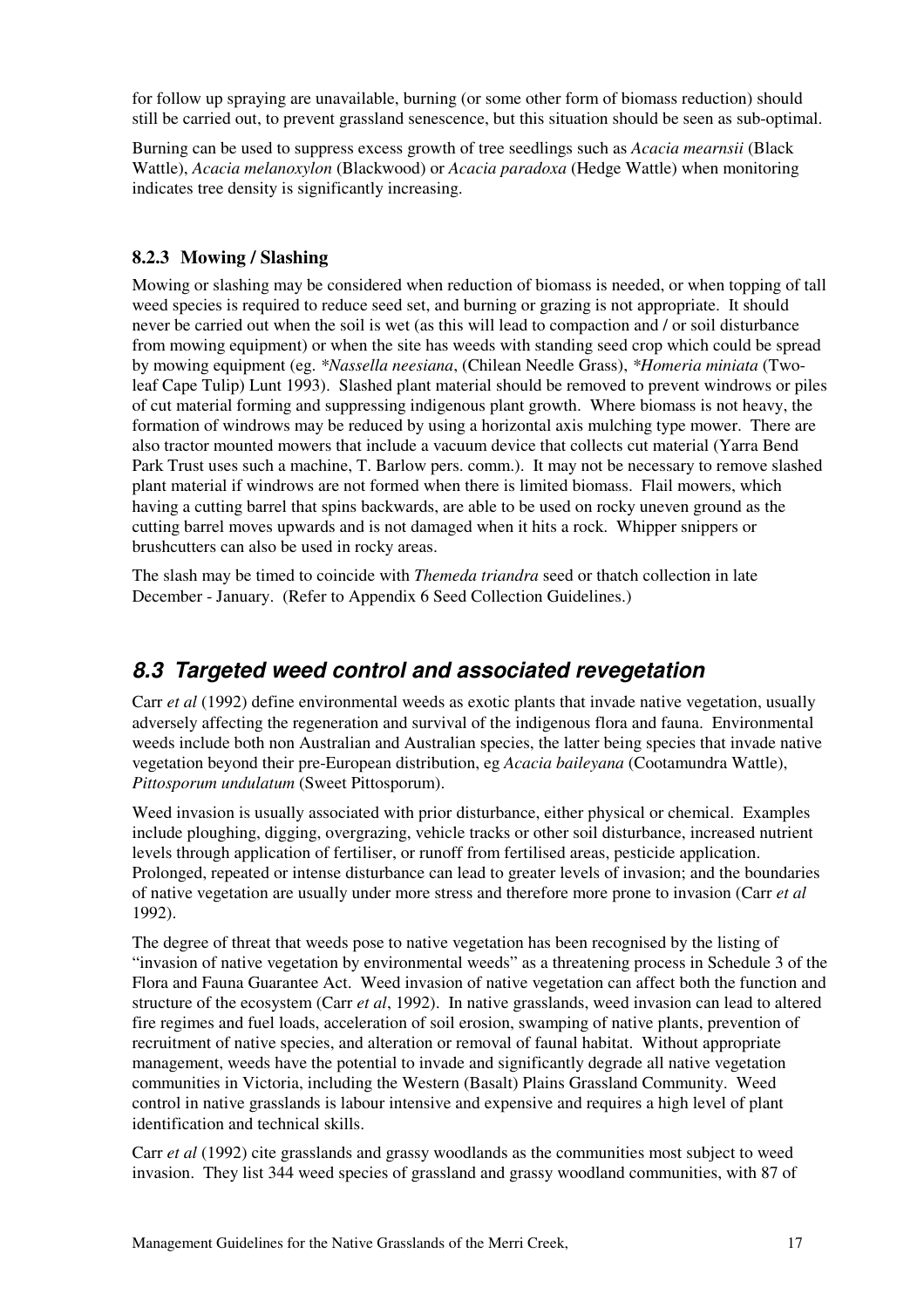for follow up spraying are unavailable, burning (or some other form of biomass reduction) should still be carried out, to prevent grassland senescence, but this situation should be seen as sub-optimal.

Burning can be used to suppress excess growth of tree seedlings such as *Acacia mearnsii* (Black Wattle), *Acacia melanoxylon* (Blackwood) or *Acacia paradoxa* (Hedge Wattle) when monitoring indicates tree density is significantly increasing.

### 8.2.3 Mowing / Slashing

Mowing or slashing may be considered when reduction of biomass is needed, or when topping of tall weed species is required to reduce seed set, and burning or grazing is not appropriate. It should never be carried out when the soil is wet (as this will lead to compaction and / or soil disturbance from mowing equipment) or when the site has weeds with standing seed crop which could be spread by mowing equipment (eg. \**Nassella neesiana*, (Chilean Needle Grass), \**Homeria miniata* (Two-leaf Cape Tulip) Lunt 1993). Slashed plant material should be removed to prevent windrows or piles of cut material forming and suppressing indigenous plant growth. Where biomass is not heavy, the formation of windrows may be reduced by using a horizontal axis mulching type mower. There are also tractor mounted mowers that include a vacuum device that collects cut material (Yarra Bend Park Trust uses such a machine, T. Barlow pers. comm.). It may not be necessary to remove slashed plant material if windrows are not formed when there is limited biomass. Flail mowers, which having a cutting barrel that spins backwards, are able to be used on rocky uneven ground as the cutting barrel moves upwards and is not damaged when it hits a rock. Whipper snippers or brushcutters can also be used in rocky areas.

The slash may be timed to coincide with *Themeda triandra* seed or thatch collection in late December - January. (Refer to Appendix 6 Seed Collection Guidelines.)

## *8.3 Targeted weed control and associated revegetation*

Carr *et al* (1992) define environmental weeds as exotic plants that invade native vegetation, usually adversely affecting the regeneration and survival of the indigenous flora and fauna. Environmental weeds include both non Australian and Australian species, the latter being species that invade native vegetation beyond their pre-European distribution, eg *Acacia baileyana* (Cootamundra Wattle), *Pittosporum undulatum* (Sweet Pittosporum).

Weed invasion is usually associated with prior disturbance, either physical or chemical. Examples include ploughing, digging, overgrazing, vehicle tracks or other soil disturbance, increased nutrient levels through application of fertiliser, or runoff from fertilised areas, pesticide application. Prolonged, repeated or intense disturbance can lead to greater levels of invasion; and the boundaries of native vegetation are usually under more stress and therefore more prone to invasion (Carr *et al* 1992).

The degree of threat that weeds pose to native vegetation has been recognised by the listing of "invasion of native vegetation by environmental weeds" as a threatening process in Schedule 3 of the Flora and Fauna Guarantee Act. Weed invasion of native vegetation can affect both the function and structure of the ecosystem (Carr *et al*, 1992). In native grasslands, weed invasion can lead to altered fire regimes and fuel loads, acceleration of soil erosion, swamping of native plants, prevention of recruitment of native species, and alteration or removal of faunal habitat. Without appropriate management, weeds have the potential to invade and significantly degrade all native vegetation communities in Victoria, including the Western (Basalt) Plains Grassland Community. Weed control in native grasslands is labour intensive and expensive and requires a high level of plant identification and technical skills.

Carr *et al* (1992) cite grasslands and grassy woodlands as the communities most subject to weed invasion. They list 344 weed species of grassland and grassy woodland communities, with 87 of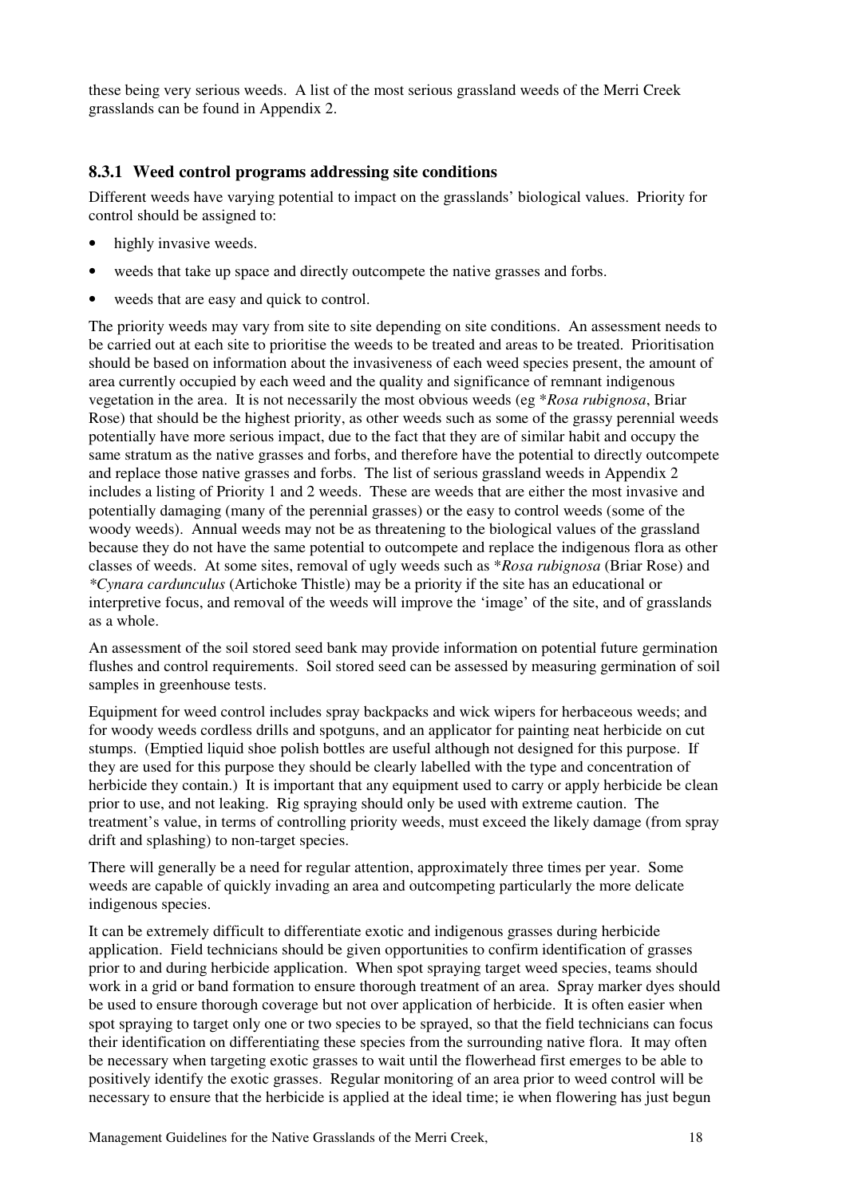these being very serious weeds. A list of the most serious grassland weeds of the Merri Creek grasslands can be found in Appendix 2.

### 8.3.1 Weed control programs addressing site conditions

Different weeds have varying potential to impact on the grasslands' biological values. Priority for control should be assigned to:

- highly invasive weeds.
- weeds that take up space and directly outcompete the native grasses and forbs.
- weeds that are easy and quick to control.

The priority weeds may vary from site to site depending on site conditions. An assessment needs to be carried out at each site to prioritise the weeds to be treated and areas to be treated. Prioritisation should be based on information about the invasiveness of each weed species present, the amount of area currently occupied by each weed and the quality and significance of remnant indigenous vegetation in the area. It is not necessarily the most obvious weeds (eg **Rosa rubignosa*, Briar Rose) that should be the highest priority, as other weeds such as some of the grassy perennial weeds potentially have more serious impact, due to the fact that they are of similar habit and occupy the same stratum as the native grasses and forbs, and therefore have the potential to directly outcompete and replace those native grasses and forbs. The list of serious grassland weeds in Appendix 2 includes a listing of Priority 1 and 2 weeds. These are weeds that are either the most invasive and potentially damaging (many of the perennial grasses) or the easy to control weeds (some of the woody weeds). Annual weeds may not be as threatening to the biological values of the grassland because they do not have the same potential to outcompete and replace the indigenous flora as other classes of weeds. At some sites, removal of ugly weeds such as **Rosa rubignosa* (Briar Rose) and **Cynara cardunculus* (Artichoke Thistle) may be a priority if the site has an educational or interpretive focus, and removal of the weeds will improve the 'image' of the site, and of grasslands as a whole.

An assessment of the soil stored seed bank may provide information on potential future germination flushes and control requirements. Soil stored seed can be assessed by measuring germination of soil samples in greenhouse tests.

Equipment for weed control includes spray backpacks and wick wipers for herbaceous weeds; and for woody weeds cordless drills and spotguns, and an applicator for painting neat herbicide on cut stumps. (Emptied liquid shoe polish bottles are useful although not designed for this purpose. If they are used for this purpose they should be clearly labelled with the type and concentration of herbicide they contain.) It is important that any equipment used to carry or apply herbicide be clean prior to use, and not leaking. Rig spraying should only be used with extreme caution. The treatment's value, in terms of controlling priority weeds, must exceed the likely damage (from spray drift and splashing) to non-target species.

There will generally be a need for regular attention, approximately three times per year. Some weeds are capable of quickly invading an area and outcompeting particularly the more delicate indigenous species.

It can be extremely difficult to differentiate exotic and indigenous grasses during herbicide application. Field technicians should be given opportunities to confirm identification of grasses prior to and during herbicide application. When spot spraying target weed species, teams should work in a grid or band formation to ensure thorough treatment of an area. Spray marker dyes should be used to ensure thorough coverage but not over application of herbicide. It is often easier when spot spraying to target only one or two species to be sprayed, so that the field technicians can focus their identification on differentiating these species from the surrounding native flora. It may often be necessary when targeting exotic grasses to wait until the flowerhead first emerges to be able to positively identify the exotic grasses. Regular monitoring of an area prior to weed control will be necessary to ensure that the herbicide is applied at the ideal time; ie when flowering has just begun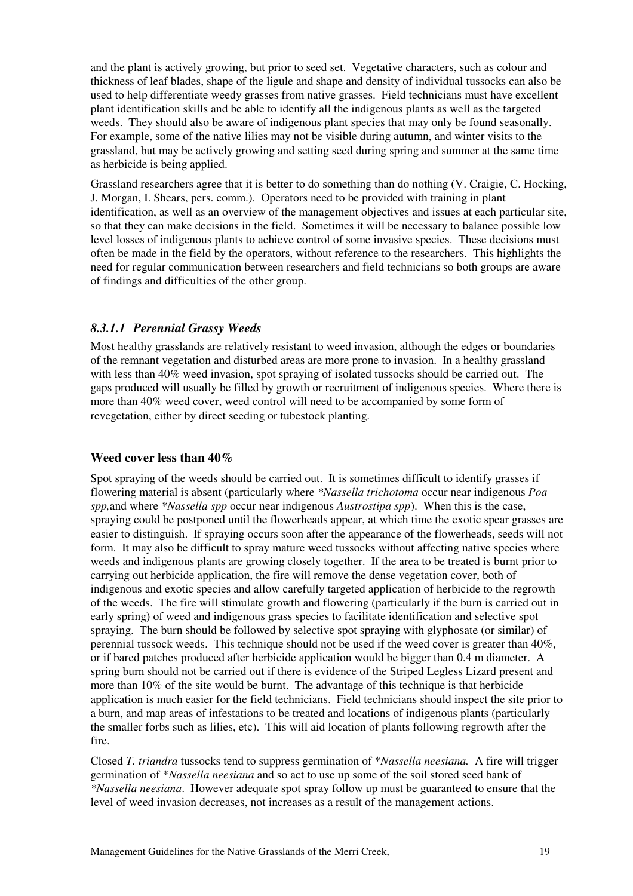and the plant is actively growing, but prior to seed set. Vegetative characters, such as colour and thickness of leaf blades, shape of the ligule and shape and density of individual tussocks can also be used to help differentiate weedy grasses from native grasses. Field technicians must have excellent plant identification skills and be able to identify all the indigenous plants as well as the targeted weeds. They should also be aware of indigenous plant species that may only be found seasonally. For example, some of the native lilies may not be visible during autumn, and winter visits to the grassland, but may be actively growing and setting seed during spring and summer at the same time as herbicide is being applied.

Grassland researchers agree that it is better to do something than do nothing (V. Craigie, C. Hocking, J. Morgan, I. Shears, pers. comm.). Operators need to be provided with training in plant identification, as well as an overview of the management objectives and issues at each particular site, so that they can make decisions in the field. Sometimes it will be necessary to balance possible low level losses of indigenous plants to achieve control of some invasive species. These decisions must often be made in the field by the operators, without reference to the researchers. This highlights the need for regular communication between researchers and field technicians so both groups are aware of findings and difficulties of the other group.

#### *8.3.1.1 Perennial Grassy Weeds*

Most healthy grasslands are relatively resistant to weed invasion, although the edges or boundaries of the remnant vegetation and disturbed areas are more prone to invasion. In a healthy grassland with less than 40% weed invasion, spot spraying of isolated tussocks should be carried out. The gaps produced will usually be filled by growth or recruitment of indigenous species. Where there is more than 40% weed cover, weed control will need to be accompanied by some form of revegetation, either by direct seeding or tubestock planting.

**Weed cover less than 40%**

Spot spraying of the weeds should be carried out. It is sometimes difficult to identify grasses if flowering material is absent (particularly where *\*Nassella trichotoma* occur near indigenous *Poa spp,*and where *\*Nassella spp* occur near indigenous *Austrostipa spp*). When this is the case, spraying could be postponed until the flowerheads appear, at which time the exotic spear grasses are easier to distinguish. If spraying occurs soon after the appearance of the flowerheads, seeds will not form. It may also be difficult to spray mature weed tussocks without affecting native species where weeds and indigenous plants are growing closely together. If the area to be treated is burnt prior to carrying out herbicide application, the fire will remove the dense vegetation cover, both of indigenous and exotic species and allow carefully targeted application of herbicide to the regrowth of the weeds. The fire will stimulate growth and flowering (particularly if the burn is carried out in early spring) of weed and indigenous grass species to facilitate identification and selective spot spraying. The burn should be followed by selective spot spraying with glyphosate (or similar) of perennial tussock weeds. This technique should not be used if the weed cover is greater than 40%, or if bared patches produced after herbicide application would be bigger than 0.4 m diameter. A spring burn should not be carried out if there is evidence of the Striped Legless Lizard present and more than 10% of the site would be burnt. The advantage of this technique is that herbicide application is much easier for the field technicians. Field technicians should inspect the site prior to a burn, and map areas of infestations to be treated and locations of indigenous plants (particularly the smaller forbs such as lilies, etc). This will aid location of plants following regrowth after the fire.

Closed *T. triandra* tussocks tend to suppress germination of *\*Nassella neesiana.* A fire will trigger germination of *\*Nassella neesiana* and so act to use up some of the soil stored seed bank of *\*Nassella neesiana*. However adequate spot spray follow up must be guaranteed to ensure that the level of weed invasion decreases, not increases as a result of the management actions.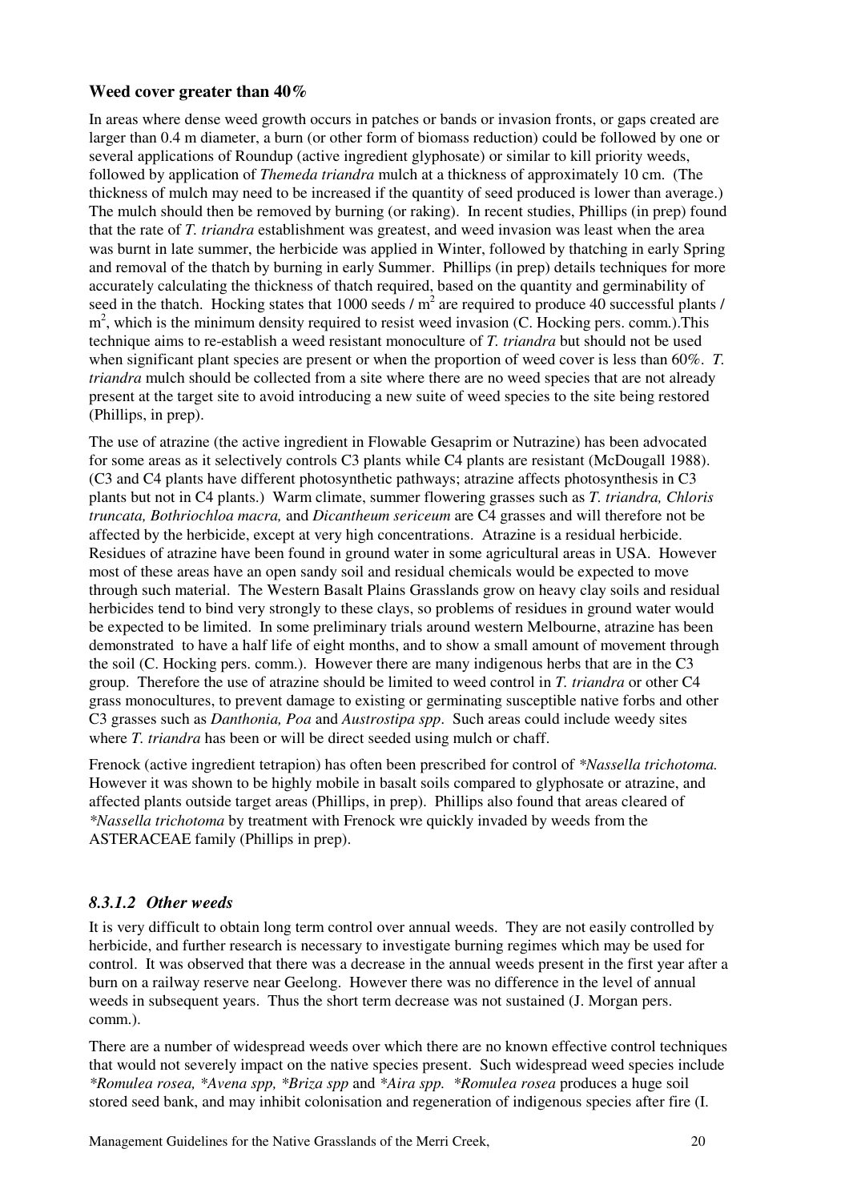### Weed cover greater than 40%

In areas where dense weed growth occurs in patches or bands or invasion fronts, or gaps created are larger than 0.4 m diameter, a burn (or other form of biomass reduction) could be followed by one or several applications of Roundup (active ingredient glyphosate) or similar to kill priority weeds, followed by application of *Themeda triandra* mulch at a thickness of approximately 10 cm. (The thickness of mulch may need to be increased if the quantity of seed produced is lower than average.) The mulch should then be removed by burning (or raking). In recent studies, Phillips (in prep) found that the rate of *T. triandra* establishment was greatest, and weed invasion was least when the area was burnt in late summer, the herbicide was applied in Winter, followed by thatching in early Spring and removal of the thatch by burning in early Summer. Phillips (in prep) details techniques for more accurately calculating the thickness of thatch required, based on the quantity and germinability of seed in the thatch. Hocking states that 1000 seeds / $m^2$ are required to produce 40 successful plants / $m^2$, which is the minimum density required to resist weed invasion (C. Hocking pers. comm.).This technique aims to re-establish a weed resistant monoculture of *T. triandra* but should not be used when significant plant species are present or when the proportion of weed cover is less than 60%. *T. triandra* mulch should be collected from a site where there are no weed species that are not already present at the target site to avoid introducing a new suite of weed species to the site being restored (Phillips, in prep).

The use of atrazine (the active ingredient in Flowable Gesaprim or Nutrazine) has been advocated for some areas as it selectively controls C3 plants while C4 plants are resistant (McDougall 1988). (C3 and C4 plants have different photosynthetic pathways; atrazine affects photosynthesis in C3 plants but not in C4 plants.) Warm climate, summer flowering grasses such as *T. triandra, Chloris truncata, Bothriochloa macra,* and *Dicantheum sericeum* are C4 grasses and will therefore not be affected by the herbicide, except at very high concentrations. Atrazine is a residual herbicide. Residues of atrazine have been found in ground water in some agricultural areas in USA. However most of these areas have an open sandy soil and residual chemicals would be expected to move through such material. The Western Basalt Plains Grasslands grow on heavy clay soils and residual herbicides tend to bind very strongly to these clays, so problems of residues in ground water would be expected to be limited. In some preliminary trials around western Melbourne, atrazine has been demonstrated to have a half life of eight months, and to show a small amount of movement through the soil (C. Hocking pers. comm.). However there are many indigenous herbs that are in the C3 group. Therefore the use of atrazine should be limited to weed control in *T. triandra* or other C4 grass monocultures, to prevent damage to existing or germinating susceptible native forbs and other C3 grasses such as *Danthonia, Poa* and *Austrostipa spp*. Such areas could include weedy sites where *T. triandra* has been or will be direct seeded using mulch or chaff.

Frenock (active ingredient tetrapion) has often been prescribed for control of *\*Nassella trichotoma.* However it was shown to be highly mobile in basalt soils compared to glyphosate or atrazine, and affected plants outside target areas (Phillips, in prep). Phillips also found that areas cleared of *\*Nassella trichotoma* by treatment with Frenock wre quickly invaded by weeds from the ASTERACEAE family (Phillips in prep).

### *8.3.1.2 Other weeds*

It is very difficult to obtain long term control over annual weeds. They are not easily controlled by herbicide, and further research is necessary to investigate burning regimes which may be used for control. It was observed that there was a decrease in the annual weeds present in the first year after a burn on a railway reserve near Geelong. However there was no difference in the level of annual weeds in subsequent years. Thus the short term decrease was not sustained (J. Morgan pers. comm.).

There are a number of widespread weeds over which there are no known effective control techniques that would not severely impact on the native species present. Such widespread weed species include *\*Romulea rosea, \*Avena spp, \*Briza spp* and *\*Aira spp. \*Romulea rosea* produces a huge soil stored seed bank, and may inhibit colonisation and regeneration of indigenous species after fire (I.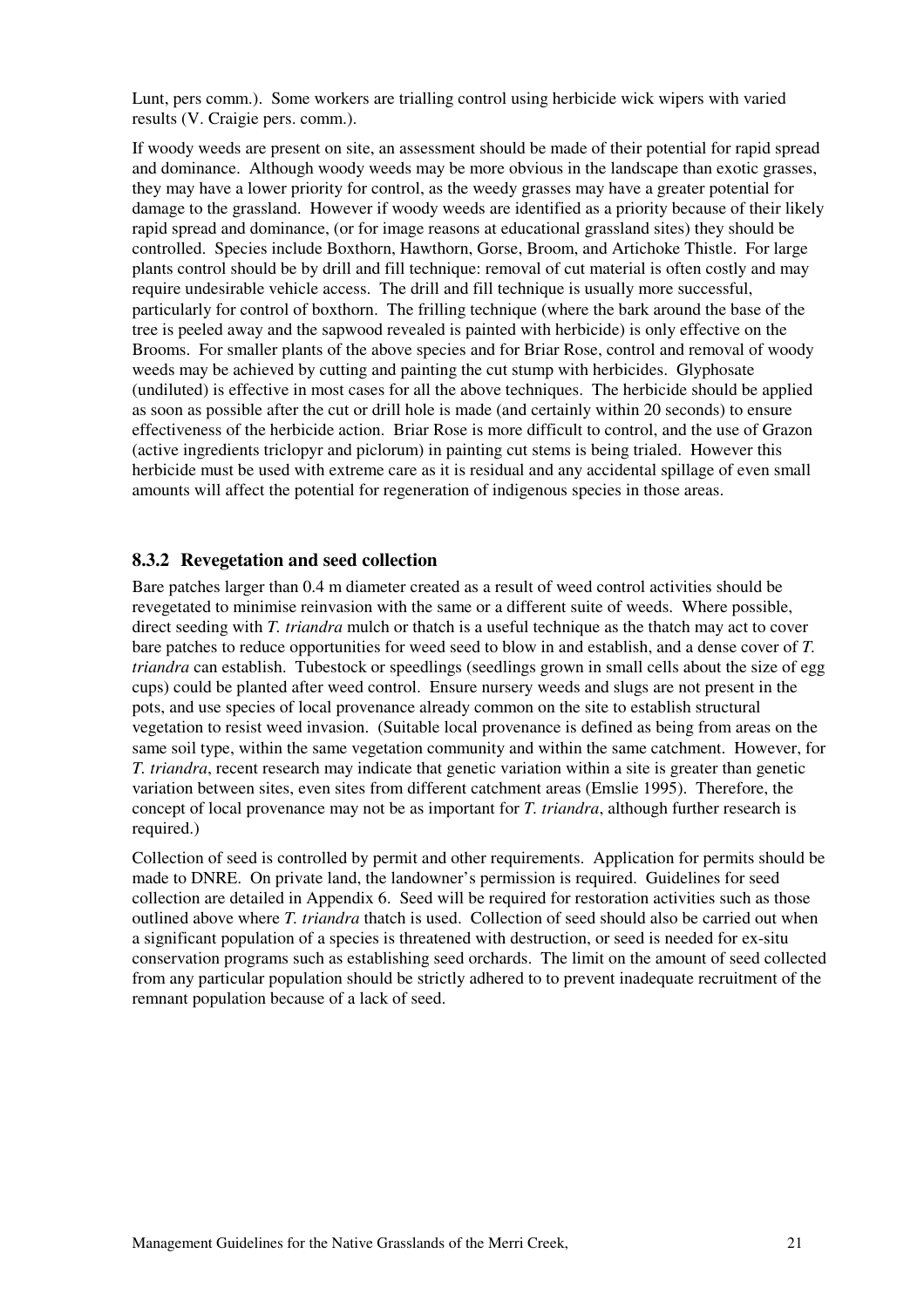Lunt, pers comm.). Some workers are trialling control using herbicide wick wipers with varied results (V. Craigie pers. comm.).

If woody weeds are present on site, an assessment should be made of their potential for rapid spread and dominance. Although woody weeds may be more obvious in the landscape than exotic grasses, they may have a lower priority for control, as the weedy grasses may have a greater potential for damage to the grassland. However if woody weeds are identified as a priority because of their likely rapid spread and dominance, (or for image reasons at educational grassland sites) they should be controlled. Species include Boxthorn, Hawthorn, Gorse, Broom, and Artichoke Thistle. For large plants control should be by drill and fill technique: removal of cut material is often costly and may require undesirable vehicle access. The drill and fill technique is usually more successful, particularly for control of boxthorn. The frilling technique (where the bark around the base of the tree is peeled away and the sapwood revealed is painted with herbicide) is only effective on the Brooms. For smaller plants of the above species and for Briar Rose, control and removal of woody weeds may be achieved by cutting and painting the cut stump with herbicides. Glyphosate (undiluted) is effective in most cases for all the above techniques. The herbicide should be applied as soon as possible after the cut or drill hole is made (and certainly within 20 seconds) to ensure effectiveness of the herbicide action. Briar Rose is more difficult to control, and the use of Grazon (active ingredients triclopyr and piclorum) in painting cut stems is being trialed. However this herbicide must be used with extreme care as it is residual and any accidental spillage of even small amounts will affect the potential for regeneration of indigenous species in those areas.

### 8.3.2 Revegetation and seed collection

Bare patches larger than 0.4 m diameter created as a result of weed control activities should be revegetated to minimise reinvasion with the same or a different suite of weeds. Where possible, direct seeding with *T. triandra* mulch or thatch is a useful technique as the thatch may act to cover bare patches to reduce opportunities for weed seed to blow in and establish, and a dense cover of *T. triandra* can establish. Tubestock or speedlings (seedlings grown in small cells about the size of egg cups) could be planted after weed control. Ensure nursery weeds and slugs are not present in the pots, and use species of local provenance already common on the site to establish structural vegetation to resist weed invasion. (Suitable local provenance is defined as being from areas on the same soil type, within the same vegetation community and within the same catchment. However, for *T. triandra*, recent research may indicate that genetic variation within a site is greater than genetic variation between sites, even sites from different catchment areas (Emslie 1995). Therefore, the concept of local provenance may not be as important for *T. triandra*, although further research is required.)

Collection of seed is controlled by permit and other requirements. Application for permits should be made to DNRE. On private land, the landowner's permission is required. Guidelines for seed collection are detailed in Appendix 6. Seed will be required for restoration activities such as those outlined above where *T. triandra* thatch is used. Collection of seed should also be carried out when a significant population of a species is threatened with destruction, or seed is needed for ex-situ conservation programs such as establishing seed orchards. The limit on the amount of seed collected from any particular population should be strictly adhered to to prevent inadequate recruitment of the remnant population because of a lack of seed.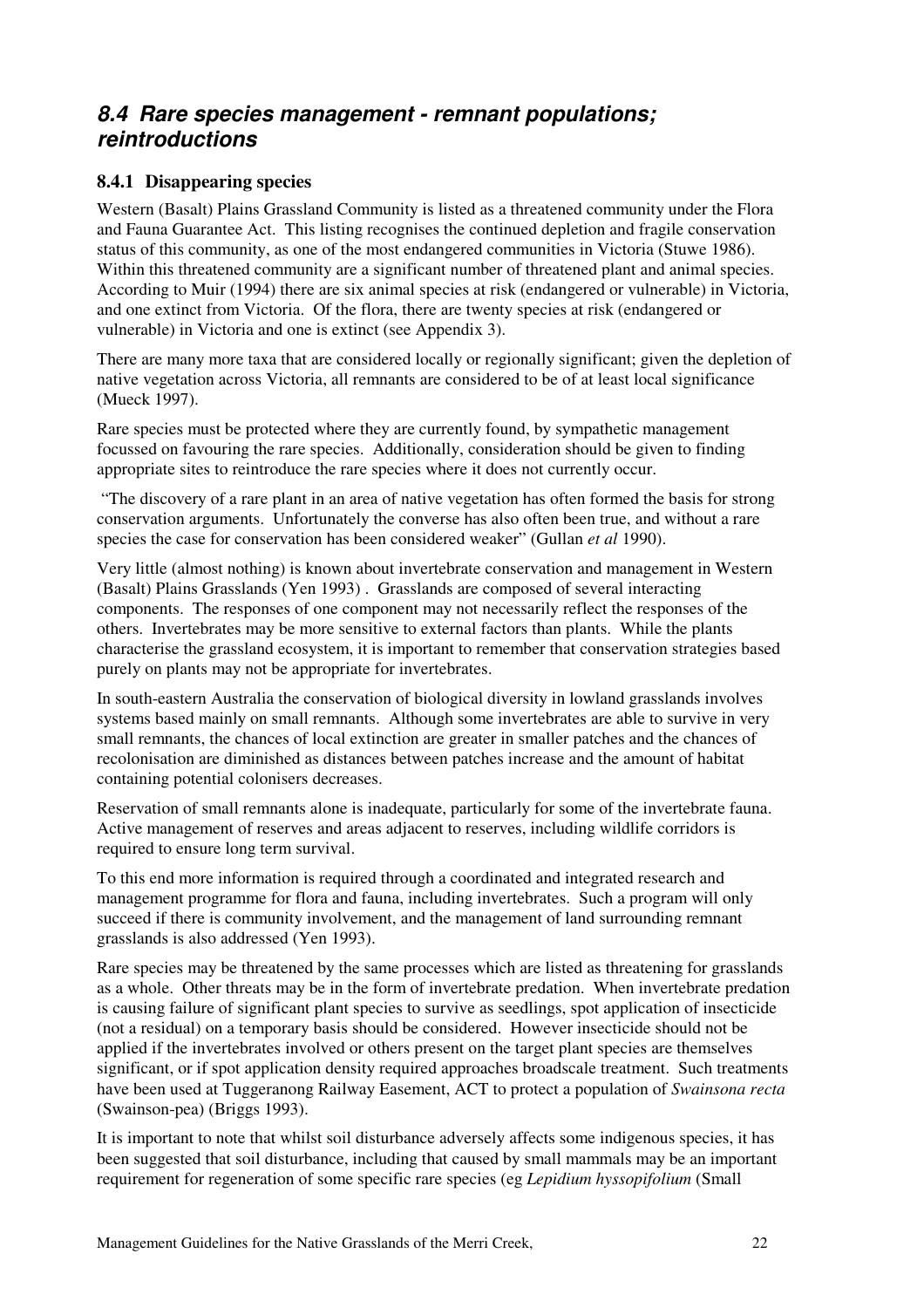## *8.4 Rare species management - remnant populations; reintroductions*

### 8.4.1 Disappearing species

Western (Basalt) Plains Grassland Community is listed as a threatened community under the Flora and Fauna Guarantee Act. This listing recognises the continued depletion and fragile conservation status of this community, as one of the most endangered communities in Victoria (Stuwe 1986). Within this threatened community are a significant number of threatened plant and animal species. According to Muir (1994) there are six animal species at risk (endangered or vulnerable) in Victoria, and one extinct from Victoria. Of the flora, there are twenty species at risk (endangered or vulnerable) in Victoria and one is extinct (see Appendix 3).

There are many more taxa that are considered locally or regionally significant; given the depletion of native vegetation across Victoria, all remnants are considered to be of at least local significance (Mueck 1997).

Rare species must be protected where they are currently found, by sympathetic management focussed on favouring the rare species. Additionally, consideration should be given to finding appropriate sites to reintroduce the rare species where it does not currently occur.

"The discovery of a rare plant in an area of native vegetation has often formed the basis for strong conservation arguments. Unfortunately the converse has also often been true, and without a rare species the case for conservation has been considered weaker" (Gullan *et al* 1990).

Very little (almost nothing) is known about invertebrate conservation and management in Western (Basalt) Plains Grasslands (Yen 1993) . Grasslands are composed of several interacting components. The responses of one component may not necessarily reflect the responses of the others. Invertebrates may be more sensitive to external factors than plants. While the plants characterise the grassland ecosystem, it is important to remember that conservation strategies based purely on plants may not be appropriate for invertebrates.

In south-eastern Australia the conservation of biological diversity in lowland grasslands involves systems based mainly on small remnants. Although some invertebrates are able to survive in very small remnants, the chances of local extinction are greater in smaller patches and the chances of recolonisation are diminished as distances between patches increase and the amount of habitat containing potential colonisers decreases.

Reservation of small remnants alone is inadequate, particularly for some of the invertebrate fauna. Active management of reserves and areas adjacent to reserves, including wildlife corridors is required to ensure long term survival.

To this end more information is required through a coordinated and integrated research and management programme for flora and fauna, including invertebrates. Such a program will only succeed if there is community involvement, and the management of land surrounding remnant grasslands is also addressed (Yen 1993).

Rare species may be threatened by the same processes which are listed as threatening for grasslands as a whole. Other threats may be in the form of invertebrate predation. When invertebrate predation is causing failure of significant plant species to survive as seedlings, spot application of insecticide (not a residual) on a temporary basis should be considered. However insecticide should not be applied if the invertebrates involved or others present on the target plant species are themselves significant, or if spot application density required approaches broadscale treatment. Such treatments have been used at Tuggeranong Railway Easement, ACT to protect a population of *Swainsona recta* (Swainson-pea) (Briggs 1993).

It is important to note that whilst soil disturbance adversely affects some indigenous species, it has been suggested that soil disturbance, including that caused by small mammals may be an important requirement for regeneration of some specific rare species (eg *Lepidium hyssopifolium* (Small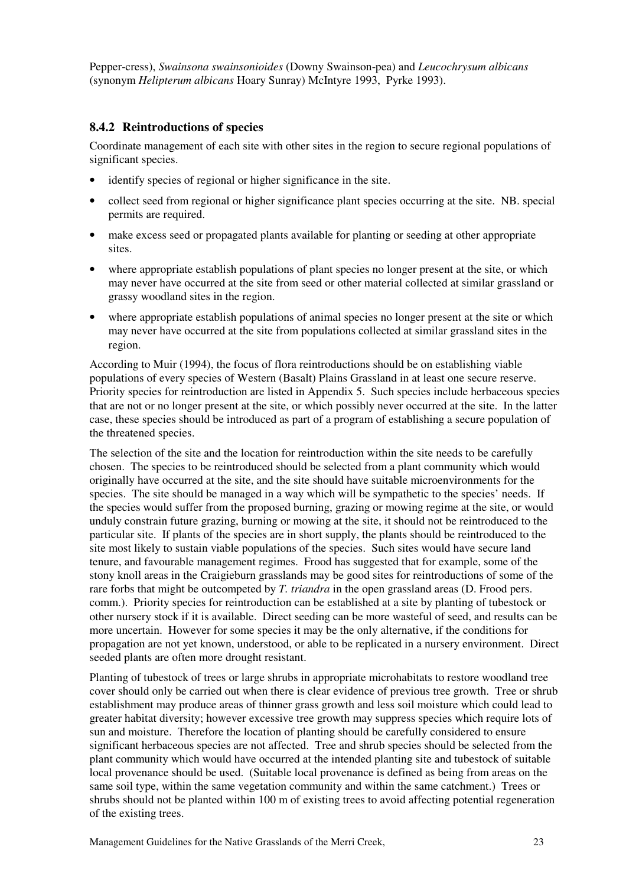Pepper-cress), *Swainsona swainsonioides* (Downy Swainson-pea) and *Leucochrysum albicans* (synonym *Helipterum albicans* Hoary Sunray) McIntyre 1993, Pyrke 1993).

### 8.4.2 Reintroductions of species

Coordinate management of each site with other sites in the region to secure regional populations of significant species.

- identify species of regional or higher significance in the site.
- collect seed from regional or higher significance plant species occurring at the site. NB. special permits are required.
- make excess seed or propagated plants available for planting or seeding at other appropriate sites.
- where appropriate establish populations of plant species no longer present at the site, or which may never have occurred at the site from seed or other material collected at similar grassland or grassy woodland sites in the region.
- where appropriate establish populations of animal species no longer present at the site or which may never have occurred at the site from populations collected at similar grassland sites in the region.

According to Muir (1994), the focus of flora reintroductions should be on establishing viable populations of every species of Western (Basalt) Plains Grassland in at least one secure reserve. Priority species for reintroduction are listed in Appendix 5. Such species include herbaceous species that are not or no longer present at the site, or which possibly never occurred at the site. In the latter case, these species should be introduced as part of a program of establishing a secure population of the threatened species.

The selection of the site and the location for reintroduction within the site needs to be carefully chosen. The species to be reintroduced should be selected from a plant community which would originally have occurred at the site, and the site should have suitable microenvironments for the species. The site should be managed in a way which will be sympathetic to the species' needs. If the species would suffer from the proposed burning, grazing or mowing regime at the site, or would unduly constrain future grazing, burning or mowing at the site, it should not be reintroduced to the particular site. If plants of the species are in short supply, the plants should be reintroduced to the site most likely to sustain viable populations of the species. Such sites would have secure land tenure, and favourable management regimes. Frood has suggested that for example, some of the stony knoll areas in the Craigieburn grasslands may be good sites for reintroductions of some of the rare forbs that might be outcompeted by *T. triandra* in the open grassland areas (D. Frood pers. comm.). Priority species for reintroduction can be established at a site by planting of tubestock or other nursery stock if it is available. Direct seeding can be more wasteful of seed, and results can be more uncertain. However for some species it may be the only alternative, if the conditions for propagation are not yet known, understood, or able to be replicated in a nursery environment. Direct seeded plants are often more drought resistant.

Planting of tubestock of trees or large shrubs in appropriate microhabitats to restore woodland tree cover should only be carried out when there is clear evidence of previous tree growth. Tree or shrub establishment may produce areas of thinner grass growth and less soil moisture which could lead to greater habitat diversity; however excessive tree growth may suppress species which require lots of sun and moisture. Therefore the location of planting should be carefully considered to ensure significant herbaceous species are not affected. Tree and shrub species should be selected from the plant community which would have occurred at the intended planting site and tubestock of suitable local provenance should be used. (Suitable local provenance is defined as being from areas on the same soil type, within the same vegetation community and within the same catchment.) Trees or shrubs should not be planted within 100 m of existing trees to avoid affecting potential regeneration of the existing trees.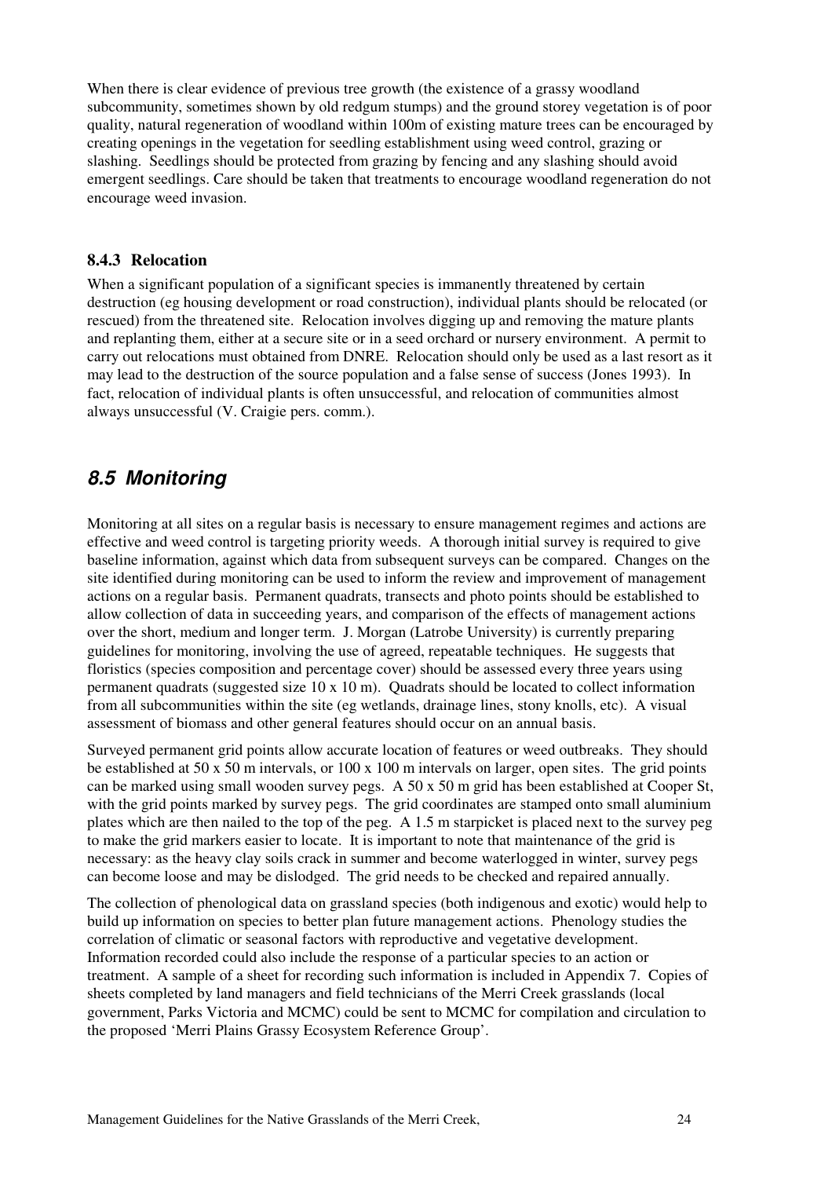When there is clear evidence of previous tree growth (the existence of a grassy woodland subcommunity, sometimes shown by old redgum stumps) and the ground storey vegetation is of poor quality, natural regeneration of woodland within 100m of existing mature trees can be encouraged by creating openings in the vegetation for seedling establishment using weed control, grazing or slashing. Seedlings should be protected from grazing by fencing and any slashing should avoid emergent seedlings. Care should be taken that treatments to encourage woodland regeneration do not encourage weed invasion.

### 8.4.3 Relocation

When a significant population of a significant species is immanently threatened by certain destruction (eg housing development or road construction), individual plants should be relocated (or rescued) from the threatened site. Relocation involves digging up and removing the mature plants and replanting them, either at a secure site or in a seed orchard or nursery environment. A permit to carry out relocations must obtained from DNRE. Relocation should only be used as a last resort as it may lead to the destruction of the source population and a false sense of success (Jones 1993). In fact, relocation of individual plants is often unsuccessful, and relocation of communities almost always unsuccessful (V. Craigie pers. comm.).

## *8.5 Monitoring*

Monitoring at all sites on a regular basis is necessary to ensure management regimes and actions are effective and weed control is targeting priority weeds. A thorough initial survey is required to give baseline information, against which data from subsequent surveys can be compared. Changes on the site identified during monitoring can be used to inform the review and improvement of management actions on a regular basis. Permanent quadrats, transects and photo points should be established to allow collection of data in succeeding years, and comparison of the effects of management actions over the short, medium and longer term. J. Morgan (Latrobe University) is currently preparing guidelines for monitoring, involving the use of agreed, repeatable techniques. He suggests that floristics (species composition and percentage cover) should be assessed every three years using permanent quadrats (suggested size 10 x 10 m). Quadrats should be located to collect information from all subcommunities within the site (eg wetlands, drainage lines, stony knolls, etc). A visual assessment of biomass and other general features should occur on an annual basis.

Surveyed permanent grid points allow accurate location of features or weed outbreaks. They should be established at 50 x 50 m intervals, or 100 x 100 m intervals on larger, open sites. The grid points can be marked using small wooden survey pegs. A 50 x 50 m grid has been established at Cooper St, with the grid points marked by survey pegs. The grid coordinates are stamped onto small aluminium plates which are then nailed to the top of the peg. A 1.5 m starpicket is placed next to the survey peg to make the grid markers easier to locate. It is important to note that maintenance of the grid is necessary: as the heavy clay soils crack in summer and become waterlogged in winter, survey pegs can become loose and may be dislodged. The grid needs to be checked and repaired annually.

The collection of phenological data on grassland species (both indigenous and exotic) would help to build up information on species to better plan future management actions. Phenology studies the correlation of climatic or seasonal factors with reproductive and vegetative development. Information recorded could also include the response of a particular species to an action or treatment. A sample of a sheet for recording such information is included in Appendix 7. Copies of sheets completed by land managers and field technicians of the Merri Creek grasslands (local government, Parks Victoria and MCMC) could be sent to MCMC for compilation and circulation to the proposed 'Merri Plains Grassy Ecosystem Reference Group'.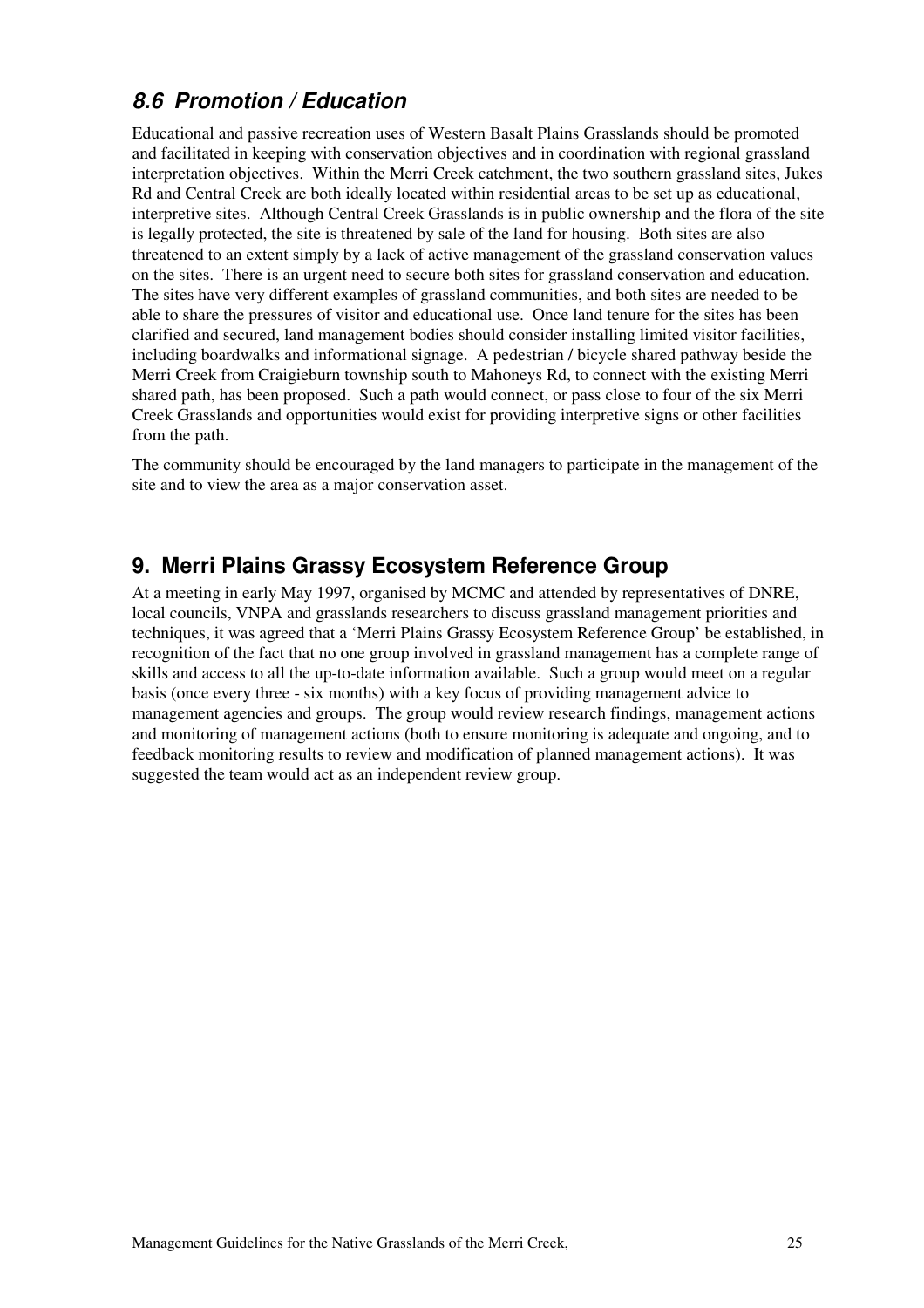## *8.6 Promotion / Education*

Educational and passive recreation uses of Western Basalt Plains Grasslands should be promoted and facilitated in keeping with conservation objectives and in coordination with regional grassland interpretation objectives. Within the Merri Creek catchment, the two southern grassland sites, Jukes Rd and Central Creek are both ideally located within residential areas to be set up as educational, interpretive sites. Although Central Creek Grasslands is in public ownership and the flora of the site is legally protected, the site is threatened by sale of the land for housing. Both sites are also threatened to an extent simply by a lack of active management of the grassland conservation values on the sites. There is an urgent need to secure both sites for grassland conservation and education. The sites have very different examples of grassland communities, and both sites are needed to be able to share the pressures of visitor and educational use. Once land tenure for the sites has been clarified and secured, land management bodies should consider installing limited visitor facilities, including boardwalks and informational signage. A pedestrian / bicycle shared pathway beside the Merri Creek from Craigieburn township south to Mahoneys Rd, to connect with the existing Merri shared path, has been proposed. Such a path would connect, or pass close to four of the six Merri Creek Grasslands and opportunities would exist for providing interpretive signs or other facilities from the path.

The community should be encouraged by the land managers to participate in the management of the site and to view the area as a major conservation asset.

# 9. Merri Plains Grassy Ecosystem Reference Group

At a meeting in early May 1997, organised by MCMC and attended by representatives of DNRE, local councils, VNPA and grasslands researchers to discuss grassland management priorities and techniques, it was agreed that a 'Merri Plains Grassy Ecosystem Reference Group' be established, in recognition of the fact that no one group involved in grassland management has a complete range of skills and access to all the up-to-date information available. Such a group would meet on a regular basis (once every three - six months) with a key focus of providing management advice to management agencies and groups. The group would review research findings, management actions and monitoring of management actions (both to ensure monitoring is adequate and ongoing, and to feedback monitoring results to review and modification of planned management actions). It was suggested the team would act as an independent review group.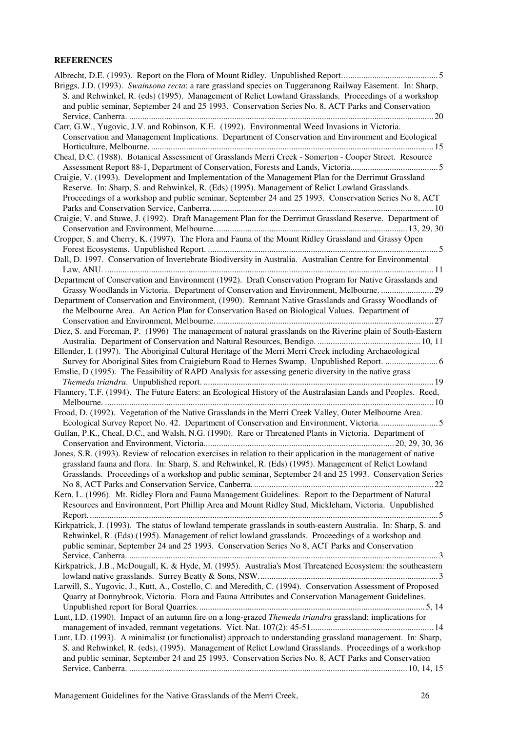**REFERENCES**

Albrecht, D.E. (1993). Report on the Flora of Mount Ridley. Unpublished Report. ........................................... 5

Briggs, J.D. (1993). *Swainsona recta*: a rare grassland species on Tuggeranong Railway Easement. In: Sharp, S. and Rehwinkel, R. (eds) (1995). Management of Relict Lowland Grasslands. Proceedings of a workshop and public seminar, September 24 and 25 1993. Conservation Series No. 8, ACT Parks and Conservation Service, Canberra. .......................................................................................................................................... 20

Carr, G.W., Yugovic, J.V. and Robinson, K.E. (1992). Environmental Weed Invasions in Victoria. Conservation and Management Implications. Department of Conservation and Environment and Ecological Horticulture, Melbourne. ................................................................................................................................ 15

Cheal, D.C. (1988). Botanical Assessment of Grasslands Merri Creek - Somerton - Cooper Street. Resource Assessment Report 88-1, Department of Conservation, Forests and Lands, Victoria........................................ 5

Craigie, V. (1993). Development and Implementation of the Management Plan for the Derrimut Grassland Reserve. In: Sharp, S. and Rehwinkel, R. (Eds) (1995). Management of Relict Lowland Grasslands. Proceedings of a workshop and public seminar, September 24 and 25 1993. Conservation Series No 8, ACT Parks and Conservation Service, Canberra. .................................................................................................... 10

Craigie, V. and Stuwe, J. (1992). Draft Management Plan for the Derrimut Grassland Reserve. Department of Conservation and Environment, Melbourne. ...................................................................................... 13, 29, 30

Cropper, S. and Cherry, K. (1997). The Flora and Fauna of the Mount Ridley Grassland and Grassy Open Forest Ecosystems. Unpublished Report. ......................................................................................................... 5

Dall, D. 1997. Conservation of Invertebrate Biodiversity in Australia. Australian Centre for Environmental Law, ANU. ..................................................................................................................................................... 11

Department of Conservation and Environment (1992). Draft Conservation Program for Native Grasslands and Grassy Woodlands in Victoria. Department of Conservation and Environment, Melbourne. ........................ 29

Department of Conservation and Environment, (1990). Remnant Native Grasslands and Grassy Woodlands of the Melbourne Area. An Action Plan for Conservation Based on Biological Values. Department of Conservation and Environment, Melbourne. .................................................................................................. 27

Diez, S. and Foreman, P. (1996) The management of natural grasslands on the Riverine plain of South-Eastern Australia. Department of Conservation and Natural Resources, Bendigo. ............................................... 10, 11

Ellender, I. (1997). The Aboriginal Cultural Heritage of the Merri Merri Creek including Archaeological Survey for Aboriginal Sites from Craigieburn Road to Hernes Swamp. Unpublished Report. ........................ 6

Emslie, D (1995). The Feasibility of RAPD Analysis for assessing genetic diversity in the native grass *Themeda triandra*. Unpublished report. ........................................................................................................ 19

Flannery, T.F. (1994). The Future Eaters: an Ecological History of the Australasian Lands and Peoples. Reed, Melbourne. .................................................................................................................................................... 10

Frood, D. (1992). Vegetation of the Native Grasslands in the Merri Creek Valley, Outer Melbourne Area. Ecological Survey Report No. 42. Department of Conservation and Environment, Victoria. .......................... 5

Gullan, P.K., Cheal, D.C., and Walsh, N.G. (1990). Rare or Threatened Plants in Victoria. Department of Conservation and Environment, Victoria...................................................................................... 20, 29, 30, 36

Jones, S.R. (1993). Review of relocation exercises in relation to their application in the management of native grassland fauna and flora. In: Sharp, S. and Rehwinkel, R. (Eds) (1995). Management of Relict Lowland Grasslands. Proceedings of a workshop and public seminar, September 24 and 25 1993. Conservation Series No 8, ACT Parks and Conservation Service, Canberra. ................................................................................. 22

Kern, L. (1996). Mt. Ridley Flora and Fauna Management Guidelines. Report to the Department of Natural Resources and Environment, Port Phillip Area and Mount Ridley Stud, Mickleham, Victoria. Unpublished Report. ............................................................................................................................................................. 5

Kirkpatrick, J. (1993). The status of lowland temperate grasslands in south-eastern Australia. In: Sharp, S. and Rehwinkel, R. (Eds) (1995). Management of relict lowland grasslands. Proceedings of a workshop and public seminar, September 24 and 25 1993. Conservation Series No 8, ACT Parks and Conservation Service, Canberra. ............................................................................................................................................ 3

Kirkpatrick, J.B., McDougall, K. & Hyde, M. (1995). Australia's Most Threatened Ecosystem: the southeastern lowland native grasslands. Surrey Beatty & Sons, NSW. ................................................................................ 3

Larwill, S., Yugovic, J., Kutt, A., Costello, C. and Meredith, C. (1994). Conservation Assessment of Proposed Quarry at Donnybrook, Victoria. Flora and Fauna Attributes and Conservation Management Guidelines. Unpublished report for Boral Quarries. ...................................................................................................... 5, 14

Lunt, I.D. (1990). Impact of an autumn fire on a long-grazed *Themeda triandra* grassland: implications for management of invaded, remnant vegetations. Vict. Nat. 107(2): 45-51........................................................ 14

Lunt, I.D. (1993). A minimalist (or functionalist) approach to understanding grassland management. In: Sharp, S. and Rehwinkel, R. (eds), (1995). Management of Relict Lowland Grasslands. Proceedings of a workshop and public seminar, September 24 and 25 1993. Conservation Series No. 8, ACT Parks and Conservation Service, Canberra. ............................................................................................................................ 10, 14, 15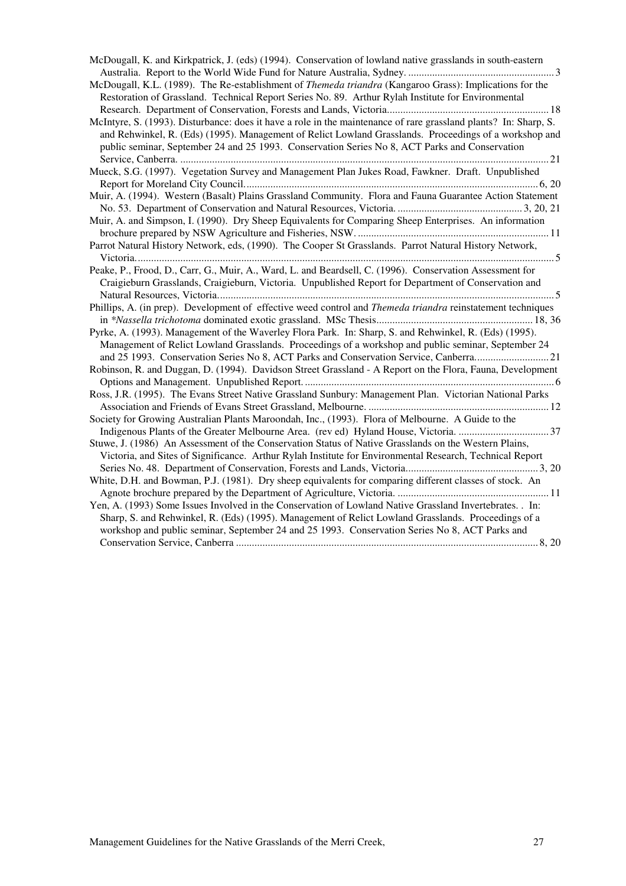McDougall, K. and Kirkpatrick, J. (eds) (1994). Conservation of lowland native grasslands in south-eastern Australia. Report to the World Wide Fund for Nature Australia, Sydney. ........................................................ 3

McDougall, K.L. (1989). The Re-establishment of *Themeda triandra* (Kangaroo Grass): Implications for the Restoration of Grassland. Technical Report Series No. 89. Arthur Rylah Institute for Environmental Research. Department of Conservation, Forests and Lands, Victoria............................................................ 18

McIntyre, S. (1993). Disturbance: does it have a role in the maintenance of rare grassland plants? In: Sharp, S. and Rehwinkel, R. (Eds) (1995). Management of Relict Lowland Grasslands. Proceedings of a workshop and public seminar, September 24 and 25 1993. Conservation Series No 8, ACT Parks and Conservation Service, Canberra. ........................................................................................................................... 21

Mueck, S.G. (1997). Vegetation Survey and Management Plan Jukes Road, Fawkner. Draft. Unpublished Report for Moreland City Council............................................................................................................... 6, 20

Muir, A. (1994). Western (Basalt) Plains Grassland Community. Flora and Fauna Guarantee Action Statement No. 53. Department of Conservation and Natural Resources, Victoria. ............................................... 3, 20, 21

Muir, A. and Simpson, I. (1990). Dry Sheep Equivalents for Comparing Sheep Enterprises. An information brochure prepared by NSW Agriculture and Fisheries, NSW. ....................................................................... 11

Parrot Natural History Network, eds, (1990). The Cooper St Grasslands. Parrot Natural History Network, Victoria............................................................................................................................................................ 5

Peake, P., Frood, D., Carr, G., Muir, A., Ward, L. and Beardsell, C. (1996). Conservation Assessment for Craigieburn Grasslands, Craigieburn, Victoria. Unpublished Report for Department of Conservation and Natural Resources, Victoria.............................................................................................................................. 5

Phillips, A. (in prep). Development of effective weed control and *Themeda triandra* reinstatement techniques in **Nassella trichotoma* dominated exotic grassland. MSc Thesis........................................................... 18, 36

Pyrke, A. (1993). Management of the Waverley Flora Park. In: Sharp, S. and Rehwinkel, R. (Eds) (1995). Management of Relict Lowland Grasslands. Proceedings of a workshop and public seminar, September 24 and 25 1993. Conservation Series No 8, ACT Parks and Conservation Service, Canberra............................ 21

Robinson, R. and Duggan, D. (1994). Davidson Street Grassland - A Report on the Flora, Fauna, Development Options and Management. Unpublished Report.............................................................................................. 6

Ross, J.R. (1995). The Evans Street Native Grassland Sunbury: Management Plan. Victorian National Parks Association and Friends of Evans Street Grassland, Melbourne. .................................................................... 12

Society for Growing Australian Plants Maroondah, Inc., (1993). Flora of Melbourne. A Guide to the Indigenous Plants of the Greater Melbourne Area. (rev ed) Hyland House, Victoria. .................................. 37

Stuwe, J. (1986) An Assessment of the Conservation Status of Native Grasslands on the Western Plains, Victoria, and Sites of Significance. Arthur Rylah Institute for Environmental Research, Technical Report Series No. 48. Department of Conservation, Forests and Lands, Victoria.................................................. 3, 20

White, D.H. and Bowman, P.J. (1981). Dry sheep equivalents for comparing different classes of stock. An Agnote brochure prepared by the Department of Agriculture, Victoria. ......................................................... 11

Yen, A. (1993) Some Issues Involved in the Conservation of Lowland Native Grassland Invertebrates. . In: Sharp, S. and Rehwinkel, R. (Eds) (1995). Management of Relict Lowland Grasslands. Proceedings of a workshop and public seminar, September 24 and 25 1993. Conservation Series No 8, ACT Parks and Conservation Service, Canberra .................................................................................................................. 8, 20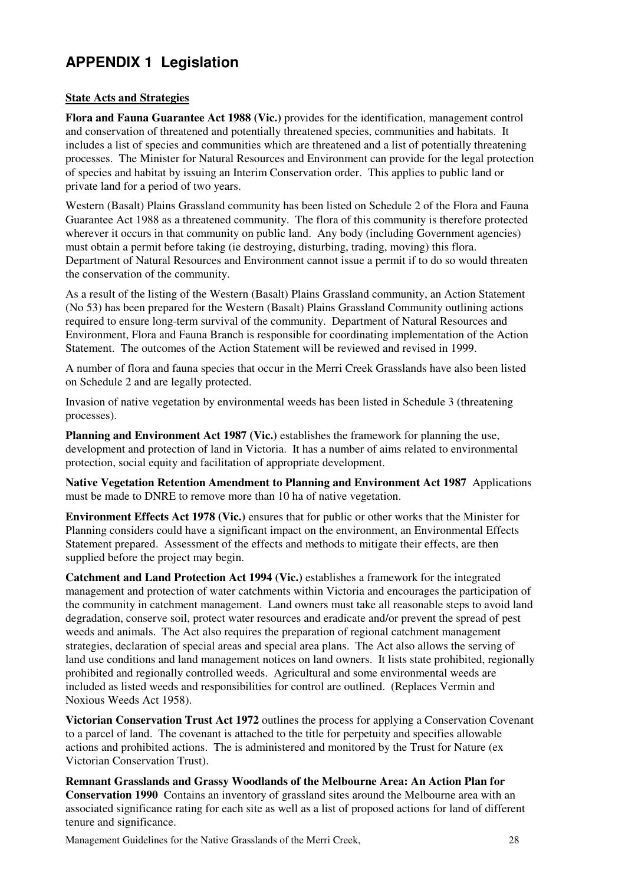# APPENDIX 1 Legislation

**State Acts and Strategies**

**Flora and Fauna Guarantee Act 1988 (Vic.)** provides for the identification, management control and conservation of threatened and potentially threatened species, communities and habitats. It includes a list of species and communities which are threatened and a list of potentially threatening processes. The Minister for Natural Resources and Environment can provide for the legal protection of species and habitat by issuing an Interim Conservation order. This applies to public land or private land for a period of two years.

Western (Basalt) Plains Grassland community has been listed on Schedule 2 of the Flora and Fauna Guarantee Act 1988 as a threatened community. The flora of this community is therefore protected wherever it occurs in that community on public land. Any body (including Government agencies) must obtain a permit before taking (ie destroying, disturbing, trading, moving) this flora. Department of Natural Resources and Environment cannot issue a permit if to do so would threaten the conservation of the community.

As a result of the listing of the Western (Basalt) Plains Grassland community, an Action Statement (No 53) has been prepared for the Western (Basalt) Plains Grassland Community outlining actions required to ensure long-term survival of the community. Department of Natural Resources and Environment, Flora and Fauna Branch is responsible for coordinating implementation of the Action Statement. The outcomes of the Action Statement will be reviewed and revised in 1999.

A number of flora and fauna species that occur in the Merri Creek Grasslands have also been listed on Schedule 2 and are legally protected.

Invasion of native vegetation by environmental weeds has been listed in Schedule 3 (threatening processes).

**Planning and Environment Act 1987 (Vic.)** establishes the framework for planning the use, development and protection of land in Victoria. It has a number of aims related to environmental protection, social equity and facilitation of appropriate development.

**Native Vegetation Retention Amendment to Planning and Environment Act 1987** Applications must be made to DNRE to remove more than 10 ha of native vegetation.

**Environment Effects Act 1978 (Vic.)** ensures that for public or other works that the Minister for Planning considers could have a significant impact on the environment, an Environmental Effects Statement prepared. Assessment of the effects and methods to mitigate their effects, are then supplied before the project may begin.

**Catchment and Land Protection Act 1994 (Vic.)** establishes a framework for the integrated management and protection of water catchments within Victoria and encourages the participation of the community in catchment management. Land owners must take all reasonable steps to avoid land degradation, conserve soil, protect water resources and eradicate and/or prevent the spread of pest weeds and animals. The Act also requires the preparation of regional catchment management strategies, declaration of special areas and special area plans. The Act also allows the serving of land use conditions and land management notices on land owners. It lists state prohibited, regionally prohibited and regionally controlled weeds. Agricultural and some environmental weeds are included as listed weeds and responsibilities for control are outlined. (Replaces Vermin and Noxious Weeds Act 1958).

**Victorian Conservation Trust Act 1972** outlines the process for applying a Conservation Covenant to a parcel of land. The covenant is attached to the title for perpetuity and specifies allowable actions and prohibited actions. The is administered and monitored by the Trust for Nature (ex Victorian Conservation Trust).

**Remnant Grasslands and Grassy Woodlands of the Melbourne Area: An Action Plan for Conservation 1990** Contains an inventory of grassland sites around the Melbourne area with an associated significance rating for each site as well as a list of proposed actions for land of different tenure and significance.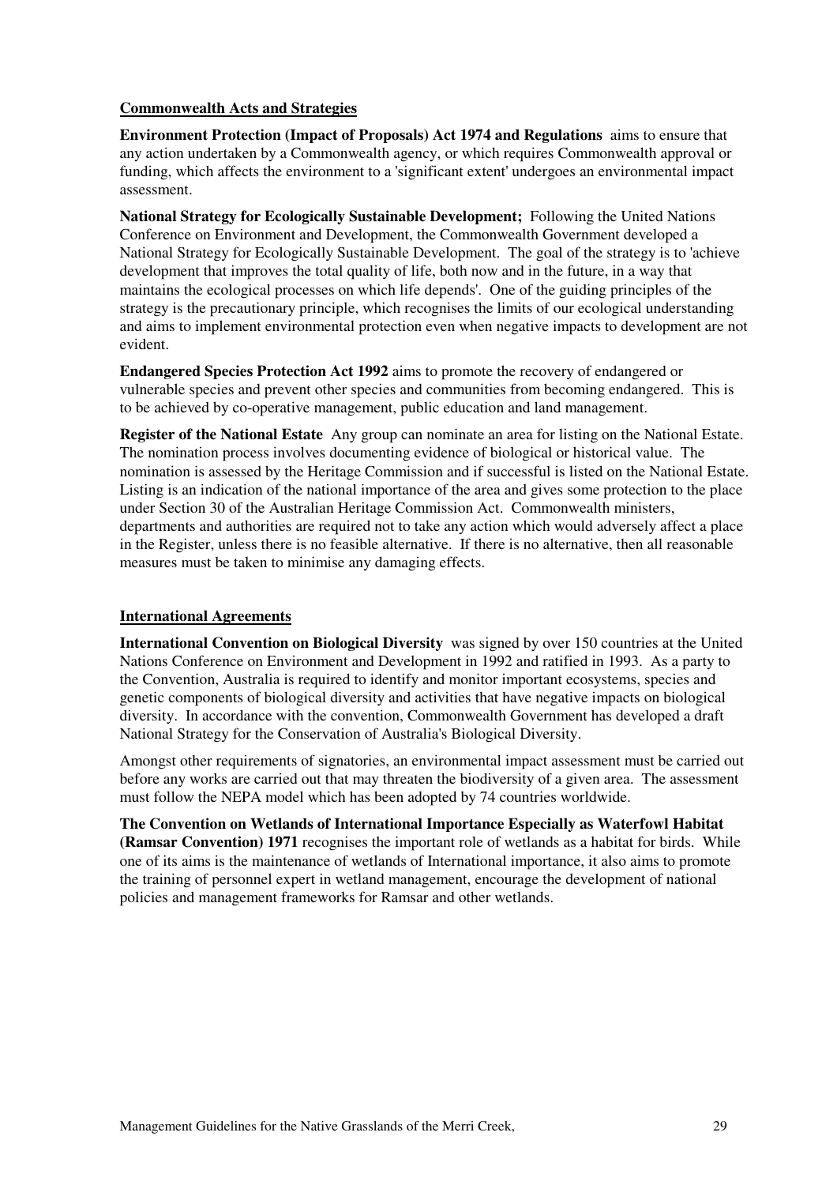**Commonwealth Acts and Strategies**

**Environment Protection (Impact of Proposals) Act 1974 and Regulations** aims to ensure that any action undertaken by a Commonwealth agency, or which requires Commonwealth approval or funding, which affects the environment to a 'significant extent' undergoes an environmental impact assessment.

**National Strategy for Ecologically Sustainable Development;** Following the United Nations Conference on Environment and Development, the Commonwealth Government developed a National Strategy for Ecologically Sustainable Development. The goal of the strategy is to 'achieve development that improves the total quality of life, both now and in the future, in a way that maintains the ecological processes on which life depends'. One of the guiding principles of the strategy is the precautionary principle, which recognises the limits of our ecological understanding and aims to implement environmental protection even when negative impacts to development are not evident.

**Endangered Species Protection Act 1992** aims to promote the recovery of endangered or vulnerable species and prevent other species and communities from becoming endangered. This is to be achieved by co-operative management, public education and land management.

**Register of the National Estate** Any group can nominate an area for listing on the National Estate. The nomination process involves documenting evidence of biological or historical value. The nomination is assessed by the Heritage Commission and if successful is listed on the National Estate. Listing is an indication of the national importance of the area and gives some protection to the place under Section 30 of the Australian Heritage Commission Act. Commonwealth ministers, departments and authorities are required not to take any action which would adversely affect a place in the Register, unless there is no feasible alternative. If there is no alternative, then all reasonable measures must be taken to minimise any damaging effects.

**International Agreements**

**International Convention on Biological Diversity** was signed by over 150 countries at the United Nations Conference on Environment and Development in 1992 and ratified in 1993. As a party to the Convention, Australia is required to identify and monitor important ecosystems, species and genetic components of biological diversity and activities that have negative impacts on biological diversity. In accordance with the convention, Commonwealth Government has developed a draft National Strategy for the Conservation of Australia's Biological Diversity.

Amongst other requirements of signatories, an environmental impact assessment must be carried out before any works are carried out that may threaten the biodiversity of a given area. The assessment must follow the NEPA model which has been adopted by 74 countries worldwide.

**The Convention on Wetlands of International Importance Especially as Waterfowl Habitat (Ramsar Convention) 1971** recognises the important role of wetlands as a habitat for birds. While one of its aims is the maintenance of wetlands of International importance, it also aims to promote the training of personnel expert in wetland management, encourage the development of national policies and management frameworks for Ramsar and other wetlands.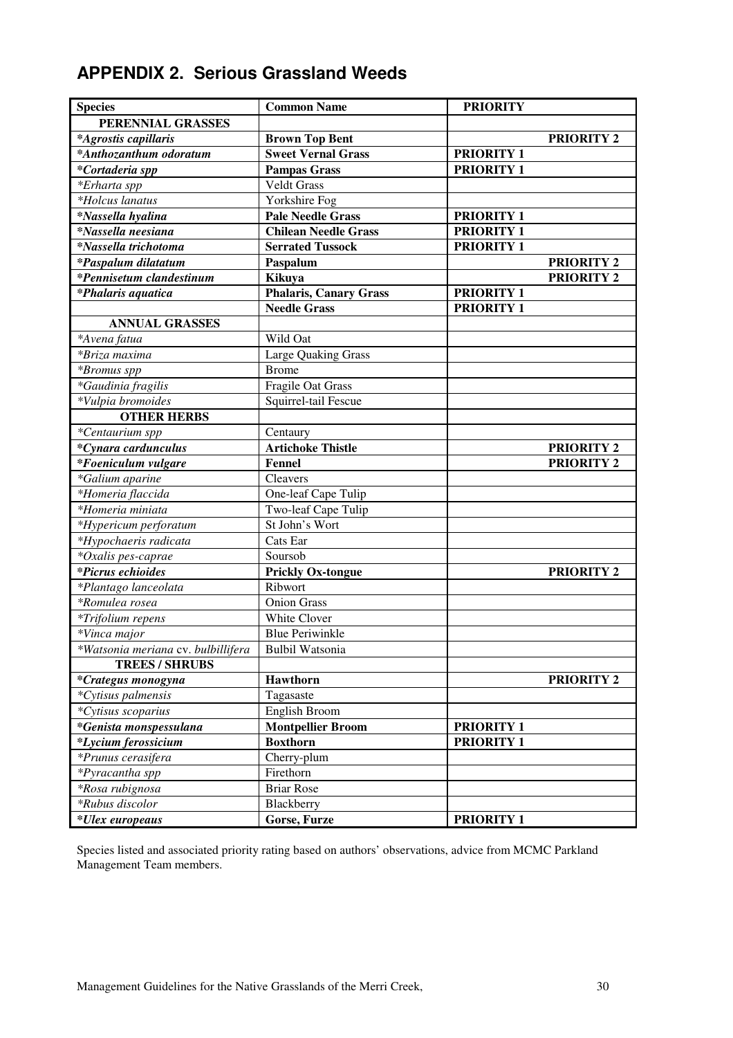## APPENDIX 2. Serious Grassland Weeds

| **Species** | **Common Name** | **PRIORITY** |
|---|---|---|
| **PERENNIAL GRASSES** | | |
| ***Agrostis capillaris*** | **Brown Top Bent** | **PRIORITY 2** |
| ***Anthozanthum odoratum*** | **Sweet Vernal Grass** | **PRIORITY 1** |
| ***Cortaderia spp*** | **Pampas Grass** | **PRIORITY 1** |
| *\*Erharta spp* | Veldt Grass | |
| *\*Holcus lanatus* | Yorkshire Fog | |
| ***Nassella hyalina*** | **Pale Needle Grass** | **PRIORITY 1** |
| ***Nassella neesiana*** | **Chilean Needle Grass** | **PRIORITY 1** |
| ***Nassella trichotoma*** | **Serrated Tussock** | **PRIORITY 1** |
| ***Paspalum dilatatum*** | **Paspalum** | **PRIORITY 2** |
| ***Pennisetum clandestinum*** | **Kikuya** | **PRIORITY 2** |
| ***Phalaris aquatica*** | **Phalaris, Canary Grass** | **PRIORITY 1** |
| | **Needle Grass** | **PRIORITY 1** |
| **ANNUAL GRASSES** | | |
| *\*Avena fatua* | Wild Oat | |
| *\*Briza maxima* | Large Quaking Grass | |
| *\*Bromus spp* | Brome | |
| *\*Gaudinia fragilis* | Fragile Oat Grass | |
| *\*Vulpia bromoides* | Squirrel-tail Fescue | |
| **OTHER HERBS** | | |
| *\*Centaurium spp* | Centaury | |
| ***Cynara cardunculus*** | **Artichoke Thistle** | **PRIORITY 2** |
| ***Foeniculum vulgare*** | **Fennel** | **PRIORITY 2** |
| *\*Galium aparine* | Cleavers | |
| *\*Homeria flaccida* | One-leaf Cape Tulip | |
| *\*Homeria miniata* | Two-leaf Cape Tulip | |
| *\*Hypericum perforatum* | St John's Wort | |
| *\*Hypochaeris radicata* | Cats Ear | |
| *\*Oxalis pes-caprae* | Soursob | |
| ***Picrus echioides*** | **Prickly Ox-tongue** | **PRIORITY 2** |
| *\*Plantago lanceolata* | Ribwort | |
| *\*Romulea rosea* | Onion Grass | |
| *\*Trifolium repens* | White Clover | |
| *\*Vinca major* | Blue Periwinkle | |
| *\*Watsonia meriana* cv. *bulbillifera* | Bulbil Watsonia | |
| **TREES / SHRUBS** | | |
| ***Crategus monogyna*** | **Hawthorn** | **PRIORITY 2** |
| *\*Cytisus palmensis* | Tagasaste | |
| *\*Cytisus scoparius* | English Broom | |
| ***Genista monspessulana*** | **Montpellier Broom** | **PRIORITY 1** |
| ***Lycium ferossicium*** | **Boxthorn** | **PRIORITY 1** |
| *\*Prunus cerasifera* | Cherry-plum | |
| *\*Pyracantha spp* | Firethorn | |
| *\*Rosa rubignosa* | Briar Rose | |
| *\*Rubus discolor* | Blackberry | |
| ***Ulex europeaus*** | **Gorse, Furze** | **PRIORITY 1** |

Species listed and associated priority rating based on authors' observations, advice from MCMC Parkland Management Team members.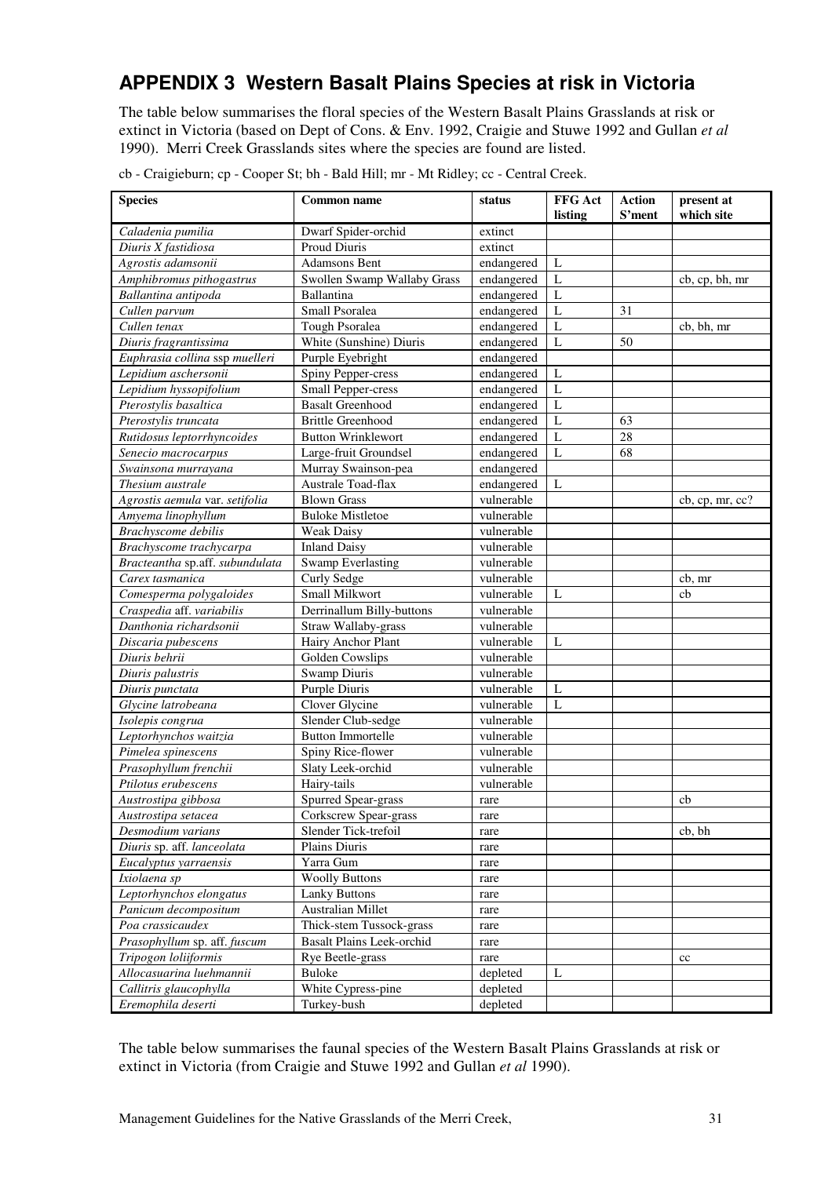## APPENDIX 3 Western Basalt Plains Species at risk in Victoria

The table below summarises the floral species of the Western Basalt Plains Grasslands at risk or extinct in Victoria (based on Dept of Cons. & Env. 1992, Craigie and Stuwe 1992 and Gullan *et al* 1990). Merri Creek Grasslands sites where the species are found are listed.

cb - Craigieburn; cp - Cooper St; bh - Bald Hill; mr - Mt Ridley; cc - Central Creek.

| Species | Common name | status | FFG Act listing | Action S'ment | present at which site |
|---|---|---|---|---|---|
| *Caladenia pumilia* | Dwarf Spider-orchid | extinct | | | |
| *Diuris X fastidiosa* | Proud Diuris | extinct | | | |
| *Agrostis adamsonii* | Adamsons Bent | endangered | L | | |
| *Amphibromus pithogastrus* | Swollen Swamp Wallaby Grass | endangered | L | | cb, cp, bh, mr |
| *Ballantina antipoda* | Ballantina | endangered | L | | |
| *Cullen parvum* | Small Psoralea | endangered | L | 31 | |
| *Cullen tenax* | Tough Psoralea | endangered | L | | cb, bh, mr |
| *Diuris fragrantissima* | White (Sunshine) Diuris | endangered | L | 50 | |
| *Euphrasia collina ssp muelleri* | Purple Eyebright | endangered | | | |
| *Lepidium aschersonii* | Spiny Pepper-cress | endangered | L | | |
| *Lepidium hyssopifolium* | Small Pepper-cress | endangered | L | | |
| *Pterostylis basaltica* | Basalt Greenhood | endangered | L | | |
| *Pterostylis truncata* | Brittle Greenhood | endangered | L | 63 | |
| *Rutidosus leptorrhyncoides* | Button Wrinklewort | endangered | L | 28 | |
| *Senecio macrocarpus* | Large-fruit Groundsel | endangered | L | 68 | |
| *Swainsona murrayana* | Murray Swainson-pea | endangered | | | |
| *Thesium australe* | Australe Toad-flax | endangered | L | | |
| *Agrostis aemula* var. *setifolia* | Blown Grass | vulnerable | | | cb, cp, mr, cc? |
| *Amyema linophyllum* | Buloke Mistletoe | vulnerable | | | |
| *Brachyscome debilis* | Weak Daisy | vulnerable | | | |
| *Brachyscome trachycarpa* | Inland Daisy | vulnerable | | | |
| *Bracteantha* sp.aff. *subundulata* | Swamp Everlasting | vulnerable | | | |
| *Carex tasmanica* | Curly Sedge | vulnerable | | | cb, mr |
| *Comesperma polygaloides* | Small Milkwort | vulnerable | L | | cb |
| *Craspedia* aff. *variabilis* | Derrinallum Billy-buttons | vulnerable | | | |
| *Danthonia richardsonii* | Straw Wallaby-grass | vulnerable | | | |
| *Discaria pubescens* | Hairy Anchor Plant | vulnerable | L | | |
| *Diuris behrii* | Golden Cowslips | vulnerable | | | |
| *Diuris palustris* | Swamp Diuris | vulnerable | | | |
| *Diuris punctata* | Purple Diuris | vulnerable | L | | |
| *Glycine latrobeana* | Clover Glycine | vulnerable | L | | |
| *Isolepis congrua* | Slender Club-sedge | vulnerable | | | |
| *Leptorhynchos waitzia* | Button Immortelle | vulnerable | | | |
| *Pimelea spinescens* | Spiny Rice-flower | vulnerable | | | |
| *Prasophyllum frenchii* | Slaty Leek-orchid | vulnerable | | | |
| *Ptilotus erubescens* | Hairy-tails | vulnerable | | | |
| *Austrostipa gibbosa* | Spurred Spear-grass | rare | | | cb |
| *Austrostipa setacea* | Corkscrew Spear-grass | rare | | | |
| *Desmodium varians* | Slender Tick-trefoil | rare | | | cb, bh |
| *Diuris* sp. aff. *lanceolata* | Plains Diuris | rare | | | |
| *Eucalyptus yarraensis* | Yarra Gum | rare | | | |
| *Ixiolaena sp* | Woolly Buttons | rare | | | |
| *Leptorhynchos elongatus* | Lanky Buttons | rare | | | |
| *Panicum decompositum* | Australian Millet | rare | | | |
| *Poa crassicaudex* | Thick-stem Tussock-grass | rare | | | |
| *Prasophyllum* sp. aff. *fuscum* | Basalt Plains Leek-orchid | rare | | | |
| *Tripogon loliiformis* | Rye Beetle-grass | rare | | | cc |
| *Allocasuarina luehmannii* | Buloke | depleted | L | | |
| *Callitris glaucophylla* | White Cypress-pine | depleted | | | |
| *Eremophila deserti* | Turkey-bush | depleted | | | |

The table below summarises the faunal species of the Western Basalt Plains Grasslands at risk or extinct in Victoria (from Craigie and Stuwe 1992 and Gullan *et al* 1990).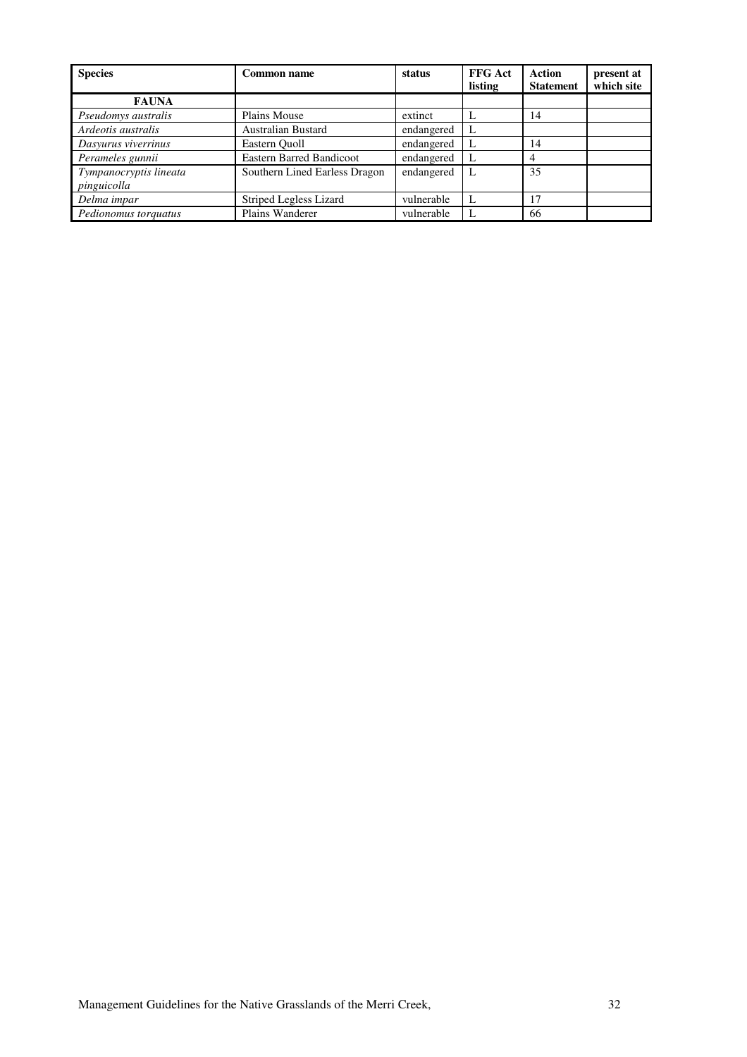| Species | Common name | status | FFG Act listing | Action Statement | present at which site |
|---|---|---|---|---|---|
| **FAUNA** | | | | | |
| *Pseudomys australis* | Plains Mouse | extinct | L | 14 | |
| *Ardeotis australis* | Australian Bustard | endangered | L | | |
| *Dasyurus viverrinus* | Eastern Quoll | endangered | L | 14 | |
| *Perameles gunnii* | Eastern Barred Bandicoot | endangered | L | 4 | |
| *Tympanocryptis lineata pinguicolla* | Southern Lined Earless Dragon | endangered | L | 35 | |
| *Delma impar* | Striped Legless Lizard | vulnerable | L | 17 | |
| *Pedionomus torquatus* | Plains Wanderer | vulnerable | L | 66 | |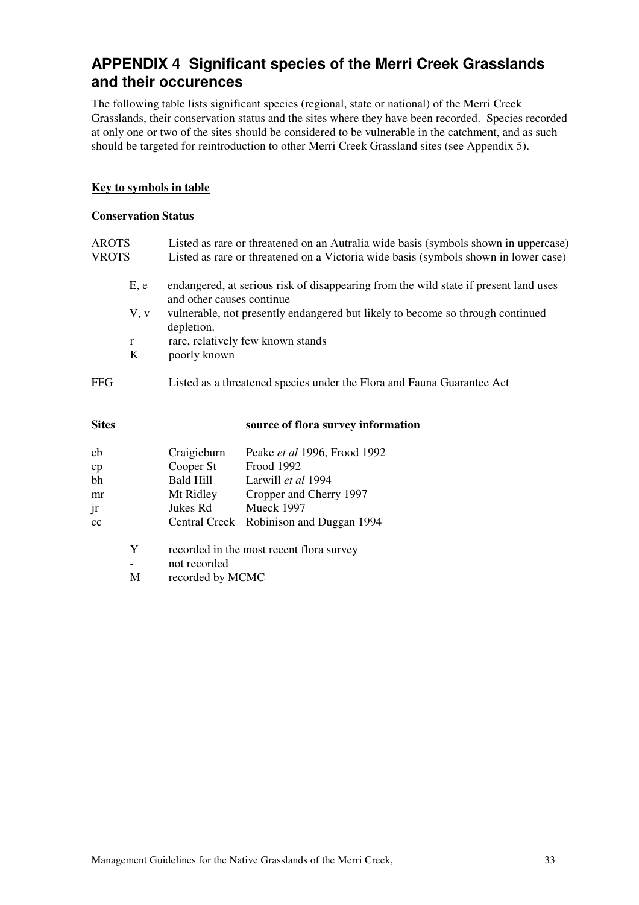## APPENDIX 4 Significant species of the Merri Creek Grasslands and their occurences

The following table lists significant species (regional, state or national) of the Merri Creek Grasslands, their conservation status and the sites where they have been recorded. Species recorded at only one or two of the sites should be considered to be vulnerable in the catchment, and as such should be targeted for reintroduction to other Merri Creek Grassland sites (see Appendix 5).

**Key to symbols in table**

**Conservation Status**

| | |
|---|---|
| AROTS | Listed as rare or threatened on an Autralia wide basis (symbols shown in uppercase) |
| VROTS | Listed as rare or threatened on a Victoria wide basis (symbols shown in lower case) |

| | |
|---|---|
| E, e | endangered, at serious risk of disappearing from the wild state if present land uses and other causes continue |
| V, v | vulnerable, not presently endangered but likely to become so through continued depletion. |
| r | rare, relatively few known stands |
| K | poorly known |

FFG Listed as a threatened species under the Flora and Fauna Guarantee Act

| **Sites** | | **source of flora survey information** |
|---|---|---|
| cb | Craigieburn | Peake *et al* 1996, Frood 1992 |
| cp | Cooper St | Frood 1992 |
| bh | Bald Hill | Larwill *et al* 1994 |
| mr | Mt Ridley | Cropper and Cherry 1997 |
| jr | Jukes Rd | Mueck 1997 |
| cc | Central Creek | Robinison and Duggan 1994 |

| | |
|---|---|
| Y | recorded in the most recent flora survey |
| - | not recorded |
| M | recorded by MCMC |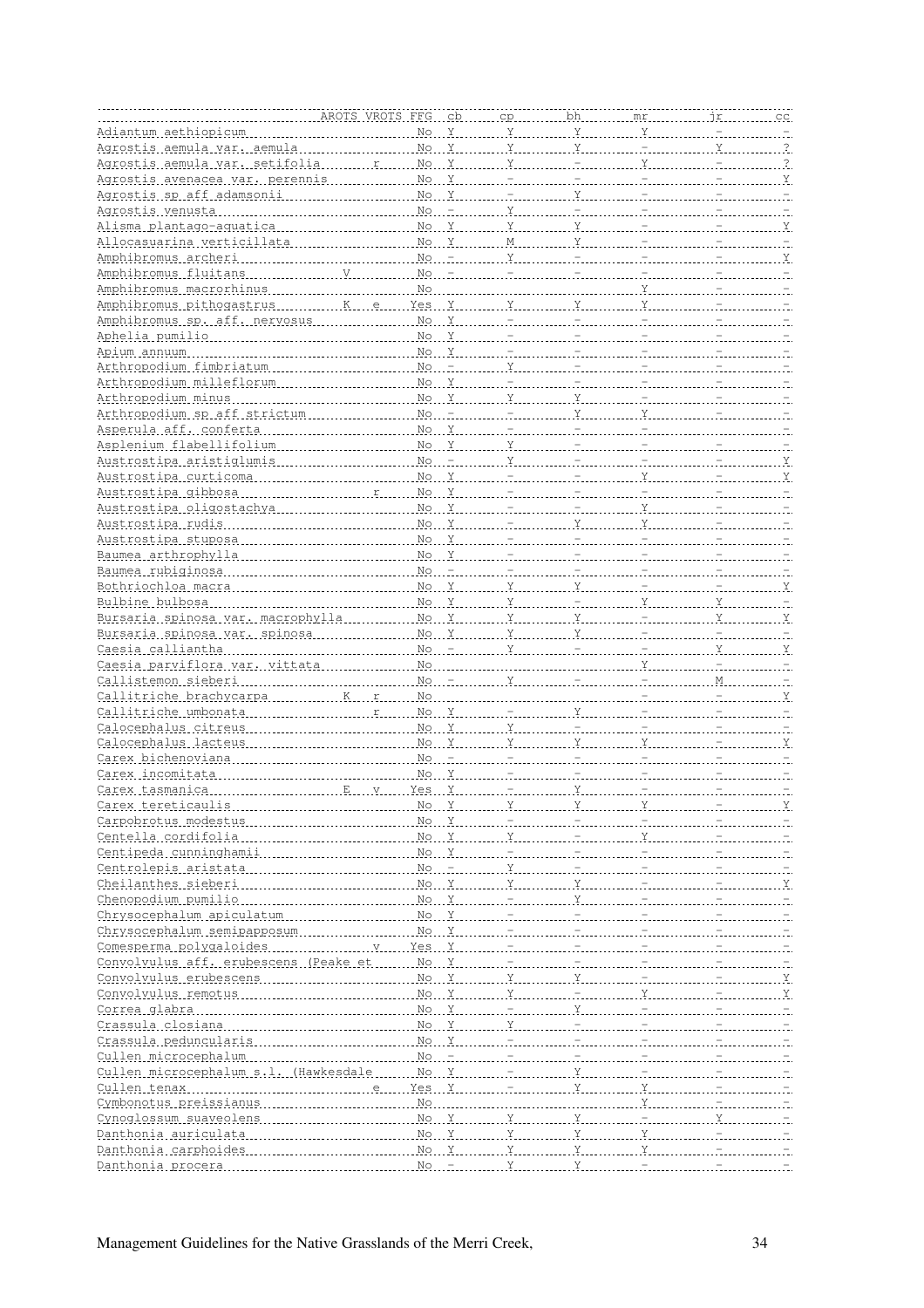| | AROTS | VROTS | FFG | cb | cp | bh | mr | jr | cc |
|---|---|---|---|---|---|---|---|---|---|
| Adiantum aethiopicum | | | No | Y | Y | Y | Y | - | - |
| Agrostis aemula var. aemula | | | No | Y | Y | Y | - | Y | ? |
| Agrostis aemula var. setifolia | | r | No | Y | Y | - | Y | - | ? |
| Agrostis avenacea var. perennis | | | No | Y | - | - | - | - | Y |
| Agrostis sp aff adamsonii | | | No | Y | - | Y | - | - | - |
| Agrostis venusta | | | No | - | Y | - | - | - | - |
| Alisma plantago-aquatica | | | No | Y | Y | Y | - | - | Y |
| Allocasuarina verticillata | | | No | Y | M | Y | - | - | - |
| Amphibromus archeri | | | No | - | Y | - | - | - | Y |
| Amphibromus fluitans | V | | No | - | - | - | - | - | - |
| Amphibromus macrorhinus | | | No | | | | Y | - | - |
| Amphibromus pithogastrus | K | e | Yes | Y | Y | Y | Y | - | - |
| Amphibromus sp. aff. nervosus | | | No | Y | - | - | - | - | - |
| Aphelia pumilio | | | No | Y | - | - | - | - | - |
| Apium annuum | | | No | Y | - | - | - | - | - |
| Arthropodium fimbriatum | | | No | - | Y | - | - | - | - |
| Arthropodium milleflorum | | | No | Y | - | - | - | - | - |
| Arthropodium minus | | | No | Y | Y | Y | - | - | - |
| Arthropodium sp aff strictum | | | No | - | - | Y | Y | - | - |
| Asperula aff. conferta | | | No | Y | - | - | - | - | - |
| Asplenium flabellifolium | | | No | Y | Y | - | - | - | - |
| Austrostipa aristiglumis | | | No | - | Y | - | - | - | Y |
| Austrostipa curticoma | | | No | Y | - | - | Y | - | Y |
| Austrostipa gibbosa | | r | No | Y | - | - | - | - | - |
| Austrostipa oligostachya | | | No | Y | - | - | Y | - | - |
| Austrostipa rudis | | | No | Y | - | Y | Y | - | - |
| Austrostipa stuposa | | | No | Y | - | - | - | - | - |
| Baumea arthrophylla | | | No | Y | - | - | - | - | - |
| Baumea rubiginosa | | | No | - | - | - | - | - | - |
| Bothriochloa macra | | | No | Y | Y | Y | - | - | Y |
| Bulbine bulbosa | | | No | Y | Y | - | Y | Y | - |
| Bursaria spinosa var. macrophylla | | | No | Y | Y | Y | - | Y | Y |
| Bursaria spinosa var. spinosa | | | No | Y | Y | Y | - | - | - |
| Caesia calliantha | | | No | - | Y | - | - | Y | Y |
| Caesia parviflora var. vittata | | | No | | | | Y | - | - |
| Callistemon sieberi | | | No | - | Y | - | - | M | - |
| Callitriche brachycarpa | K | r | No | | | | - | - | Y |
| Callitriche umbonata | | r | No | Y | - | Y | - | - | - |
| Calocephalus citreus | | | No | Y | Y | - | - | - | - |
| Calocephalus lacteus | | | No | Y | Y | Y | Y | - | Y |
| Carex bichenoviana | | | No | - | - | - | - | - | - |
| Carex incomitata | | | No | Y | - | - | - | - | - |
| Carex tasmanica | E | v | Yes | Y | - | Y | - | - | - |
| Carex tereticaulis | | | No | Y | Y | Y | Y | - | Y |
| Carpobrotus modestus | | | No | Y | - | - | - | - | - |
| Centella cordifolia | | | No | Y | Y | - | Y | - | - |
| Centipeda cunninghamii | | | No | Y | - | - | - | - | - |
| Centrolepis aristata | | | No | - | Y | - | - | - | - |
| Cheilanthes sieberi | | | No | Y | Y | Y | - | - | Y |
| Chenopodium pumilio | | | No | Y | - | Y | - | - | - |
| Chrysocephalum apiculatum | | | No | Y | - | - | - | - | - |
| Chrysocephalum semipapposum | | | No | Y | - | - | - | - | - |
| Comesperma polygaloides | | v | Yes | Y | - | - | - | - | - |
| Convolvulus aff. erubescens (Peake et | | | No | Y | - | - | - | - | - |
| Convolvulus erubescens | | | No | Y | Y | Y | - | - | Y |
| Convolvulus remotus | | | No | Y | Y | - | Y | - | Y |
| Correa glabra | | | No | Y | - | Y | - | - | - |
| Crassula closiana | | | No | Y | Y | - | - | - | - |
| Crassula peduncularis | | | No | Y | - | - | - | - | - |
| Cullen microcephalum | | | No | - | - | - | - | - | - |
| Cullen microcephalum s.l. (Hawkesdale | | | No | Y | - | Y | - | - | - |
| Cullen tenax | | e | Yes | Y | - | Y | Y | - | - |
| Cymbonotus preissianus | | | No | | | | Y | - | - |
| Cynoglossum suaveolens | | | No | Y | Y | Y | - | Y | - |
| Danthonia auriculata | | | No | Y | Y | Y | Y | - | - |
| Danthonia carphoides | | | No | Y | Y | Y | Y | - | - |
| Danthonia procera | | | No | - | Y | Y | - | - | - |

Management Guidelines for the Native Grasslands of the Merri Creek,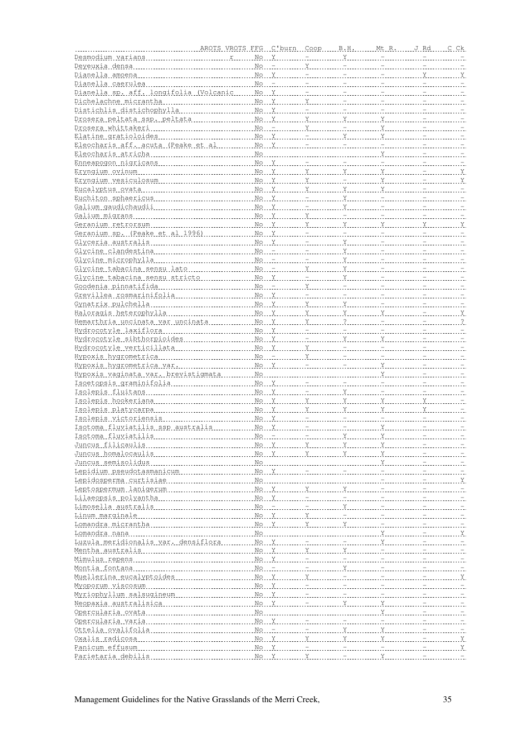| | AROTS | VROTS | FFG | C'burn | Coop | B.H. | Mt R. | J Rd | C Ck |
|---|---|---|---|---|---|---|---|---|---|
| Desmodium varians | | r | No | Y | - | Y | - | - | - |
| Deyeuxia densa | | | No | - | Y | - | - | - | - |
| Dianella amoena | | | No | Y | - | - | - | Y | Y |
| Dianella caerulea | | | No | - | - | - | - | - | - |
| Dianella sp. aff. longifolia (Volcanic | | | No | Y | - | - | - | - | - |
| Dichelachne micrantha | | | No | Y | Y | - | - | - | - |
| Distichlis distichophylla | | | No | Y | - | - | - | - | - |
| Drosera peltata ssp. peltata | | | No | Y | Y | Y | Y | - | - |
| Drosera whittakeri | | | No | - | Y | - | Y | - | - |
| Elatine gratioloides | | | No | Y | - | Y | Y | - | - |
| Eleocharis aff. acuta (Peake et al | | | No | Y | - | - | - | - | - |
| Eleocharis atricha | | | No | | | | Y | - | - |
| Enneapogon nigricans | | | No | Y | - | - | - | - | - |
| Eryngium ovinum | | | No | Y | Y | Y | Y | - | Y |
| Eryngium vesiculosum | | | No | Y | Y | - | Y | - | Y |
| Eucalyptus ovata | | | No | Y | Y | Y | Y | - | - |
| Euchiton sphaericus | | | No | Y | - | Y | - | - | - |
| Galium gaudichaudii | | | No | Y | - | Y | - | - | - |
| Galium migrans | | | No | Y | Y | - | - | - | - |
| Geranium retrorsum | | | No | Y | Y | Y | Y | Y | Y |
| Geranium sp. (Peake et al 1996) | | | No | Y | - | - | - | - | - |
| Glyceria australis | | | No | Y | - | Y | - | - | - |
| Glycine clandestina | | | No | - | - | Y | - | - | - |
| Glycine microphylla | | | No | - | - | Y | - | - | - |
| Glycine tabacina sensu lato | | | No | - | Y | Y | - | - | - |
| Glycine tabacina sensu stricto | | | No | Y | - | Y | - | - | - |
| Goodenia pinnatifida | | | No | - | Y | - | - | - | - |
| Grevillea rosmarinifolia | | | No | Y | - | - | - | - | - |
| Gynatrix pulchella | | | No | Y | Y | Y | - | - | - |
| Haloragis heterophylla | | | No | Y | Y | Y | Y | - | Y |
| Hemarthria uncinata var uncinata | | | No | Y | Y | ? | - | - | ? |
| Hydrocotyle laxiflora | | | No | Y | - | - | - | - | - |
| Hydrocotyle sibthorpioides | | | No | Y | - | Y | Y | - | - |
| Hydrocotyle verticillata | | | No | Y | Y | - | - | - | - |
| Hypoxis hygrometrica | | | No | - | Y | - | - | - | - |
| Hypoxis hygrometrica var. | | | No | Y | - | - | Y | - | - |
| Hypoxis vaginata var. brevistigmata | | | No | | | | Y | - | - |
| Isoetopsis graminifolia | | | No | Y | - | - | - | - | - |
| Isolepis fluitans | | | No | Y | - | Y | - | - | - |
| Isolepis hookeriana | | | No | Y | Y | Y | Y | Y | - |
| Isolepis platycarpa | | | No | Y | Y | Y | Y | Y | - |
| Isolepis victoriensis | | | No | Y | - | - | - | - | - |
| Isotoma fluviatilis ssp australis | | | No | Y | - | - | Y | - | - |
| Isotoma fluviatilis | | | No | - | - | Y | Y | - | - |
| Juncus filicaulis | | | No | Y | Y | Y | Y | - | - |
| Juncus homalocaulis | | | No | Y | Y | Y | Y | - | - |
| Juncus semisolidus | | | No | | | | Y | - | - |
| Lepidium pseudotasmanicum | | | No | Y | - | - | - | - | - |
| Lepidosperma curtisiae | | | No | | | | - | - | Y |
| Leptospermum lanigerum | | | No | Y | Y | Y | - | - | - |
| Lilaeopsis polyantha | | | No | Y | - | - | - | - | - |
| Limosella australis | | | No | - | - | Y | - | - | - |
| Linum marginale | | | No | Y | Y | - | - | - | - |
| Lomandra micrantha | | | No | Y | Y | Y | - | - | - |
| Lomandra nana | | | No | | | | Y | - | Y |
| Luzula meridionalis var. densiflora | | | No | Y | - | - | Y | - | - |
| Mentha australis | | | No | Y | Y | Y | - | - | - |
| Mimulus repens | | | No | Y | - | - | - | - | - |
| Montia fontana | | | No | - | - | Y | - | - | - |
| Muellerina eucalyptoides | | | No | Y | Y | - | - | - | Y |
| Myoporum viscosum | | | No | Y | - | - | - | - | - |
| Myriophyllum salsugineum | | | No | Y | - | - | - | - | - |
| Neopaxia australisica | | | No | Y | - | Y | Y | - | - |
| Opercularia ovata | | | No | | | | Y | - | - |
| Opercularia varia | | | No | Y | - | - | - | - | - |
| Ottelia ovalifolia | | | No | - | - | Y | Y | - | - |
| Oxalis radicosa | | | No | Y | Y | Y | Y | - | Y |
| Panicum effusum | | | No | Y | - | - | - | - | Y |
| Parietaria debilis | | | No | Y | Y | - | Y | - | - |

Management Guidelines for the Native Grasslands of the Merri Creek,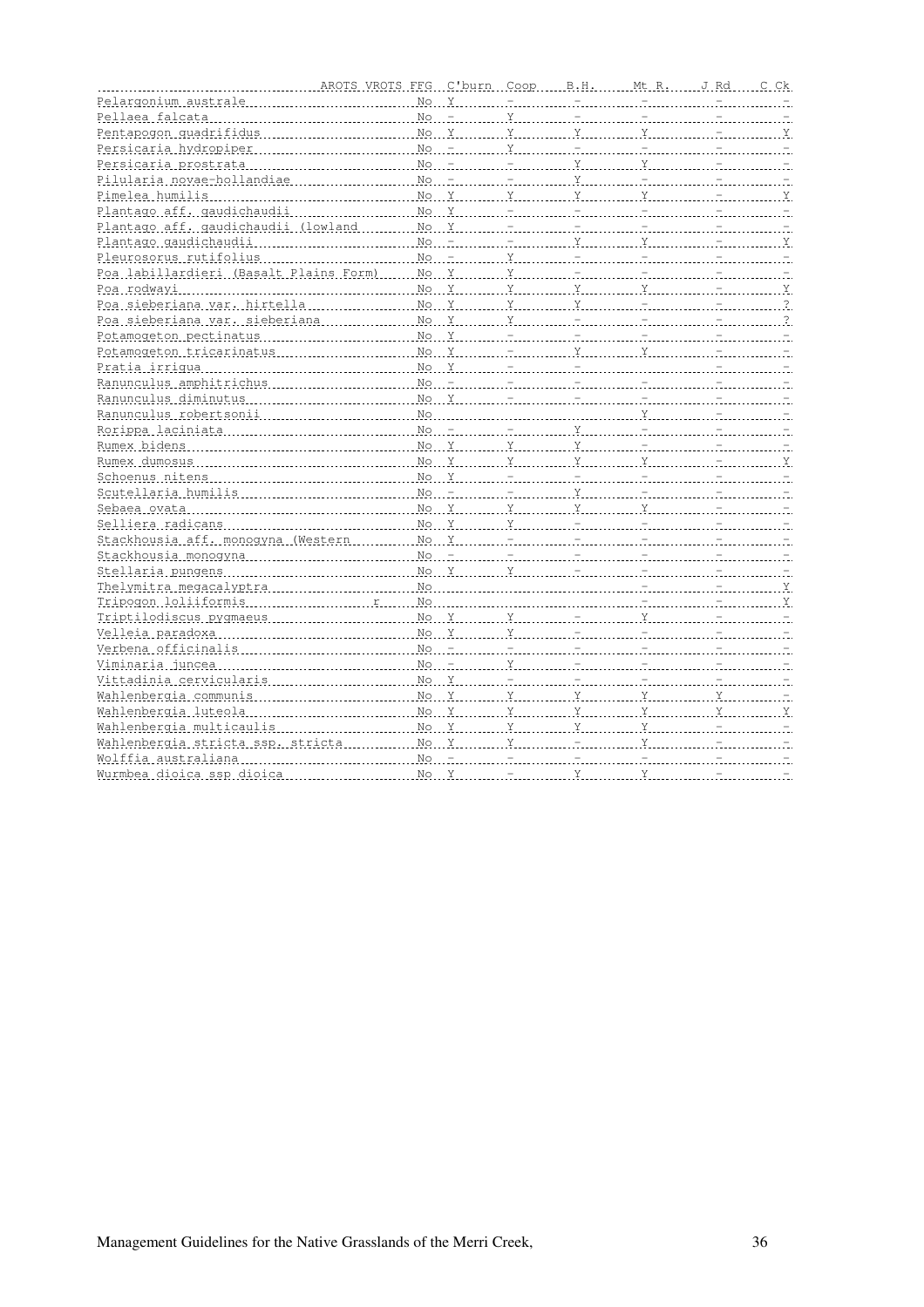| | AROTS | VROTS | FFG | C'burn | Coop | B.H. | Mt R. | J Rd | C Ck |
|---|---|---|---|---|---|---|---|---|---|
| Pelargonium australe | | | No | Y | - | - | - | - | - |
| Pellaea falcata | | | No | - | Y | - | - | - | - |
| Pentapogon quadrifidus | | | No | Y | Y | Y | Y | - | Y |
| Persicaria hydropiper | | | No | - | Y | - | - | - | - |
| Persicaria prostrata | | | No | - | - | Y | Y | - | - |
| Pilularia novae-hollandiae | | | No | - | - | Y | - | - | - |
| Pimelea humilis | | | No | Y | Y | Y | Y | - | Y |
| Plantago aff. gaudichaudii | | | No | Y | - | - | - | - | - |
| Plantago aff. gaudichaudii (lowland | | | No | Y | - | - | - | - | - |
| Plantago gaudichaudii | | | No | - | - | Y | Y | - | Y |
| Pleurosorus rutifolius | | | No | - | Y | - | - | - | - |
| Poa labillardieri (Basalt Plains Form) | | | No | Y | Y | - | - | - | - |
| Poa rodwayi | | | No | Y | Y | Y | Y | - | Y |
| Poa sieberiana var. hirtella | | | No | Y | Y | Y | - | - | ? |
| Poa sieberiana var. sieberiana | | | No | Y | Y | - | - | - | ? |
| Potamogeton pectinatus | | | No | Y | - | - | - | - | - |
| Potamogeton tricarinatus | | | No | Y | - | Y | Y | - | - |
| Pratia irrigua | | | No | Y | - | - | | - | - |
| Ranunculus amphitrichus | | | No | - | - | - | - | - | - |
| Ranunculus diminutus | | | No | Y | - | - | - | - | - |
| Ranunculus robertsonii | | | No | | | | Y | - | - |
| Rorippa laciniata | | | No | - | - | Y | - | - | - |
| Rumex bidens | | | No | Y | Y | Y | - | - | - |
| Rumex dumosus | | | No | Y | Y | Y | Y | - | Y |
| Schoenus nitens | | | No | Y | - | - | - | - | - |
| Scutellaria humilis | | | No | - | - | Y | - | - | - |
| Sebaea ovata | | | No | Y | Y | Y | Y | - | - |
| Selliera radicans | | | No | Y | Y | - | - | - | - |
| Stackhousia aff. monogyna (Western | | | No | Y | - | - | - | - | - |
| Stackhousia monogyna | | | No | - | - | - | - | - | - |
| Stellaria pungens | | | No | Y | Y | - | - | - | - |
| Thelymitra megacalyptra | | | No | | | | - | - | Y |
| Tripogon loliiformis | | r | No | | | | - | - | Y |
| Triptilodiscus pygmaeus | | | No | Y | Y | - | Y | - | - |
| Velleia paradoxa | | | No | Y | Y | - | - | - | - |
| Verbena officinalis | | | No | - | - | - | - | - | - |
| Viminaria juncea | | | No | - | Y | - | - | - | - |
| Vittadinia cervicularis | | | No | Y | - | - | - | - | - |
| Wahlenbergia communis | | | No | Y | Y | Y | Y | Y | - |
| Wahlenbergia luteola | | | No | Y | Y | Y | Y | Y | Y |
| Wahlenbergia multicaulis | | | No | Y | Y | Y | Y | - | - |
| Wahlenbergia stricta ssp. stricta | | | No | Y | Y | - | Y | - | - |
| Wolffia australiana | | | No | - | - | - | - | - | - |
| Wurmbea dioica ssp dioica | | | No | Y | - | Y | Y | - | - |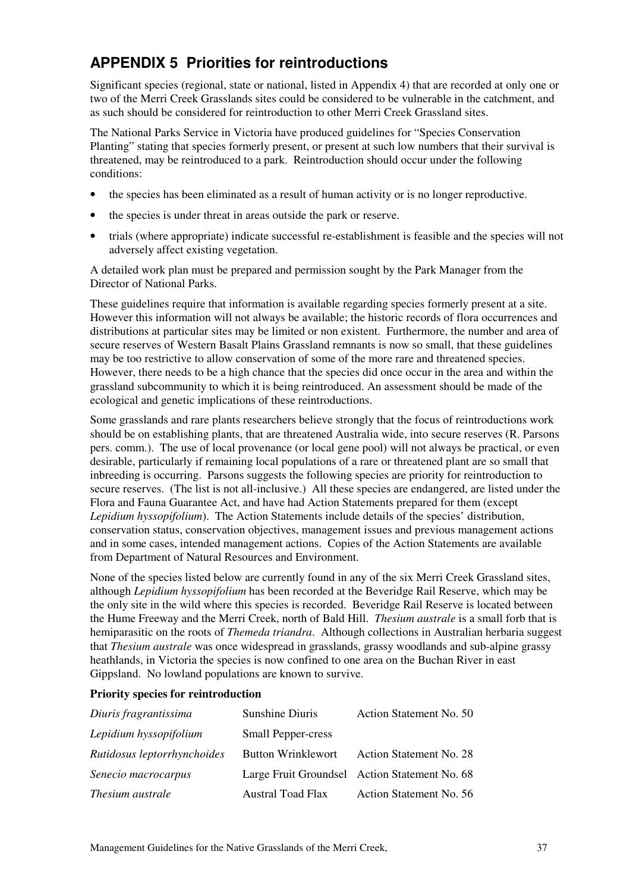## APPENDIX 5 Priorities for reintroductions

Significant species (regional, state or national, listed in Appendix 4) that are recorded at only one or two of the Merri Creek Grasslands sites could be considered to be vulnerable in the catchment, and as such should be considered for reintroduction to other Merri Creek Grassland sites.

The National Parks Service in Victoria have produced guidelines for "Species Conservation Planting" stating that species formerly present, or present at such low numbers that their survival is threatened, may be reintroduced to a park. Reintroduction should occur under the following conditions:

- the species has been eliminated as a result of human activity or is no longer reproductive.
- the species is under threat in areas outside the park or reserve.
- trials (where appropriate) indicate successful re-establishment is feasible and the species will not adversely affect existing vegetation.

A detailed work plan must be prepared and permission sought by the Park Manager from the Director of National Parks.

These guidelines require that information is available regarding species formerly present at a site. However this information will not always be available; the historic records of flora occurrences and distributions at particular sites may be limited or non existent. Furthermore, the number and area of secure reserves of Western Basalt Plains Grassland remnants is now so small, that these guidelines may be too restrictive to allow conservation of some of the more rare and threatened species. However, there needs to be a high chance that the species did once occur in the area and within the grassland subcommunity to which it is being reintroduced. An assessment should be made of the ecological and genetic implications of these reintroductions.

Some grasslands and rare plants researchers believe strongly that the focus of reintroductions work should be on establishing plants, that are threatened Australia wide, into secure reserves (R. Parsons pers. comm.). The use of local provenance (or local gene pool) will not always be practical, or even desirable, particularly if remaining local populations of a rare or threatened plant are so small that inbreeding is occurring. Parsons suggests the following species are priority for reintroduction to secure reserves. (The list is not all-inclusive.) All these species are endangered, are listed under the Flora and Fauna Guarantee Act, and have had Action Statements prepared for them (except *Lepidium hyssopifolium*). The Action Statements include details of the species' distribution, conservation status, conservation objectives, management issues and previous management actions and in some cases, intended management actions. Copies of the Action Statements are available from Department of Natural Resources and Environment.

None of the species listed below are currently found in any of the six Merri Creek Grassland sites, although *Lepidium hyssopifolium* has been recorded at the Beveridge Rail Reserve, which may be the only site in the wild where this species is recorded. Beveridge Rail Reserve is located between the Hume Freeway and the Merri Creek, north of Bald Hill. *Thesium australe* is a small forb that is hemiparasitic on the roots of *Themeda triandra*. Although collections in Australian herbaria suggest that *Thesium australe* was once widespread in grasslands, grassy woodlands and sub-alpine grassy heathlands, in Victoria the species is now confined to one area on the Buchan River in east Gippsland. No lowland populations are known to survive.

**Priority species for reintroduction**

| | | |
|---|---|---|
| *Diuris fragrantissima* | Sunshine Diuris | Action Statement No. 50 |
| *Lepidium hyssopifolium* | Small Pepper-cress | |
| *Rutidosus leptorrhynchoides* | Button Wrinklewort | Action Statement No. 28 |
| *Senecio macrocarpus* | Large Fruit Groundsel | Action Statement No. 68 |
| *Thesium australe* | Austral Toad Flax | Action Statement No. 56 |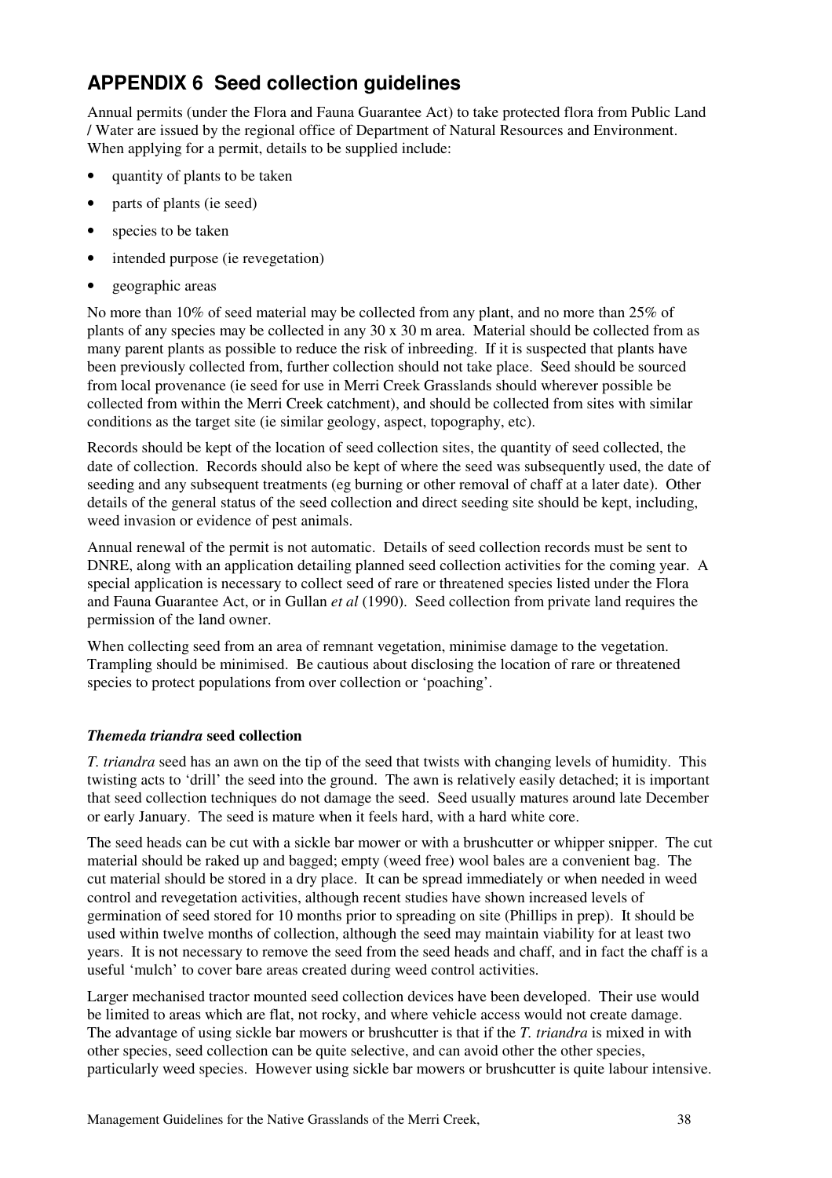# APPENDIX 6 Seed collection guidelines

Annual permits (under the Flora and Fauna Guarantee Act) to take protected flora from Public Land / Water are issued by the regional office of Department of Natural Resources and Environment. When applying for a permit, details to be supplied include:

- quantity of plants to be taken
- parts of plants (ie seed)
- species to be taken
- intended purpose (ie revegetation)
- geographic areas

No more than 10% of seed material may be collected from any plant, and no more than 25% of plants of any species may be collected in any 30 x 30 m area. Material should be collected from as many parent plants as possible to reduce the risk of inbreeding. If it is suspected that plants have been previously collected from, further collection should not take place. Seed should be sourced from local provenance (ie seed for use in Merri Creek Grasslands should wherever possible be collected from within the Merri Creek catchment), and should be collected from sites with similar conditions as the target site (ie similar geology, aspect, topography, etc).

Records should be kept of the location of seed collection sites, the quantity of seed collected, the date of collection. Records should also be kept of where the seed was subsequently used, the date of seeding and any subsequent treatments (eg burning or other removal of chaff at a later date). Other details of the general status of the seed collection and direct seeding site should be kept, including, weed invasion or evidence of pest animals.

Annual renewal of the permit is not automatic. Details of seed collection records must be sent to DNRE, along with an application detailing planned seed collection activities for the coming year. A special application is necessary to collect seed of rare or threatened species listed under the Flora and Fauna Guarantee Act, or in Gullan *et al* (1990). Seed collection from private land requires the permission of the land owner.

When collecting seed from an area of remnant vegetation, minimise damage to the vegetation. Trampling should be minimised. Be cautious about disclosing the location of rare or threatened species to protect populations from over collection or 'poaching'.

### *Themeda triandra* seed collection

*T. triandra* seed has an awn on the tip of the seed that twists with changing levels of humidity. This twisting acts to 'drill' the seed into the ground. The awn is relatively easily detached; it is important that seed collection techniques do not damage the seed. Seed usually matures around late December or early January. The seed is mature when it feels hard, with a hard white core.

The seed heads can be cut with a sickle bar mower or with a brushcutter or whipper snipper. The cut material should be raked up and bagged; empty (weed free) wool bales are a convenient bag. The cut material should be stored in a dry place. It can be spread immediately or when needed in weed control and revegetation activities, although recent studies have shown increased levels of germination of seed stored for 10 months prior to spreading on site (Phillips in prep). It should be used within twelve months of collection, although the seed may maintain viability for at least two years. It is not necessary to remove the seed from the seed heads and chaff, and in fact the chaff is a useful 'mulch' to cover bare areas created during weed control activities.

Larger mechanised tractor mounted seed collection devices have been developed. Their use would be limited to areas which are flat, not rocky, and where vehicle access would not create damage. The advantage of using sickle bar mowers or brushcutter is that if the *T. triandra* is mixed in with other species, seed collection can be quite selective, and can avoid other the other species, particularly weed species. However using sickle bar mowers or brushcutter is quite labour intensive.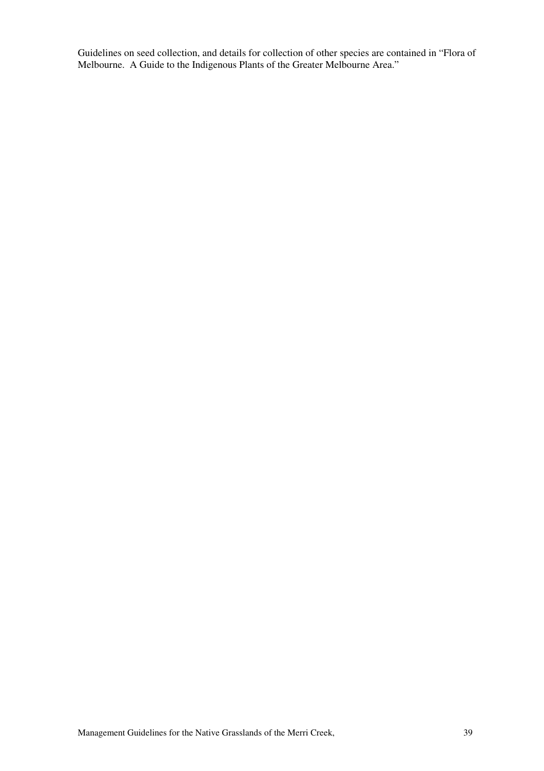Guidelines on seed collection, and details for collection of other species are contained in "Flora of Melbourne. A Guide to the Indigenous Plants of the Greater Melbourne Area."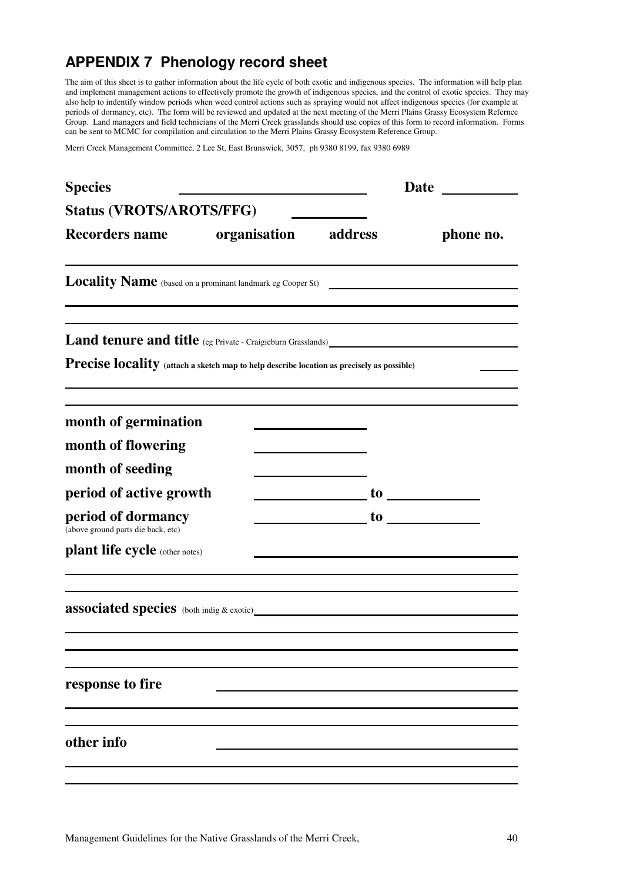## APPENDIX 7 Phenology record sheet

The aim of this sheet is to gather information about the life cycle of both exotic and indigenous species. The information will help plan and implement management actions to effectively promote the growth of indigenous species, and the control of exotic species. They may also help to indentify window periods when weed control actions such as spraying would not affect indigenous species (for example at periods of dormancy, etc). The form will be reviewed and updated at the next meeting of the Merri Plains Grassy Ecosystem Refernce Group. Land managers and field technicians of the Merri Creek grasslands should use copies of this form to record information. Forms can be sent to MCMC for compilation and circulation to the Merri Plains Grassy Ecosystem Reference Group.

Merri Creek Management Committee, 2 Lee St, East Brunswick, 3057, ph 9380 8199, fax 9380 6989

**Species** ____________________ **Date** __________

**Status (VROTS/AROTS/FFG)** __________

**Recorders name** **organisation** **address** **phone no.**

______________________________________________

**Locality Name** (based on a prominant landmark eg Cooper St) ____________________

______________________________________________

______________________________________________

**Land tenure and title** (eg Private - Craigieburn Grasslands) ____________________

**Precise locality** (attach a sketch map to help describe location as precisely as possible) ______

______________________________________________

______________________________________________

**month of germination** ______________

**month of flowering** ______________

**month of seeding** ______________

**period of active growth** ______________ **to** ______________

**period of dormancy** ______________ **to** ______________
(above ground parts die back, etc)

**plant life cycle** (other notes) ____________________

______________________________________________

______________________________________________

**associated species** (both indig & exotic) ____________________

______________________________________________

______________________________________________

______________________________________________

**response to fire** ____________________

______________________________________________

______________________________________________

**other info** ____________________

______________________________________________

______________________________________________

Management Guidelines for the Native Grasslands of the Merri Creek,